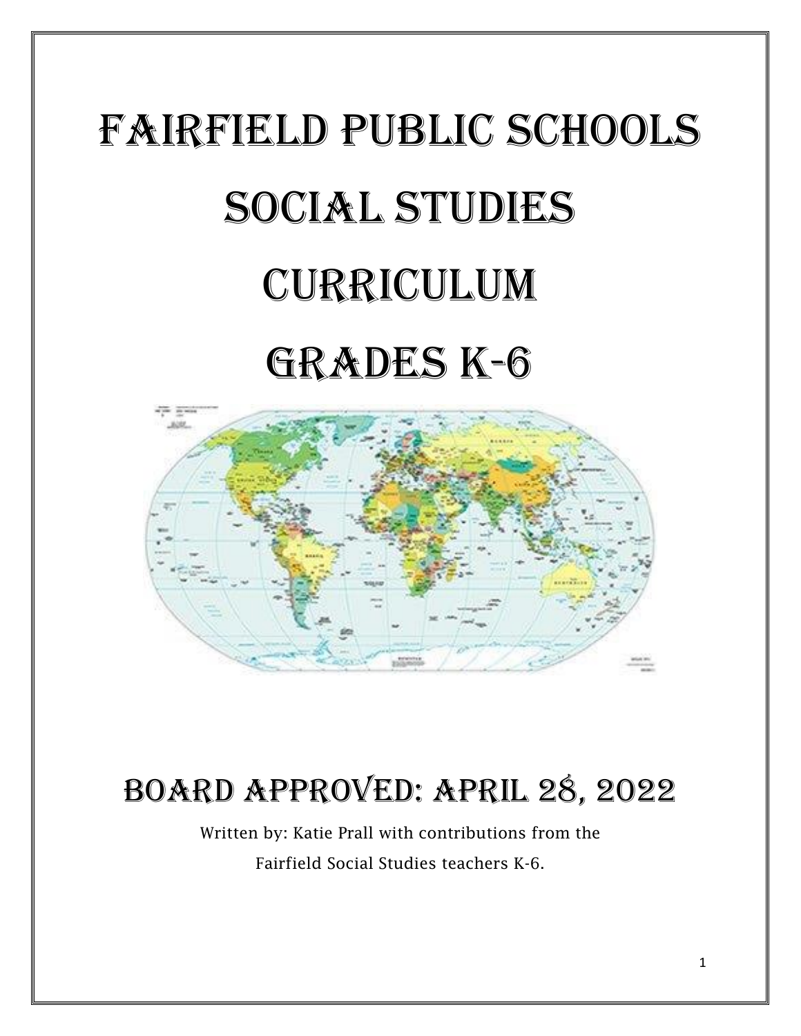# Fairfield Public Schools

# Social Studies

# Curriculum

# Grades K-6

## Board Approved: April 28, 2022

Written by: Katie Prall with contributions from the Fairfield Social Studies teachers K-6.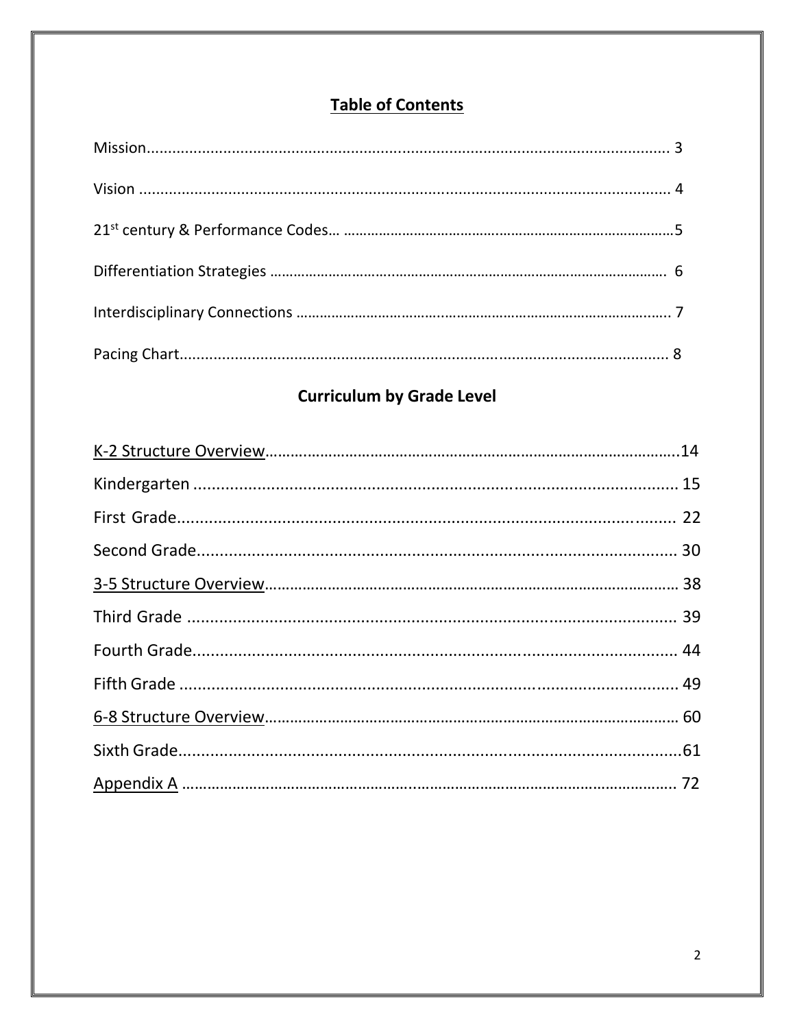# Table of Contents

Mission........................................................................................................................ 3

Vision .......................................................................................................................... 4

21st century & Performance Codes… ………………………………………………………………………5

Differentiation Strategies ……………………………………………………………………………………… 6

Interdisciplinary Connections ………………………………………………………………………………… 7

Pacing Chart................................................................................................................ 8

## Curriculum by Grade Level

K-2 Structure Overview……………………………………………………………………………………14

Kindergarten ............................................................................................. 15

First Grade.................................................................................................. 22

Second Grade.............................................................................................. 30

3-5 Structure Overview……………………………………………………………………………………… 38

Third Grade ............................................................................................... 39

Fourth Grade.............................................................................................. 44

Fifth Grade ................................................................................................ 49

6-8 Structure Overview……………………………………………………………………………………… 60

Sixth Grade.................................................................................................61

Appendix A …………………………………………………………………………………………………… 72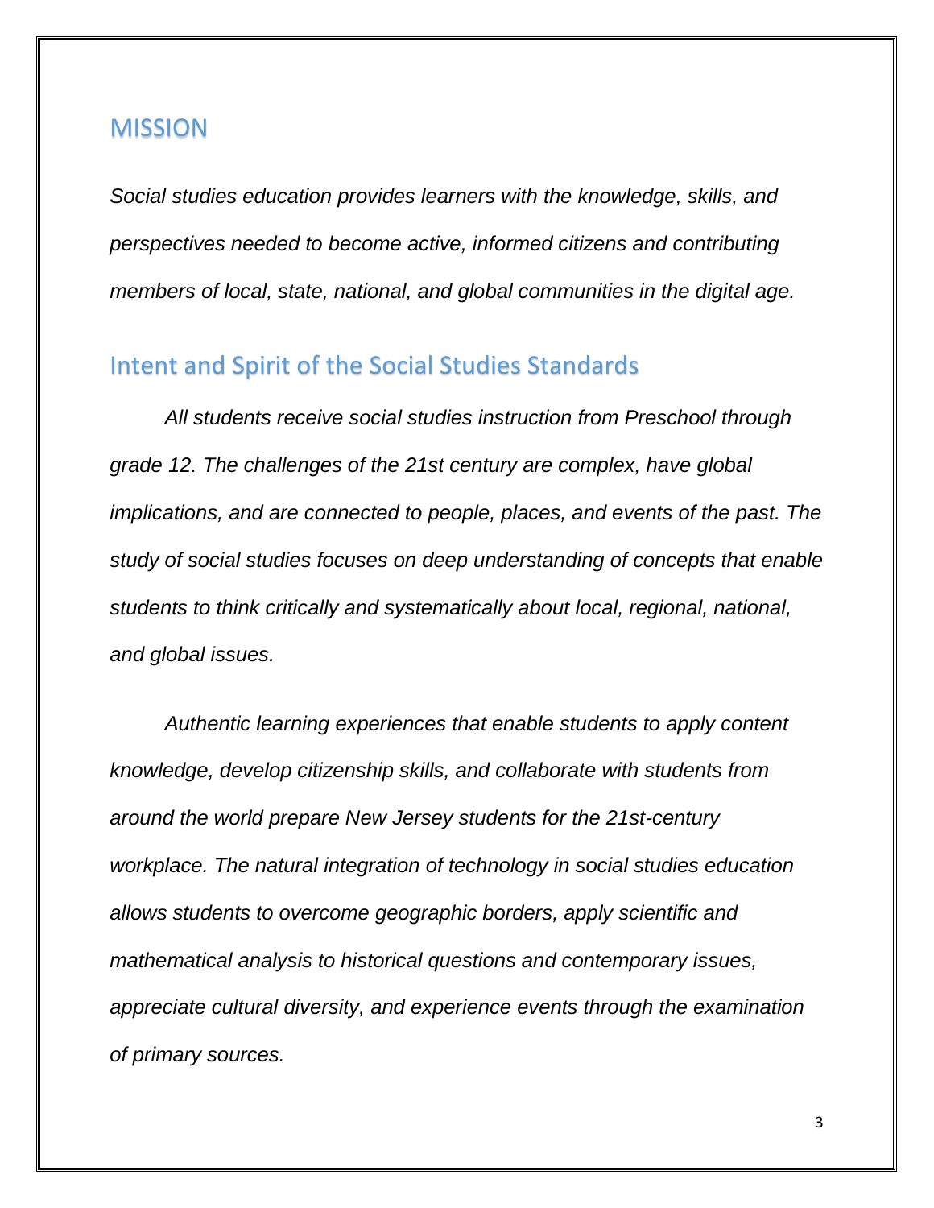## MISSION

*Social studies education provides learners with the knowledge, skills, and perspectives needed to become active, informed citizens and contributing members of local, state, national, and global communities in the digital age.*

## Intent and Spirit of the Social Studies Standards

*All students receive social studies instruction from Preschool through grade 12. The challenges of the 21st century are complex, have global implications, and are connected to people, places, and events of the past. The study of social studies focuses on deep understanding of concepts that enable students to think critically and systematically about local, regional, national, and global issues.*

*Authentic learning experiences that enable students to apply content knowledge, develop citizenship skills, and collaborate with students from around the world prepare New Jersey students for the 21st-century workplace. The natural integration of technology in social studies education allows students to overcome geographic borders, apply scientific and mathematical analysis to historical questions and contemporary issues, appreciate cultural diversity, and experience events through the examination of primary sources.*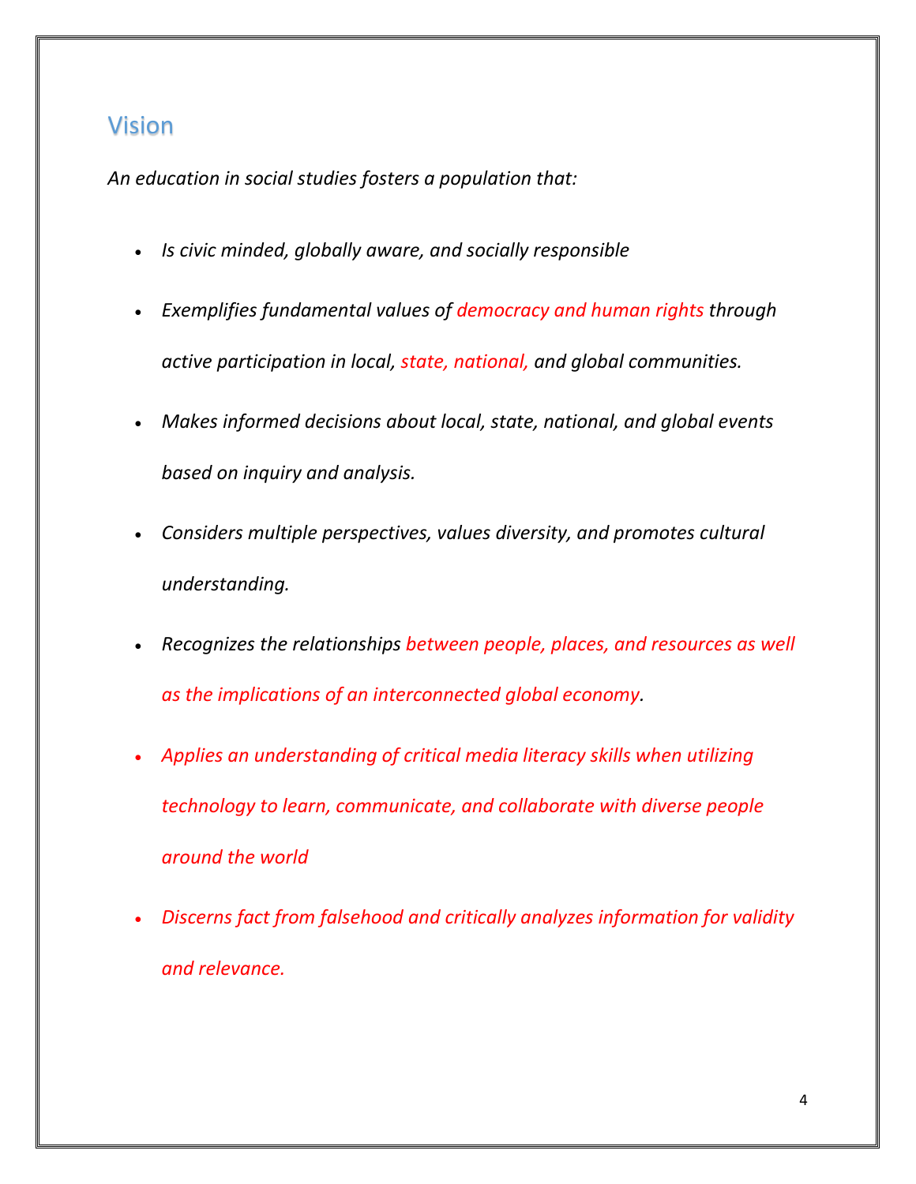## Vision

*An education in social studies fosters a population that:*

- *Is civic minded, globally aware, and socially responsible*
- *Exemplifies fundamental values of democracy and human rights through active participation in local, state, national, and global communities.*
- *Makes informed decisions about local, state, national, and global events based on inquiry and analysis.*
- *Considers multiple perspectives, values diversity, and promotes cultural understanding.*
- *Recognizes the relationships between people, places, and resources as well as the implications of an interconnected global economy.*
- *Applies an understanding of critical media literacy skills when utilizing technology to learn, communicate, and collaborate with diverse people around the world*
- *Discerns fact from falsehood and critically analyzes information for validity and relevance.*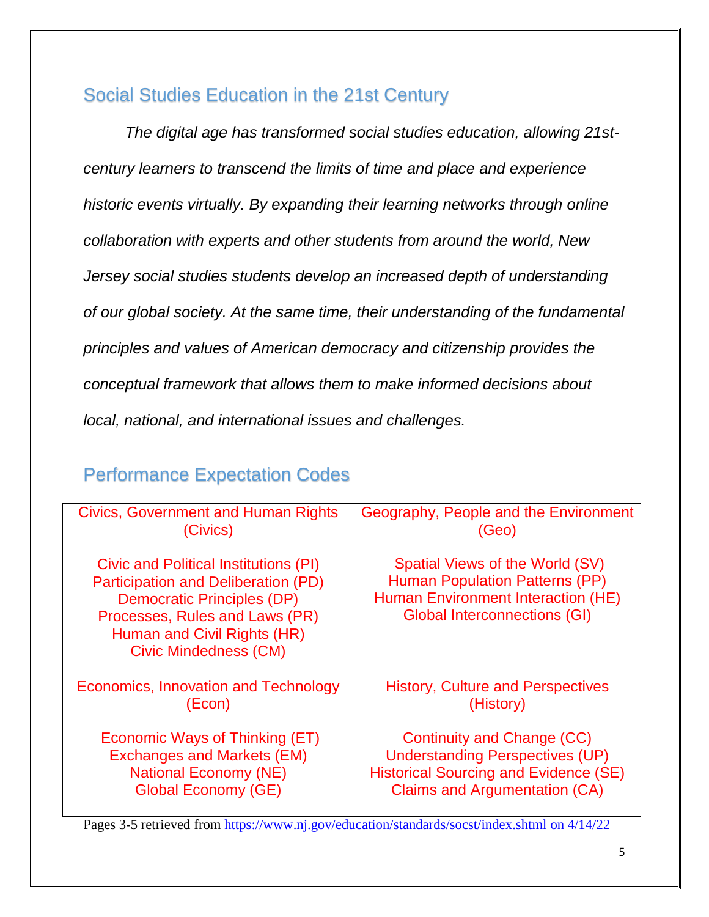## Social Studies Education in the 21st Century

*The digital age has transformed social studies education, allowing 21st-century learners to transcend the limits of time and place and experience historic events virtually. By expanding their learning networks through online collaboration with experts and other students from around the world, New Jersey social studies students develop an increased depth of understanding of our global society. At the same time, their understanding of the fundamental principles and values of American democracy and citizenship provides the conceptual framework that allows them to make informed decisions about local, national, and international issues and challenges.*

## Performance Expectation Codes

| Civics, Government and Human Rights (Civics) | Geography, People and the Environment (Geo) |
|---|---|
| Civic and Political Institutions (PI)<br>Participation and Deliberation (PD)<br>Democratic Principles (DP)<br>Processes, Rules and Laws (PR)<br>Human and Civil Rights (HR)<br>Civic Mindedness (CM) | Spatial Views of the World (SV)<br>Human Population Patterns (PP)<br>Human Environment Interaction (HE)<br>Global Interconnections (GI) |
| **Economics, Innovation and Technology (Econ)** | **History, Culture and Perspectives (History)** |
| Economic Ways of Thinking (ET)<br>Exchanges and Markets (EM)<br>National Economy (NE)<br>Global Economy (GE) | Continuity and Change (CC)<br>Understanding Perspectives (UP)<br>Historical Sourcing and Evidence (SE)<br>Claims and Argumentation (CA) |

Pages 3-5 retrieved from https://www.nj.gov/education/standards/socst/index.shtml on 4/14/22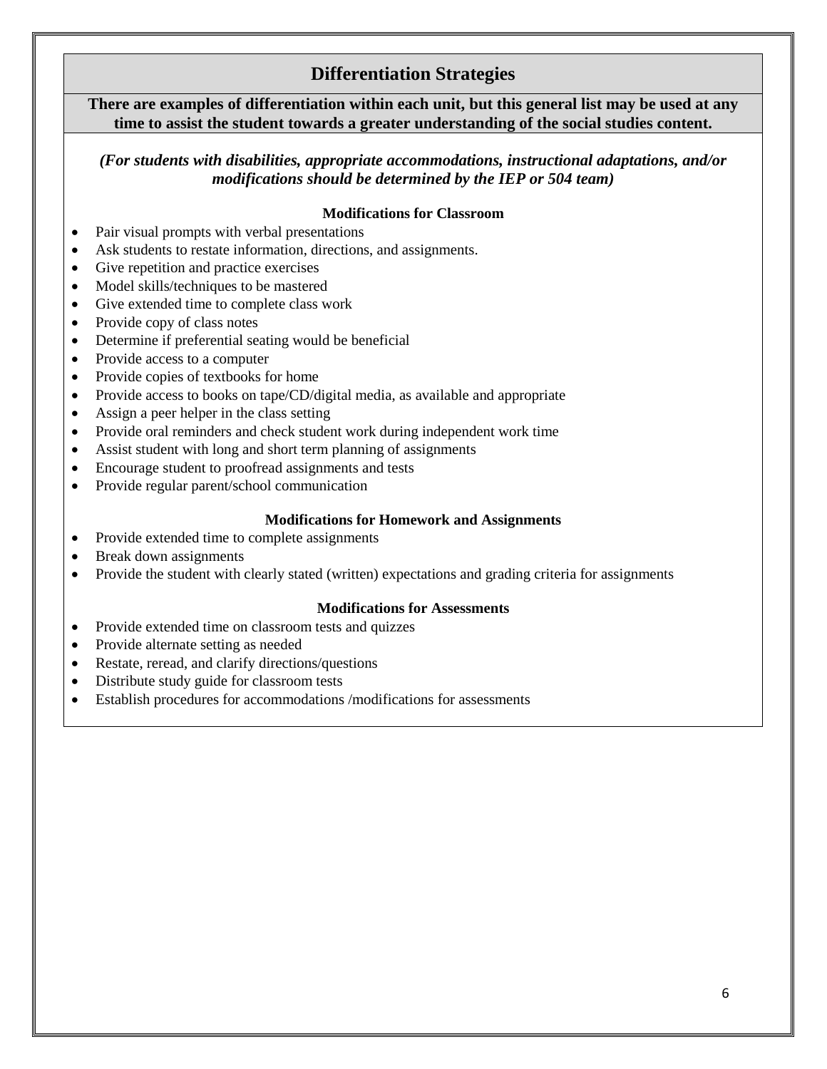## Differentiation Strategies

**There are examples of differentiation within each unit, but this general list may be used at any time to assist the student towards a greater understanding of the social studies content.**

***(For students with disabilities, appropriate accommodations, instructional adaptations, and/or modifications should be determined by the IEP or 504 team)***

### Modifications for Classroom

- Pair visual prompts with verbal presentations
- Ask students to restate information, directions, and assignments.
- Give repetition and practice exercises
- Model skills/techniques to be mastered
- Give extended time to complete class work
- Provide copy of class notes
- Determine if preferential seating would be beneficial
- Provide access to a computer
- Provide copies of textbooks for home
- Provide access to books on tape/CD/digital media, as available and appropriate
- Assign a peer helper in the class setting
- Provide oral reminders and check student work during independent work time
- Assist student with long and short term planning of assignments
- Encourage student to proofread assignments and tests
- Provide regular parent/school communication

### Modifications for Homework and Assignments

- Provide extended time to complete assignments
- Break down assignments
- Provide the student with clearly stated (written) expectations and grading criteria for assignments

### Modifications for Assessments

- Provide extended time on classroom tests and quizzes
- Provide alternate setting as needed
- Restate, reread, and clarify directions/questions
- Distribute study guide for classroom tests
- Establish procedures for accommodations /modifications for assessments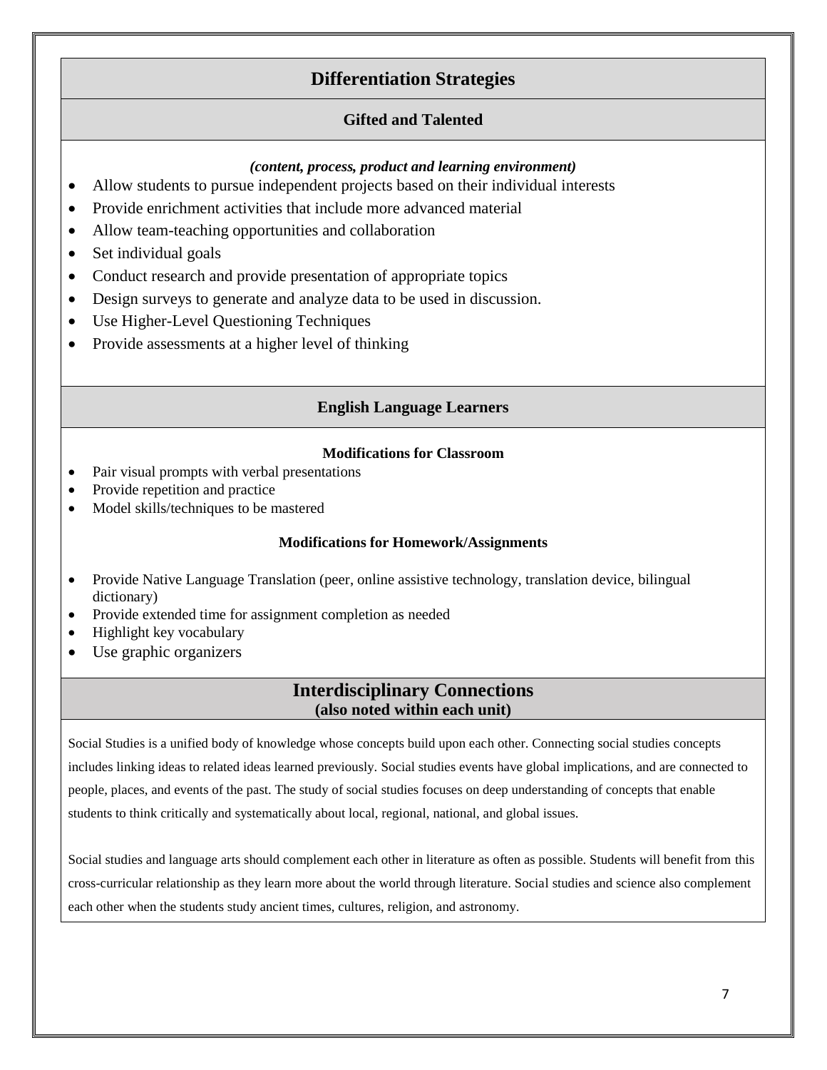# Differentiation Strategies

## Gifted and Talented

***(content, process, product and learning environment)***

- Allow students to pursue independent projects based on their individual interests
- Provide enrichment activities that include more advanced material
- Allow team-teaching opportunities and collaboration
- Set individual goals
- Conduct research and provide presentation of appropriate topics
- Design surveys to generate and analyze data to be used in discussion.
- Use Higher-Level Questioning Techniques
- Provide assessments at a higher level of thinking

## English Language Learners

**Modifications for Classroom**

- Pair visual prompts with verbal presentations
- Provide repetition and practice
- Model skills/techniques to be mastered

**Modifications for Homework/Assignments**

- Provide Native Language Translation (peer, online assistive technology, translation device, bilingual dictionary)
- Provide extended time for assignment completion as needed
- Highlight key vocabulary
- Use graphic organizers

# Interdisciplinary Connections
**(also noted within each unit)**

Social Studies is a unified body of knowledge whose concepts build upon each other. Connecting social studies concepts includes linking ideas to related ideas learned previously. Social studies events have global implications, and are connected to people, places, and events of the past. The study of social studies focuses on deep understanding of concepts that enable students to think critically and systematically about local, regional, national, and global issues.

Social studies and language arts should complement each other in literature as often as possible. Students will benefit from this cross-curricular relationship as they learn more about the world through literature. Social studies and science also complement each other when the students study ancient times, cultures, religion, and astronomy.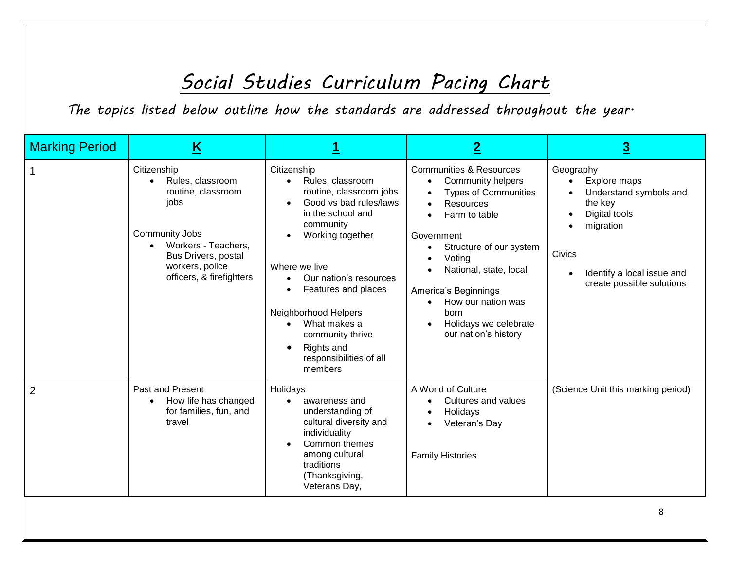# Social Studies Curriculum Pacing Chart

*The topics listed below outline how the standards are addressed throughout the year.*

| Marking Period | **K** | **1** | **2** | **3** |
|---|---|---|---|---|
| 1 | Citizenship<br>• Rules, classroom routine, classroom jobs<br><br>Community Jobs<br>• Workers - Teachers, Bus Drivers, postal workers, police officers, & firefighters | Citizenship<br>• Rules, classroom routine, classroom jobs<br>• Good vs bad rules/laws in the school and community<br>• Working together<br><br>Where we live<br>• Our nation's resources<br>• Features and places<br><br>Neighborhood Helpers<br>• What makes a community thrive<br>• Rights and responsibilities of all members | Communities & Resources<br>• Community helpers<br>• Types of Communities<br>• Resources<br>• Farm to table<br><br>Government<br>• Structure of our system<br>• Voting<br>• National, state, local<br><br>America's Beginnings<br>• How our nation was born<br>• Holidays we celebrate our nation's history | Geography<br>• Explore maps<br>• Understand symbols and the key<br>• Digital tools<br>• migration<br><br>Civics<br>• Identify a local issue and create possible solutions |
| 2 | Past and Present<br>• How life has changed for families, fun, and travel | Holidays<br>• awareness and understanding of cultural diversity and individuality<br>• Common themes among cultural traditions (Thanksgiving, Veterans Day, | A World of Culture<br>• Cultures and values<br>• Holidays<br>• Veteran's Day<br><br>Family Histories | (Science Unit this marking period) |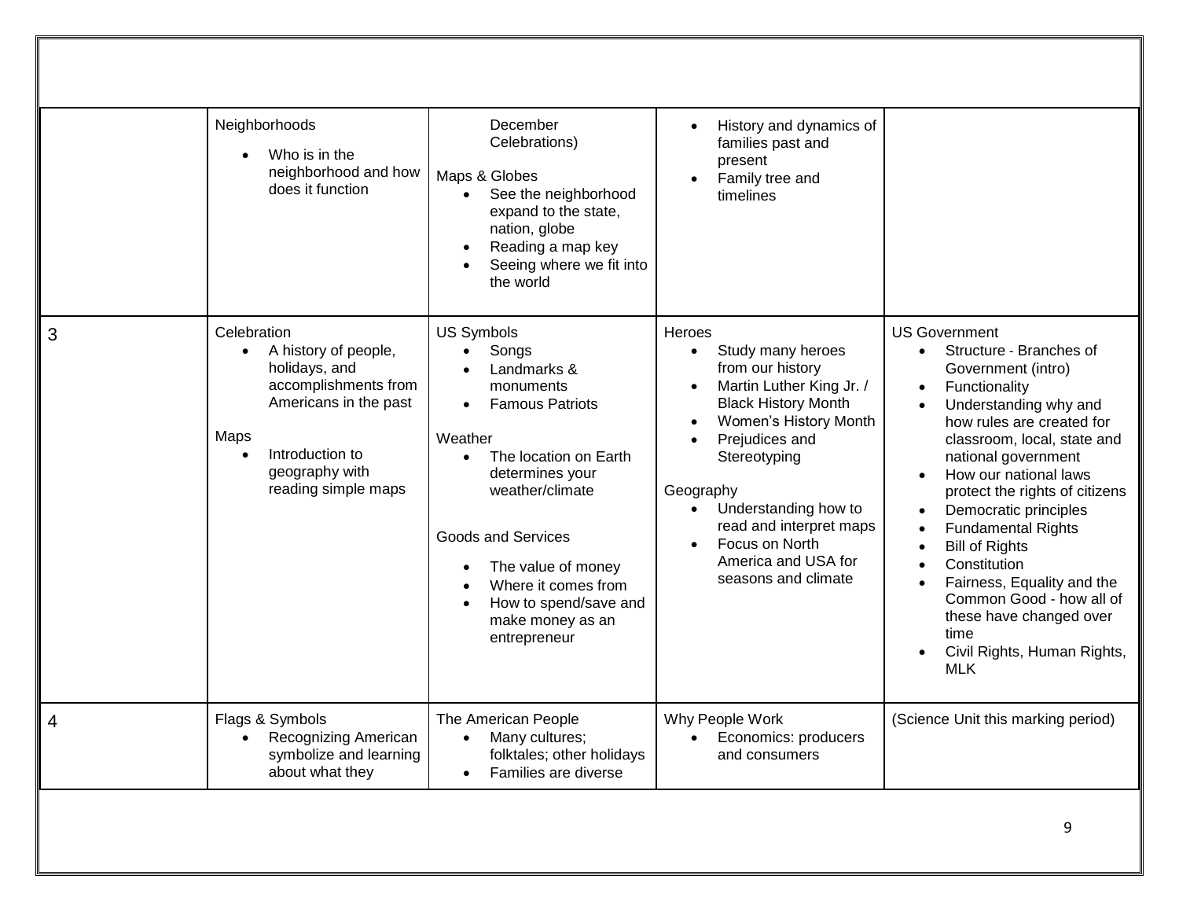| | | | | |
|---|---|---|---|---|
| | Neighborhoods<br>• Who is in the neighborhood and how does it function | December Celebrations)<br>Maps & Globes<br>• See the neighborhood expand to the state, nation, globe<br>• Reading a map key<br>• Seeing where we fit into the world | • History and dynamics of families past and present<br>• Family tree and timelines | |
| 3 | Celebration<br>• A history of people, holidays, and accomplishments from Americans in the past<br>Maps<br>• Introduction to geography with reading simple maps | US Symbols<br>• Songs<br>• Landmarks & monuments<br>• Famous Patriots<br>Weather<br>• The location on Earth determines your weather/climate<br>Goods and Services<br>• The value of money<br>• Where it comes from<br>• How to spend/save and make money as an entrepreneur | Heroes<br>• Study many heroes from our history<br>• Martin Luther King Jr. / Black History Month<br>• Women's History Month<br>• Prejudices and Stereotyping<br>Geography<br>• Understanding how to read and interpret maps<br>• Focus on North America and USA for seasons and climate | US Government<br>• Structure - Branches of Government (intro)<br>• Functionality<br>• Understanding why and how rules are created for classroom, local, state and national government<br>• How our national laws protect the rights of citizens<br>• Democratic principles<br>• Fundamental Rights<br>• Bill of Rights<br>• Constitution<br>• Fairness, Equality and the Common Good - how all of these have changed over time<br>• Civil Rights, Human Rights, MLK |
| 4 | Flags & Symbols<br>• Recognizing American symbolize and learning about what they | The American People<br>• Many cultures; folktales; other holidays<br>• Families are diverse | Why People Work<br>• Economics: producers and consumers | (Science Unit this marking period) |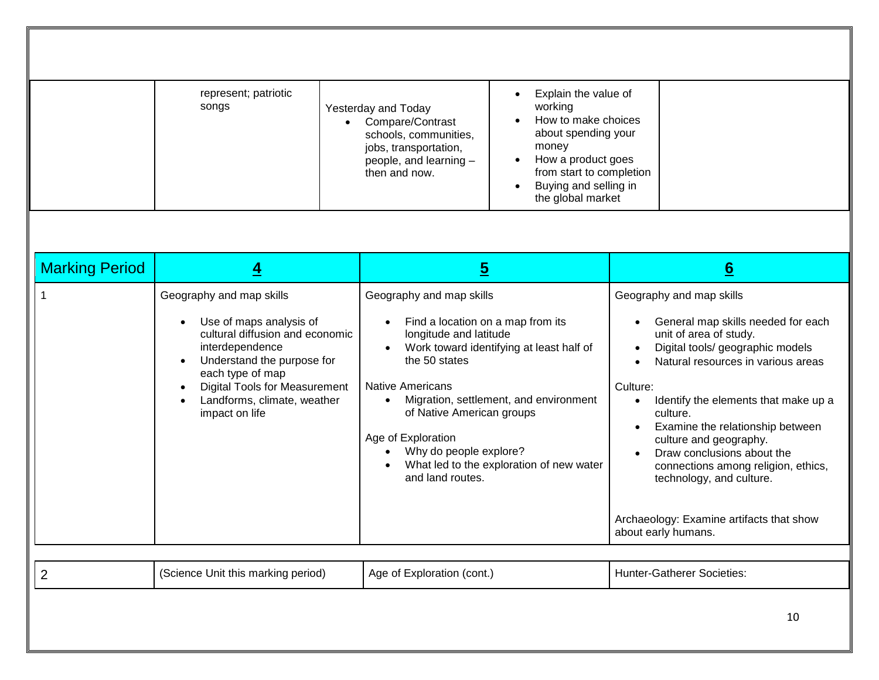| | | | | |
|---|---|---|---|---|
| | represent; patriotic songs | Yesterday and Today<br>• Compare/Contrast schools, communities, jobs, transportation, people, and learning – then and now. | • Explain the value of working<br>• How to make choices about spending your money<br>• How a product goes from start to completion<br>• Buying and selling in the global market | |

| Marking Period | **4** | **5** | **6** |
|---|---|---|---|
| 1 | Geography and map skills<br>• Use of maps analysis of cultural diffusion and economic interdependence<br>• Understand the purpose for each type of map<br>• Digital Tools for Measurement<br>• Landforms, climate, weather impact on life | Geography and map skills<br>• Find a location on a map from its longitude and latitude<br>• Work toward identifying at least half of the 50 states<br><br>Native Americans<br>• Migration, settlement, and environment of Native American groups<br><br>Age of Exploration<br>• Why do people explore?<br>• What led to the exploration of new water and land routes. | Geography and map skills<br>• General map skills needed for each unit of area of study.<br>• Digital tools/ geographic models<br>• Natural resources in various areas<br><br>Culture:<br>• Identify the elements that make up a culture.<br>• Examine the relationship between culture and geography.<br>• Draw conclusions about the connections among religion, ethics, technology, and culture.<br><br>Archaeology: Examine artifacts that show about early humans. |
| 2 | (Science Unit this marking period) | Age of Exploration (cont.) | Hunter-Gatherer Societies: |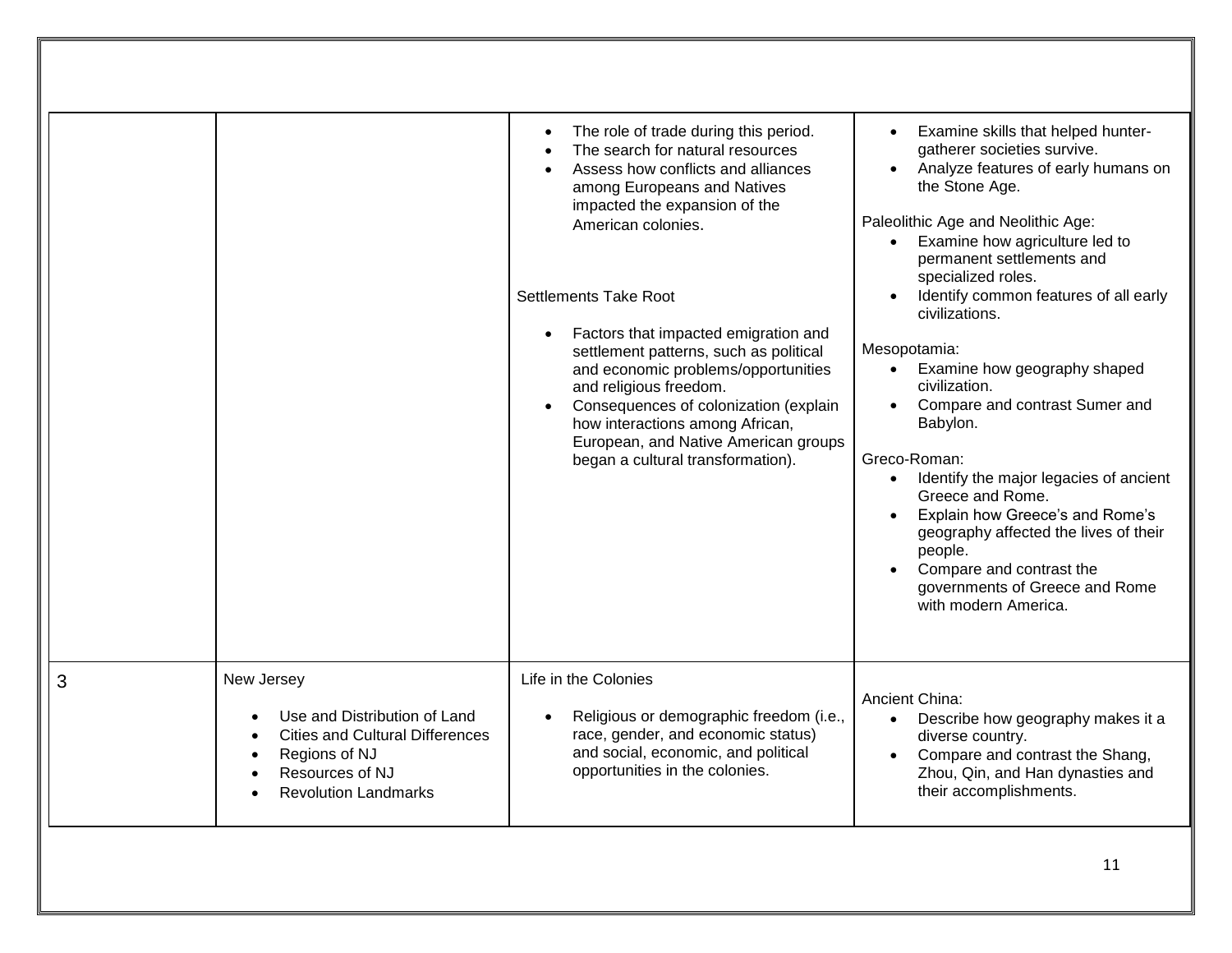| | | | |
|---|---|---|---|
| | | • The role of trade during this period.<br>• The search for natural resources<br>• Assess how conflicts and alliances among Europeans and Natives impacted the expansion of the American colonies.<br><br>Settlements Take Root<br><br>• Factors that impacted emigration and settlement patterns, such as political and economic problems/opportunities and religious freedom.<br>• Consequences of colonization (explain how interactions among African, European, and Native American groups began a cultural transformation). | • Examine skills that helped hunter-gatherer societies survive.<br>• Analyze features of early humans on the Stone Age.<br><br>Paleolithic Age and Neolithic Age:<br>• Examine how agriculture led to permanent settlements and specialized roles.<br>• Identify common features of all early civilizations.<br><br>Mesopotamia:<br>• Examine how geography shaped civilization.<br>• Compare and contrast Sumer and Babylon.<br><br>Greco-Roman:<br>• Identify the major legacies of ancient Greece and Rome.<br>• Explain how Greece's and Rome's geography affected the lives of their people.<br>• Compare and contrast the governments of Greece and Rome with modern America. |
| 3 | New Jersey<br><br>• Use and Distribution of Land<br>• Cities and Cultural Differences<br>• Regions of NJ<br>• Resources of NJ<br>• Revolution Landmarks | Life in the Colonies<br><br>• Religious or demographic freedom (i.e., race, gender, and economic status) and social, economic, and political opportunities in the colonies. | Ancient China:<br>• Describe how geography makes it a diverse country.<br>• Compare and contrast the Shang, Zhou, Qin, and Han dynasties and their accomplishments. |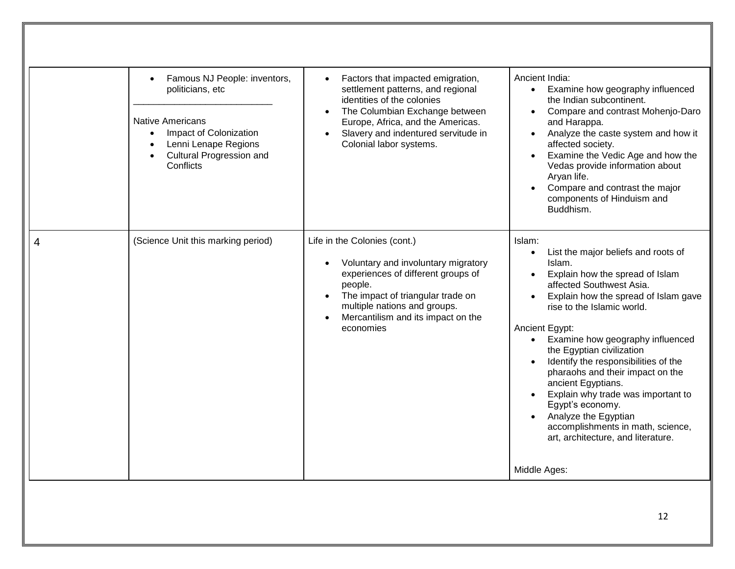| | | | |
|---|---|---|---|
| | • Famous NJ People: inventors, politicians, etc<br>___________________________<br>Native Americans<br>• Impact of Colonization<br>• Lenni Lenape Regions<br>• Cultural Progression and Conflicts | • Factors that impacted emigration, settlement patterns, and regional identities of the colonies<br>• The Columbian Exchange between Europe, Africa, and the Americas.<br>• Slavery and indentured servitude in Colonial labor systems. | Ancient India:<br>• Examine how geography influenced the Indian subcontinent.<br>• Compare and contrast Mohenjo-Daro and Harappa.<br>• Analyze the caste system and how it affected society.<br>• Examine the Vedic Age and how the Vedas provide information about Aryan life.<br>• Compare and contrast the major components of Hinduism and Buddhism. |
| 4 | (Science Unit this marking period) | Life in the Colonies (cont.)<br>• Voluntary and involuntary migratory experiences of different groups of people.<br>• The impact of triangular trade on multiple nations and groups.<br>• Mercantilism and its impact on the economies | Islam:<br>• List the major beliefs and roots of Islam.<br>• Explain how the spread of Islam affected Southwest Asia.<br>• Explain how the spread of Islam gave rise to the Islamic world.<br><br>Ancient Egypt:<br>• Examine how geography influenced the Egyptian civilization<br>• Identify the responsibilities of the pharaohs and their impact on the ancient Egyptians.<br>• Explain why trade was important to Egypt's economy.<br>• Analyze the Egyptian accomplishments in math, science, art, architecture, and literature.<br><br>Middle Ages: |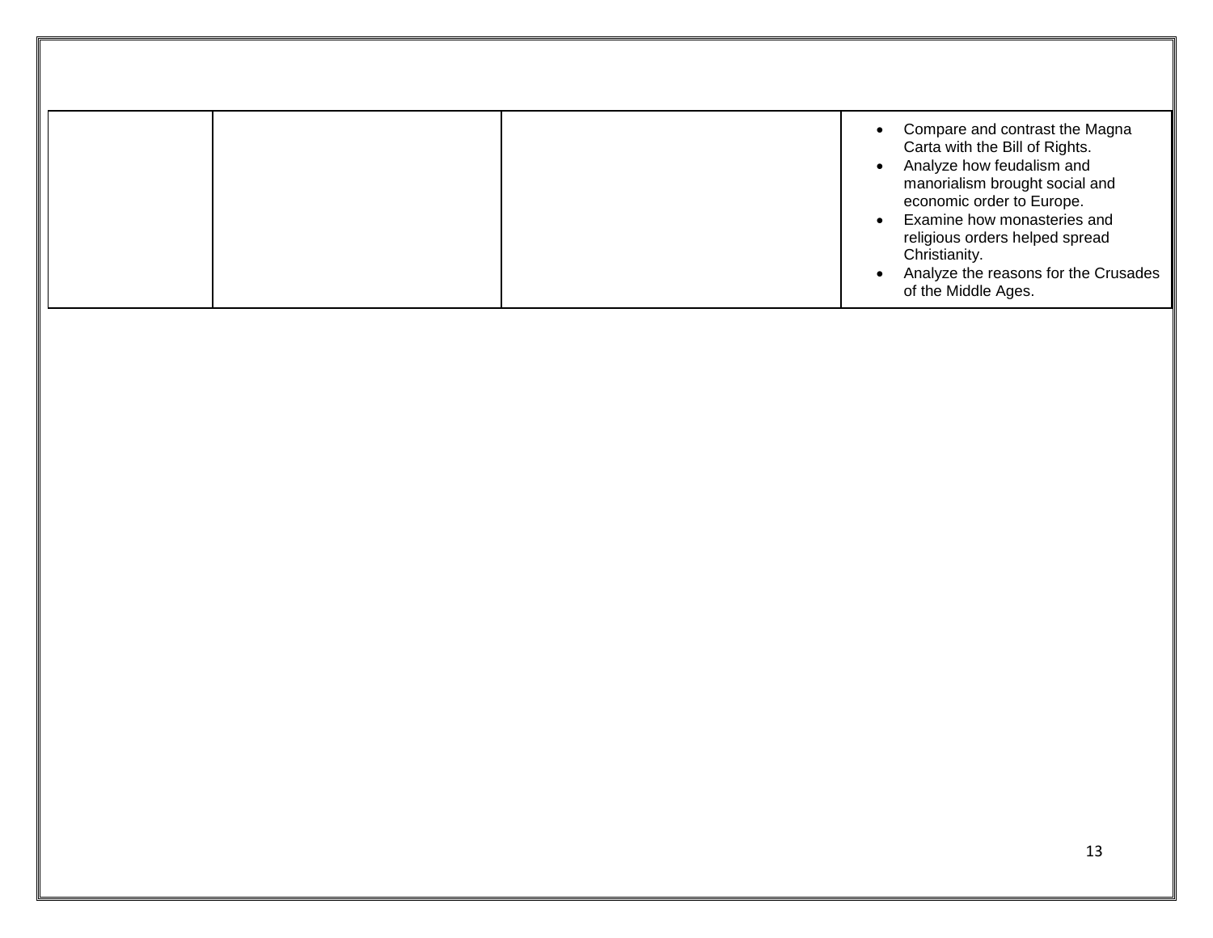| | | | |
|---|---|---|---|
| | | | • Compare and contrast the Magna Carta with the Bill of Rights.<br>• Analyze how feudalism and manorialism brought social and economic order to Europe.<br>• Examine how monasteries and religious orders helped spread Christianity.<br>• Analyze the reasons for the Crusades of the Middle Ages. |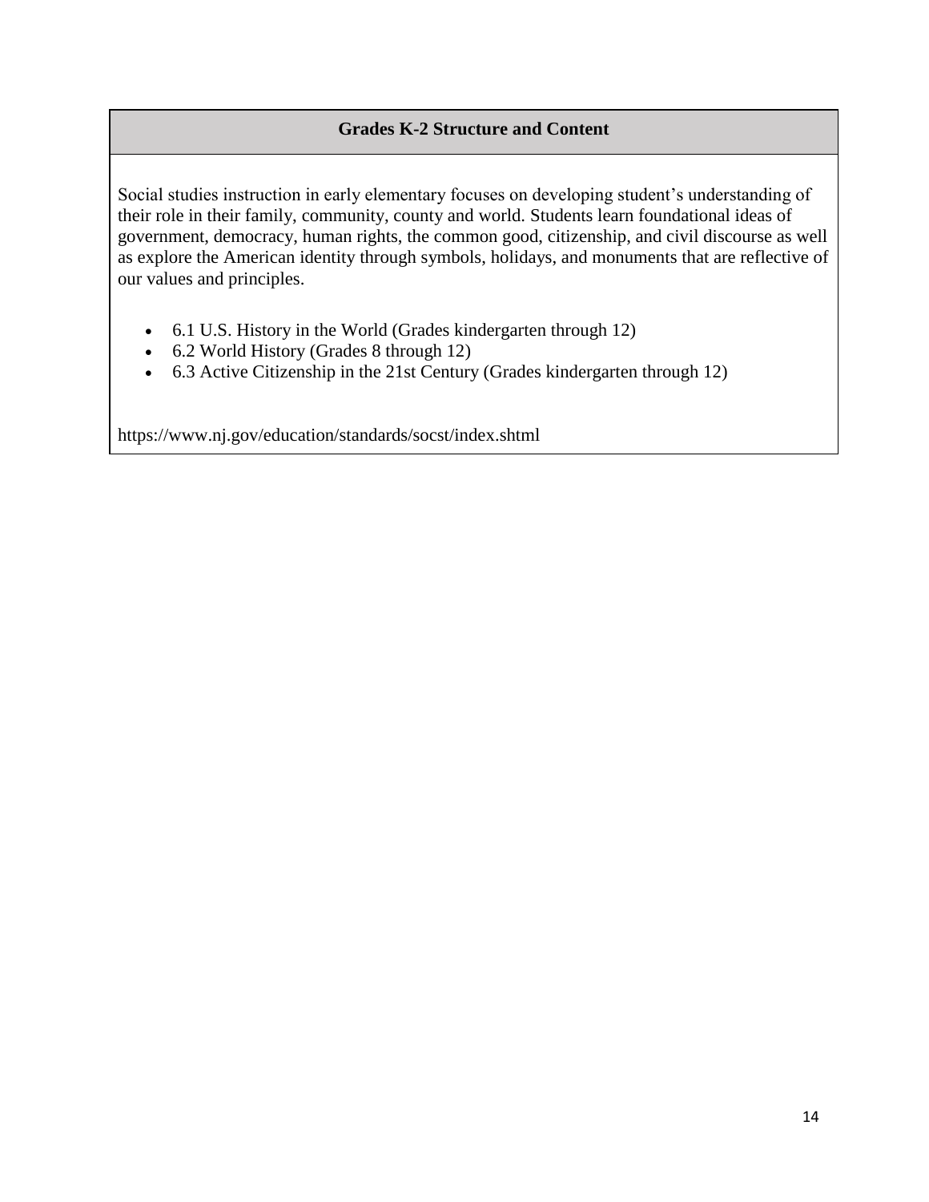## Grades K-2 Structure and Content

Social studies instruction in early elementary focuses on developing student's understanding of their role in their family, community, county and world. Students learn foundational ideas of government, democracy, human rights, the common good, citizenship, and civil discourse as well as explore the American identity through symbols, holidays, and monuments that are reflective of our values and principles.

- 6.1 U.S. History in the World (Grades kindergarten through 12)
- 6.2 World History (Grades 8 through 12)
- 6.3 Active Citizenship in the 21st Century (Grades kindergarten through 12)

https://www.nj.gov/education/standards/socst/index.shtml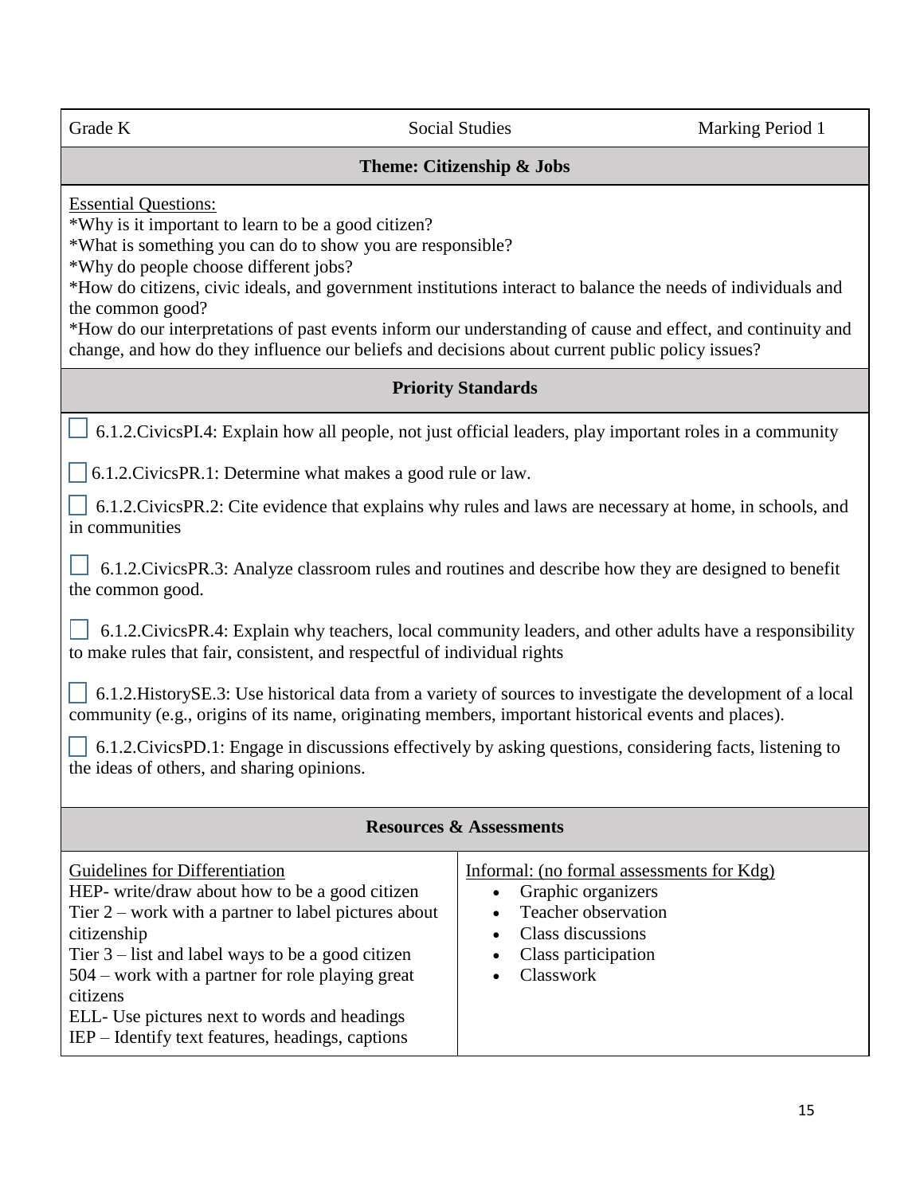| Grade K | Social Studies | Marking Period 1 |
|---|---|---|

**Theme: Citizenship & Jobs**

Essential Questions:
*Why is it important to learn to be a good citizen?
*What is something you can do to show you are responsible?
*Why do people choose different jobs?
*How do citizens, civic ideals, and government institutions interact to balance the needs of individuals and the common good?
*How do our interpretations of past events inform our understanding of cause and effect, and continuity and change, and how do they influence our beliefs and decisions about current public policy issues?

**Priority Standards**

- [ ] 6.1.2.CivicsPI.4: Explain how all people, not just official leaders, play important roles in a community
- [ ] 6.1.2.CivicsPR.1: Determine what makes a good rule or law.
- [ ] 6.1.2.CivicsPR.2: Cite evidence that explains why rules and laws are necessary at home, in schools, and in communities
- [ ] 6.1.2.CivicsPR.3: Analyze classroom rules and routines and describe how they are designed to benefit the common good.
- [ ] 6.1.2.CivicsPR.4: Explain why teachers, local community leaders, and other adults have a responsibility to make rules that fair, consistent, and respectful of individual rights
- [ ] 6.1.2.HistorySE.3: Use historical data from a variety of sources to investigate the development of a local community (e.g., origins of its name, originating members, important historical events and places).
- [ ] 6.1.2.CivicsPD.1: Engage in discussions effectively by asking questions, considering facts, listening to the ideas of others, and sharing opinions.

**Resources & Assessments**

| Guidelines for Differentiation | Informal: (no formal assessments for Kdg) |
|---|---|
| HEP- write/draw about how to be a good citizen<br>Tier 2 – work with a partner to label pictures about citizenship<br>Tier 3 – list and label ways to be a good citizen<br>504 – work with a partner for role playing great citizens<br>ELL- Use pictures next to words and headings<br>IEP – Identify text features, headings, captions | • Graphic organizers<br>• Teacher observation<br>• Class discussions<br>• Class participation<br>• Classwork |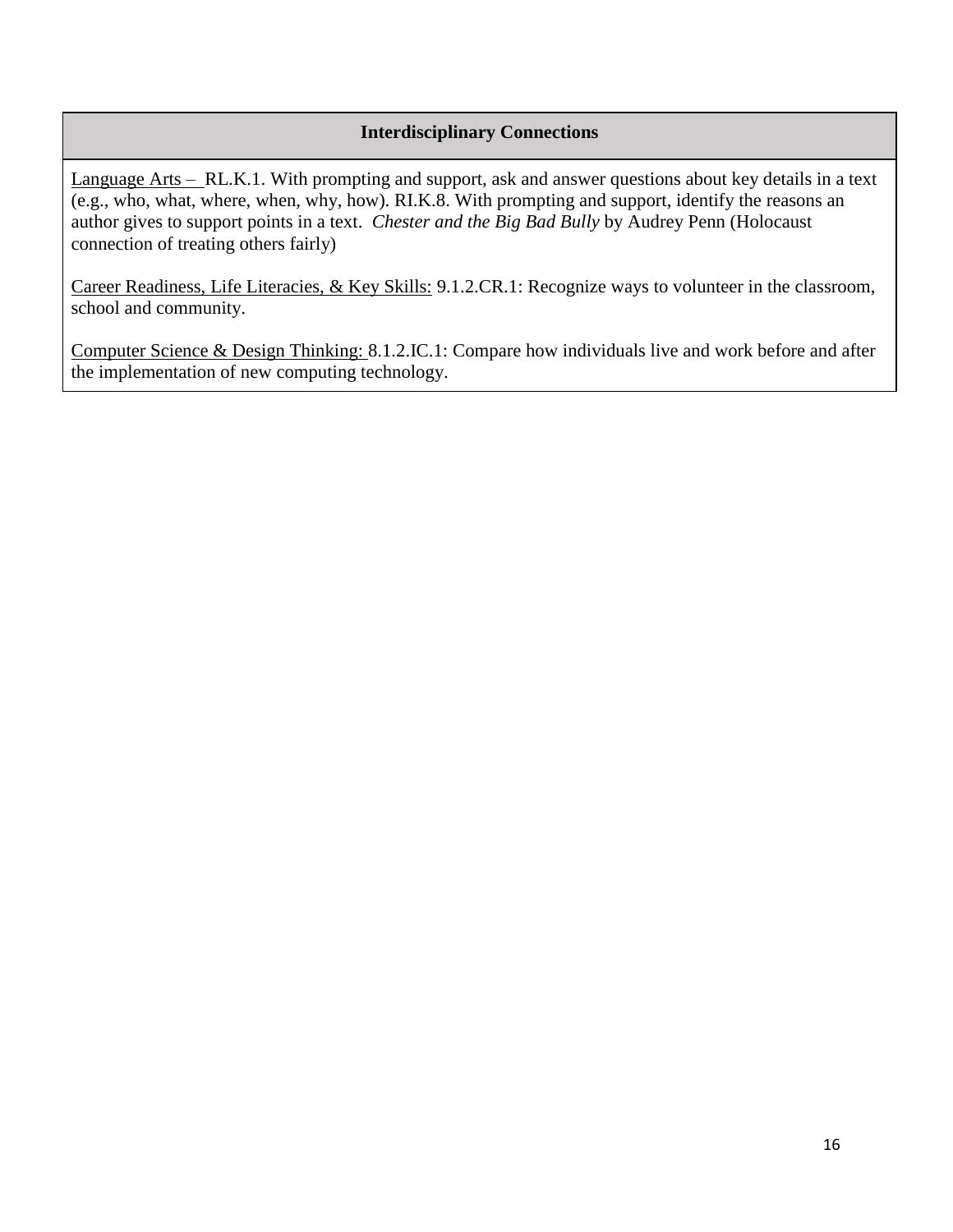| Interdisciplinary Connections |
| --- |
| Language Arts – RL.K.1. With prompting and support, ask and answer questions about key details in a text (e.g., who, what, where, when, why, how). RI.K.8. With prompting and support, identify the reasons an author gives to support points in a text. *Chester and the Big Bad Bully* by Audrey Penn (Holocaust connection of treating others fairly)<br><br>Career Readiness, Life Literacies, & Key Skills: 9.1.2.CR.1: Recognize ways to volunteer in the classroom, school and community.<br><br>Computer Science & Design Thinking: 8.1.2.IC.1: Compare how individuals live and work before and after the implementation of new computing technology. |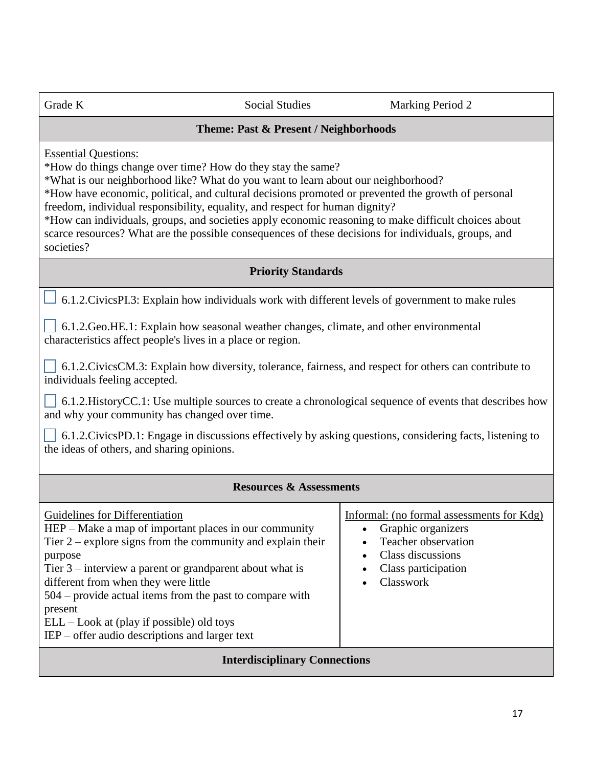| Grade K | Social Studies | Marking Period 2 |
|---|---|---|

**Theme: Past & Present / Neighborhoods**

Essential Questions:
*How do things change over time? How do they stay the same?
*What is our neighborhood like? What do you want to learn about our neighborhood?
*How have economic, political, and cultural decisions promoted or prevented the growth of personal freedom, individual responsibility, equality, and respect for human dignity?
*How can individuals, groups, and societies apply economic reasoning to make difficult choices about scarce resources? What are the possible consequences of these decisions for individuals, groups, and societies?

**Priority Standards**

- [ ] 6.1.2.CivicsPI.3: Explain how individuals work with different levels of government to make rules
- [ ] 6.1.2.Geo.HE.1: Explain how seasonal weather changes, climate, and other environmental characteristics affect people's lives in a place or region.
- [ ] 6.1.2.CivicsCM.3: Explain how diversity, tolerance, fairness, and respect for others can contribute to individuals feeling accepted.
- [ ] 6.1.2.HistoryCC.1: Use multiple sources to create a chronological sequence of events that describes how and why your community has changed over time.
- [ ] 6.1.2.CivicsPD.1: Engage in discussions effectively by asking questions, considering facts, listening to the ideas of others, and sharing opinions.

**Resources & Assessments**

| Guidelines for Differentiation | Informal: (no formal assessments for Kdg) |
|---|---|
| HEP – Make a map of important places in our community<br>Tier 2 – explore signs from the community and explain their purpose<br>Tier 3 – interview a parent or grandparent about what is different from when they were little<br>504 – provide actual items from the past to compare with present<br>ELL – Look at (play if possible) old toys<br>IEP – offer audio descriptions and larger text | • Graphic organizers<br>• Teacher observation<br>• Class discussions<br>• Class participation<br>• Classwork |

**Interdisciplinary Connections**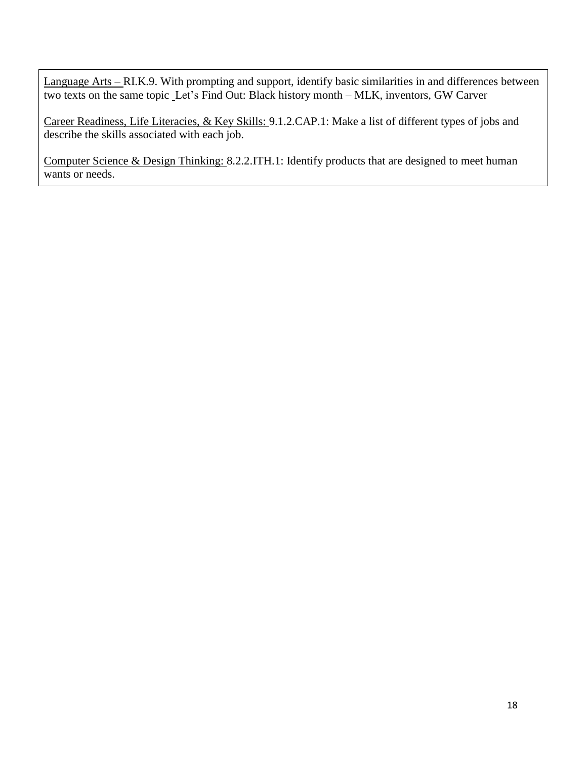Language Arts – RI.K.9. With prompting and support, identify basic similarities in and differences between two texts on the same topic Let's Find Out: Black history month – MLK, inventors, GW Carver

Career Readiness, Life Literacies, & Key Skills: 9.1.2.CAP.1: Make a list of different types of jobs and describe the skills associated with each job.

Computer Science & Design Thinking: 8.2.2.ITH.1: Identify products that are designed to meet human wants or needs.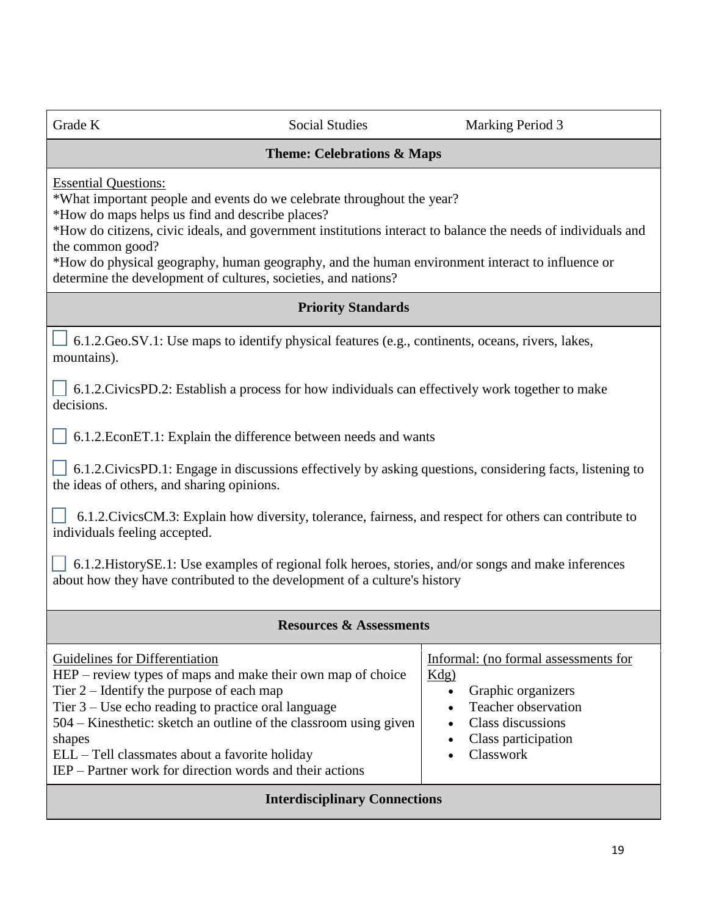| Grade K | Social Studies | Marking Period 3 |
|---|---|---|

## Theme: Celebrations & Maps

Essential Questions:
*What important people and events do we celebrate throughout the year?
*How do maps helps us find and describe places?
*How do citizens, civic ideals, and government institutions interact to balance the needs of individuals and the common good?
*How do physical geography, human geography, and the human environment interact to influence or determine the development of cultures, societies, and nations?

## Priority Standards

☐ 6.1.2.Geo.SV.1: Use maps to identify physical features (e.g., continents, oceans, rivers, lakes, mountains).

☐ 6.1.2.CivicsPD.2: Establish a process for how individuals can effectively work together to make decisions.

☐ 6.1.2.EconET.1: Explain the difference between needs and wants

☐ 6.1.2.CivicsPD.1: Engage in discussions effectively by asking questions, considering facts, listening to the ideas of others, and sharing opinions.

☐ 6.1.2.CivicsCM.3: Explain how diversity, tolerance, fairness, and respect for others can contribute to individuals feeling accepted.

☐ 6.1.2.HistorySE.1: Use examples of regional folk heroes, stories, and/or songs and make inferences about how they have contributed to the development of a culture's history

## Resources & Assessments

| Guidelines for Differentiation | Informal: (no formal assessments for Kdg) |
|---|---|
| HEP – review types of maps and make their own map of choice<br>Tier 2 – Identify the purpose of each map<br>Tier 3 – Use echo reading to practice oral language<br>504 – Kinesthetic: sketch an outline of the classroom using given shapes<br>ELL – Tell classmates about a favorite holiday<br>IEP – Partner work for direction words and their actions | • Graphic organizers<br>• Teacher observation<br>• Class discussions<br>• Class participation<br>• Classwork |

## Interdisciplinary Connections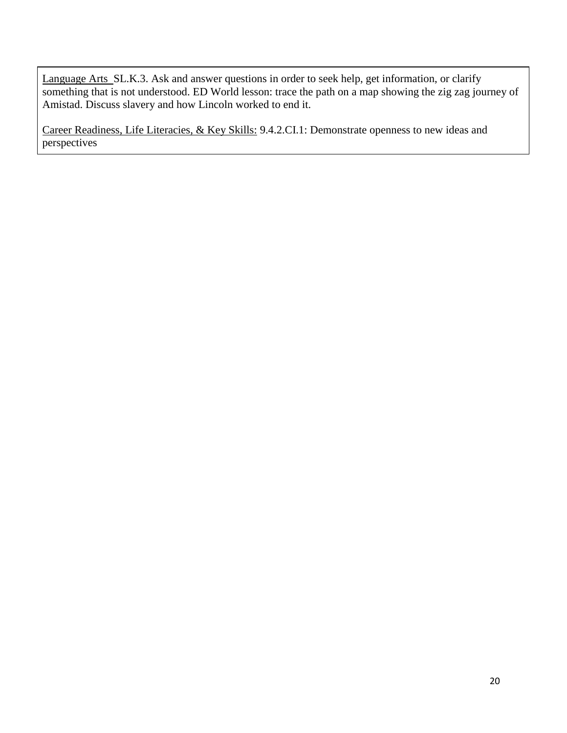<u>Language Arts</u> SL.K.3. Ask and answer questions in order to seek help, get information, or clarify something that is not understood. ED World lesson: trace the path on a map showing the zig zag journey of Amistad. Discuss slavery and how Lincoln worked to end it.

<u>Career Readiness, Life Literacies, & Key Skills:</u> 9.4.2.CI.1: Demonstrate openness to new ideas and perspectives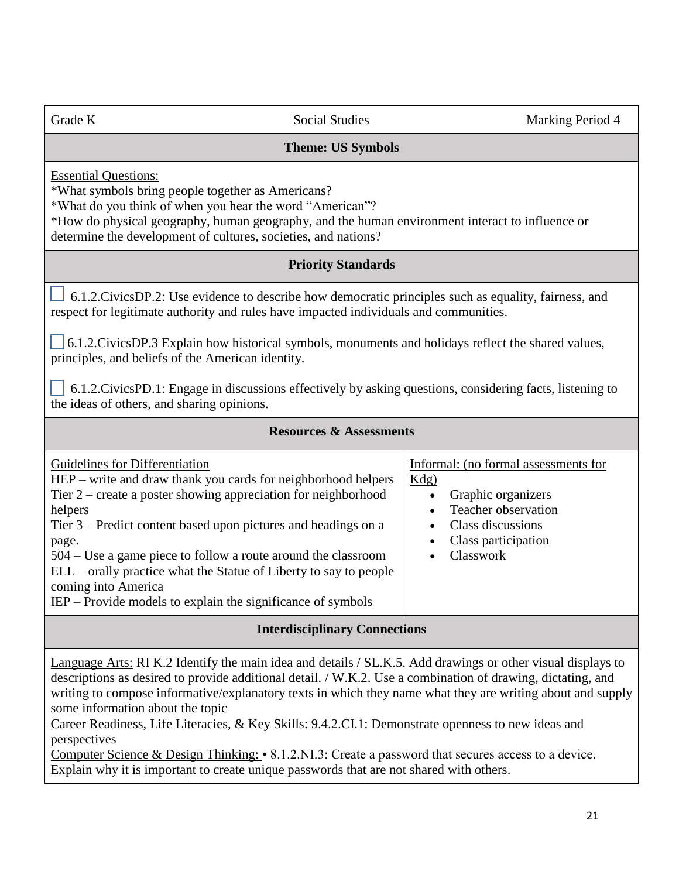| Grade K | Social Studies | Marking Period 4 |
|---|---|---|

**Theme: US Symbols**

Essential Questions:
*What symbols bring people together as Americans?
*What do you think of when you hear the word “American”?
*How do physical geography, human geography, and the human environment interact to influence or determine the development of cultures, societies, and nations?

**Priority Standards**

☐ 6.1.2.CivicsDP.2: Use evidence to describe how democratic principles such as equality, fairness, and respect for legitimate authority and rules have impacted individuals and communities.

☐ 6.1.2.CivicsDP.3 Explain how historical symbols, monuments and holidays reflect the shared values, principles, and beliefs of the American identity.

☐ 6.1.2.CivicsPD.1: Engage in discussions effectively by asking questions, considering facts, listening to the ideas of others, and sharing opinions.

**Resources & Assessments**

| Guidelines for Differentiation | Informal: (no formal assessments for Kdg) |
|---|---|
| HEP – write and draw thank you cards for neighborhood helpers<br>Tier 2 – create a poster showing appreciation for neighborhood helpers<br>Tier 3 – Predict content based upon pictures and headings on a page.<br>504 – Use a game piece to follow a route around the classroom<br>ELL – orally practice what the Statue of Liberty to say to people coming into America<br>IEP – Provide models to explain the significance of symbols | • Graphic organizers<br>• Teacher observation<br>• Class discussions<br>• Class participation<br>• Classwork |

**Interdisciplinary Connections**

Language Arts: RI K.2 Identify the main idea and details / SL.K.5. Add drawings or other visual displays to descriptions as desired to provide additional detail. / W.K.2. Use a combination of drawing, dictating, and writing to compose informative/explanatory texts in which they name what they are writing about and supply some information about the topic
Career Readiness, Life Literacies, & Key Skills: 9.4.2.CI.1: Demonstrate openness to new ideas and perspectives
Computer Science & Design Thinking: • 8.1.2.NI.3: Create a password that secures access to a device. Explain why it is important to create unique passwords that are not shared with others.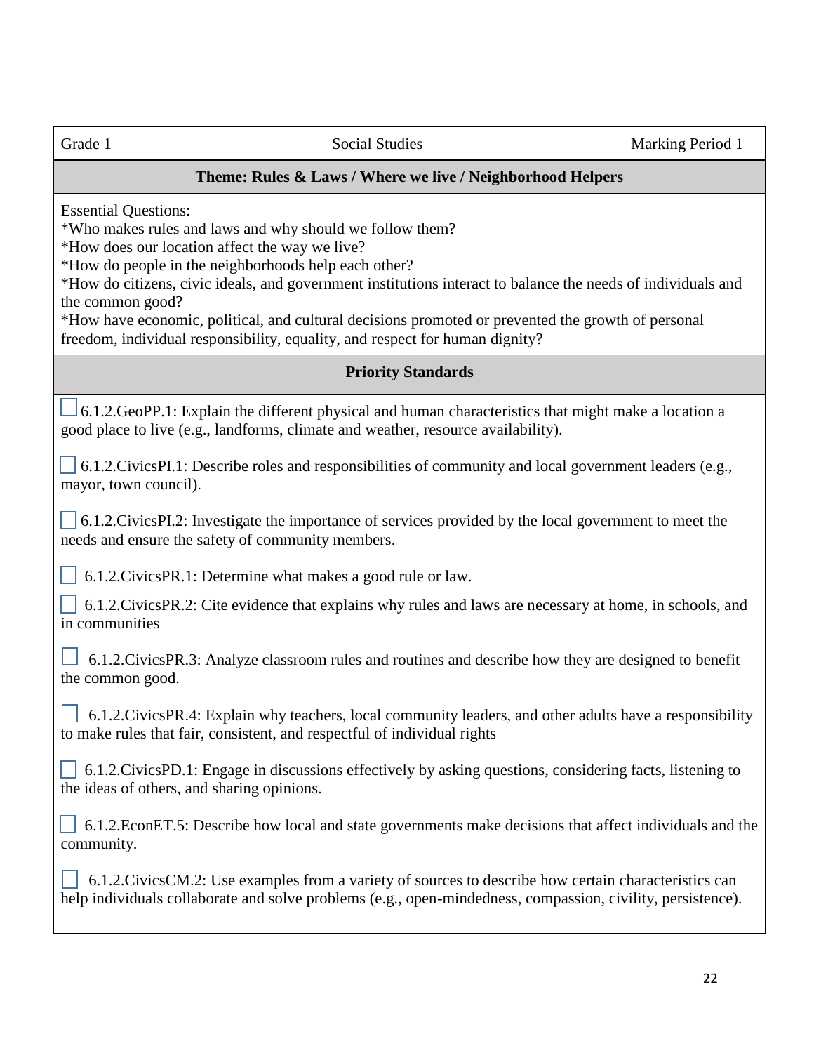| Grade 1 | Social Studies | Marking Period 1 |
|---|---|---|

**Theme: Rules & Laws / Where we live / Neighborhood Helpers**

Essential Questions:

*Who makes rules and laws and why should we follow them?
*How does our location affect the way we live?
*How do people in the neighborhoods help each other?
*How do citizens, civic ideals, and government institutions interact to balance the needs of individuals and the common good?
*How have economic, political, and cultural decisions promoted or prevented the growth of personal freedom, individual responsibility, equality, and respect for human dignity?

**Priority Standards**

- ☐ 6.1.2.GeoPP.1: Explain the different physical and human characteristics that might make a location a good place to live (e.g., landforms, climate and weather, resource availability).

- ☐ 6.1.2.CivicsPI.1: Describe roles and responsibilities of community and local government leaders (e.g., mayor, town council).

- ☐ 6.1.2.CivicsPI.2: Investigate the importance of services provided by the local government to meet the needs and ensure the safety of community members.

- ☐ 6.1.2.CivicsPR.1: Determine what makes a good rule or law.

- ☐ 6.1.2.CivicsPR.2: Cite evidence that explains why rules and laws are necessary at home, in schools, and in communities

- ☐ 6.1.2.CivicsPR.3: Analyze classroom rules and routines and describe how they are designed to benefit the common good.

- ☐ 6.1.2.CivicsPR.4: Explain why teachers, local community leaders, and other adults have a responsibility to make rules that fair, consistent, and respectful of individual rights

- ☐ 6.1.2.CivicsPD.1: Engage in discussions effectively by asking questions, considering facts, listening to the ideas of others, and sharing opinions.

- ☐ 6.1.2.EconET.5: Describe how local and state governments make decisions that affect individuals and the community.

- ☐ 6.1.2.CivicsCM.2: Use examples from a variety of sources to describe how certain characteristics can help individuals collaborate and solve problems (e.g., open-mindedness, compassion, civility, persistence).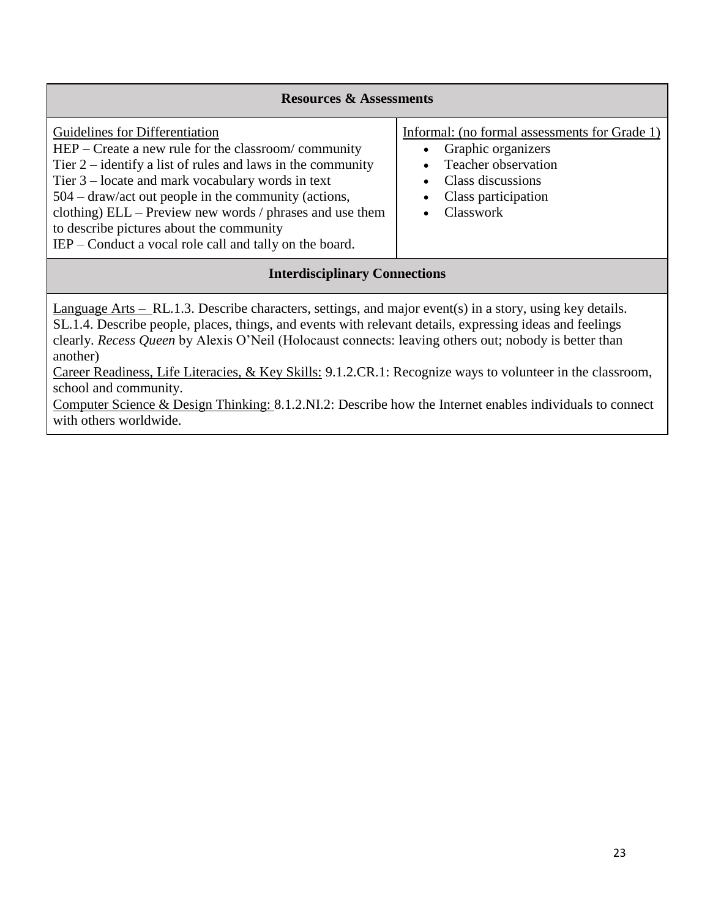| Resources & Assessments | |
| --- | --- |
| Guidelines for Differentiation<br>HEP – Create a new rule for the classroom/ community<br>Tier 2 – identify a list of rules and laws in the community<br>Tier 3 – locate and mark vocabulary words in text<br>504 – draw/act out people in the community (actions, clothing) ELL – Preview new words / phrases and use them to describe pictures about the community<br>IEP – Conduct a vocal role call and tally on the board. | Informal: (no formal assessments for Grade 1)<br>• Graphic organizers<br>• Teacher observation<br>• Class discussions<br>• Class participation<br>• Classwork |

| Interdisciplinary Connections |
| --- |
| Language Arts – RL.1.3. Describe characters, settings, and major event(s) in a story, using key details. SL.1.4. Describe people, places, things, and events with relevant details, expressing ideas and feelings clearly. *Recess Queen* by Alexis O'Neil (Holocaust connects: leaving others out; nobody is better than another)<br>Career Readiness, Life Literacies, & Key Skills: 9.1.2.CR.1: Recognize ways to volunteer in the classroom, school and community.<br>Computer Science & Design Thinking: 8.1.2.NI.2: Describe how the Internet enables individuals to connect with others worldwide. |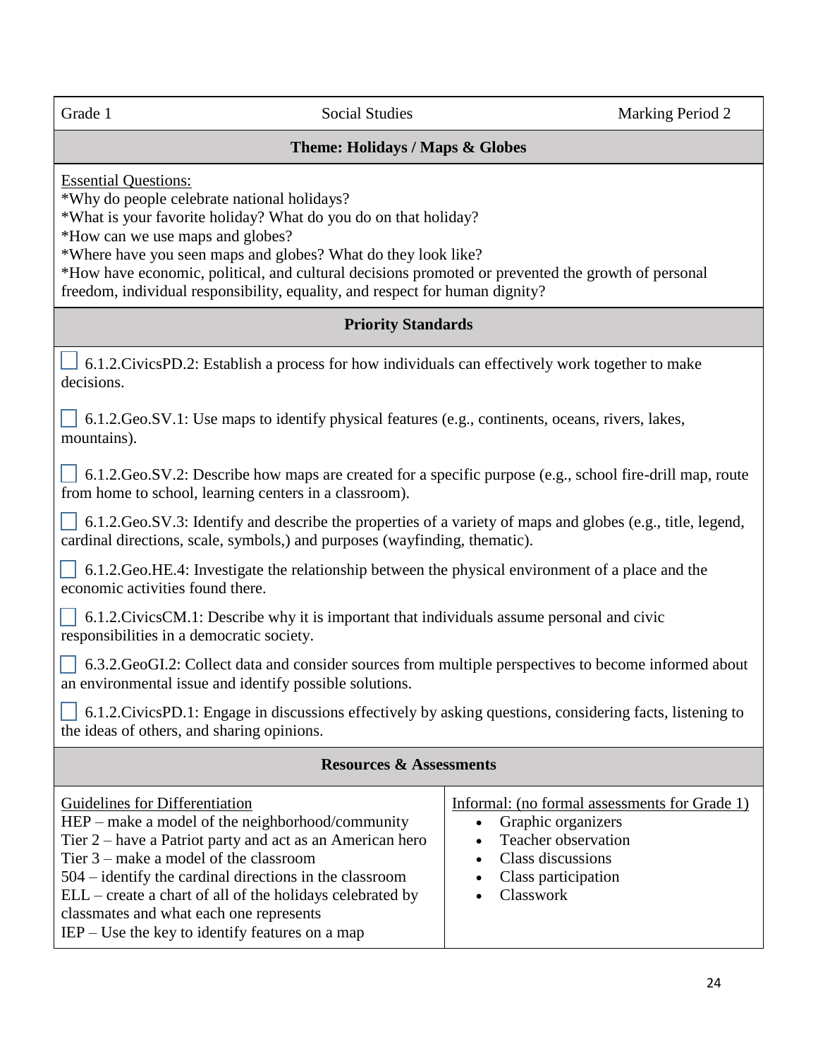| Grade 1 | Social Studies | Marking Period 2 |
|---|---|---|

## Theme: Holidays / Maps & Globes

Essential Questions:
*Why do people celebrate national holidays?
*What is your favorite holiday? What do you do on that holiday?
*How can we use maps and globes?
*Where have you seen maps and globes? What do they look like?
*How have economic, political, and cultural decisions promoted or prevented the growth of personal freedom, individual responsibility, equality, and respect for human dignity?

### Priority Standards

- [ ] 6.1.2.CivicsPD.2: Establish a process for how individuals can effectively work together to make decisions.
- [ ] 6.1.2.Geo.SV.1: Use maps to identify physical features (e.g., continents, oceans, rivers, lakes, mountains).
- [ ] 6.1.2.Geo.SV.2: Describe how maps are created for a specific purpose (e.g., school fire-drill map, route from home to school, learning centers in a classroom).
- [ ] 6.1.2.Geo.SV.3: Identify and describe the properties of a variety of maps and globes (e.g., title, legend, cardinal directions, scale, symbols,) and purposes (wayfinding, thematic).
- [ ] 6.1.2.Geo.HE.4: Investigate the relationship between the physical environment of a place and the economic activities found there.
- [ ] 6.1.2.CivicsCM.1: Describe why it is important that individuals assume personal and civic responsibilities in a democratic society.
- [ ] 6.3.2.GeoGI.2: Collect data and consider sources from multiple perspectives to become informed about an environmental issue and identify possible solutions.
- [ ] 6.1.2.CivicsPD.1: Engage in discussions effectively by asking questions, considering facts, listening to the ideas of others, and sharing opinions.

### Resources & Assessments

Guidelines for Differentiation
HEP – make a model of the neighborhood/community
Tier 2 – have a Patriot party and act as an American hero
Tier 3 – make a model of the classroom
504 – identify the cardinal directions in the classroom
ELL – create a chart of all of the holidays celebrated by classmates and what each one represents
IEP – Use the key to identify features on a map

Informal: (no formal assessments for Grade 1)

- Graphic organizers
- Teacher observation
- Class discussions
- Class participation
- Classwork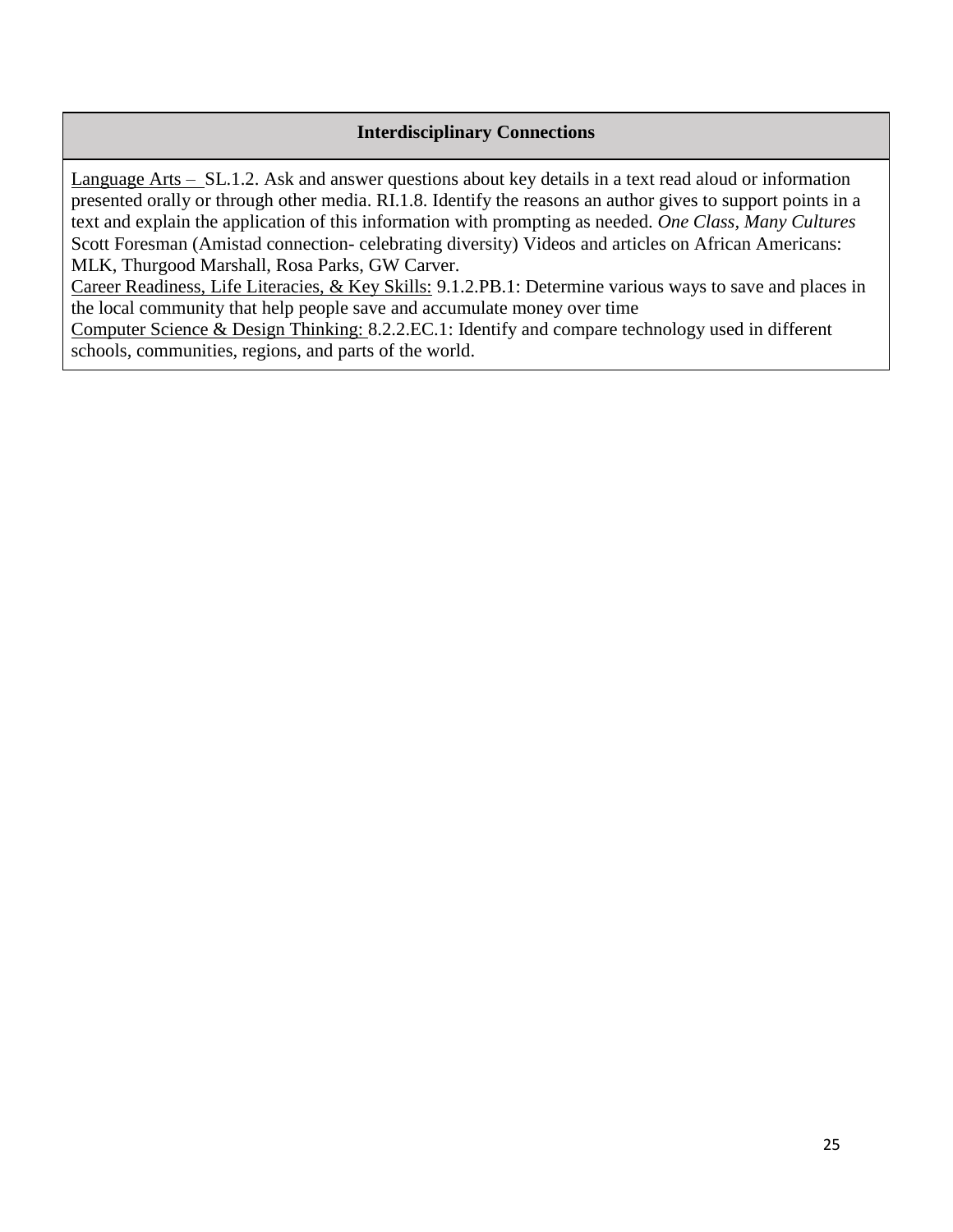| Interdisciplinary Connections |
| --- |
| Language Arts – SL.1.2. Ask and answer questions about key details in a text read aloud or information presented orally or through other media. RI.1.8. Identify the reasons an author gives to support points in a text and explain the application of this information with prompting as needed. *One Class, Many Cultures* Scott Foresman (Amistad connection- celebrating diversity) Videos and articles on African Americans: MLK, Thurgood Marshall, Rosa Parks, GW Carver.<br>Career Readiness, Life Literacies, & Key Skills: 9.1.2.PB.1: Determine various ways to save and places in the local community that help people save and accumulate money over time<br>Computer Science & Design Thinking: 8.2.2.EC.1: Identify and compare technology used in different schools, communities, regions, and parts of the world. |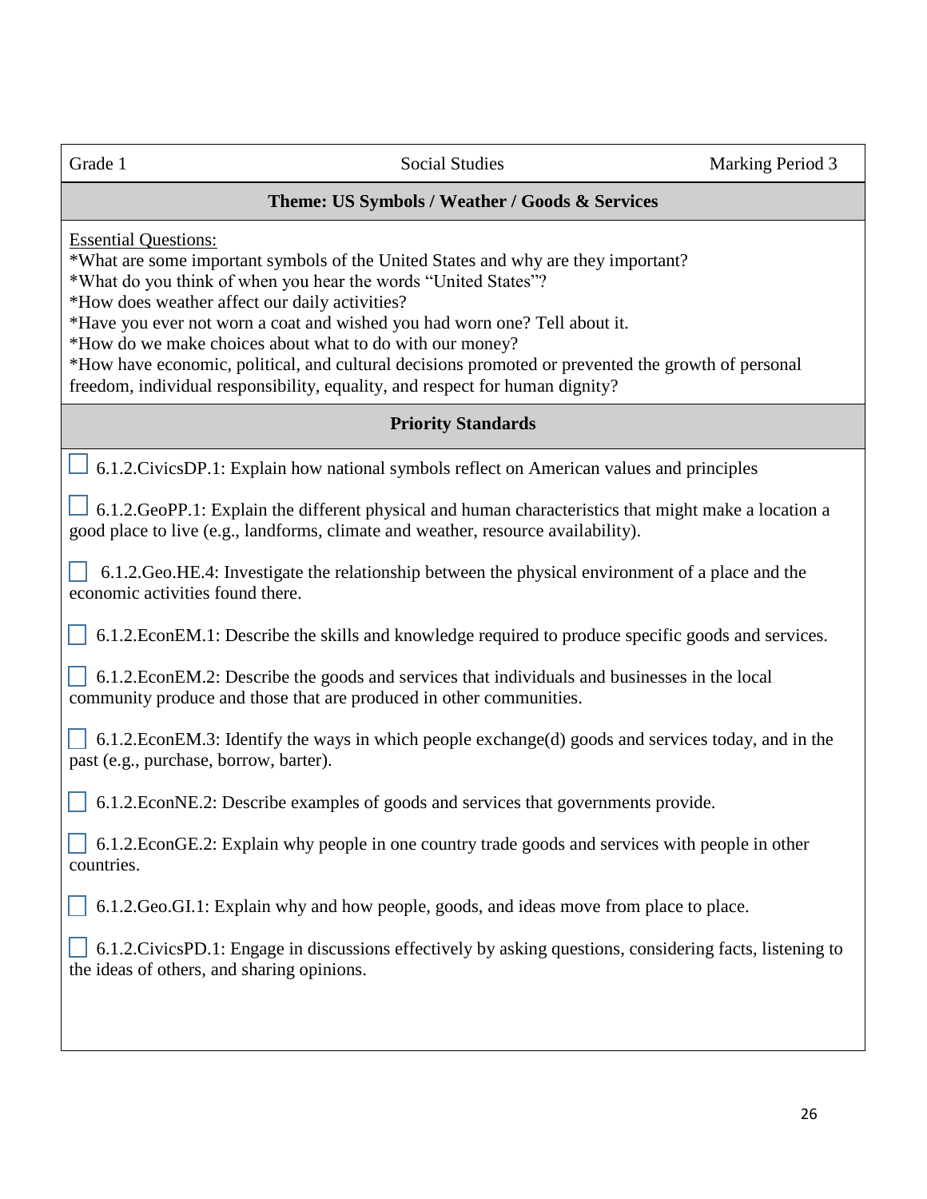| Grade 1 | Social Studies | Marking Period 3 |
|---|---|---|

## Theme: US Symbols / Weather / Goods & Services

Essential Questions:

*What are some important symbols of the United States and why are they important?
*What do you think of when you hear the words "United States"?
*How does weather affect our daily activities?
*Have you ever not worn a coat and wished you had worn one? Tell about it.
*How do we make choices about what to do with our money?
*How have economic, political, and cultural decisions promoted or prevented the growth of personal freedom, individual responsibility, equality, and respect for human dignity?

### Priority Standards

- [ ] 6.1.2.CivicsDP.1: Explain how national symbols reflect on American values and principles

- [ ] 6.1.2.GeoPP.1: Explain the different physical and human characteristics that might make a location a good place to live (e.g., landforms, climate and weather, resource availability).

- [ ] 6.1.2.Geo.HE.4: Investigate the relationship between the physical environment of a place and the economic activities found there.

- [ ] 6.1.2.EconEM.1: Describe the skills and knowledge required to produce specific goods and services.

- [ ] 6.1.2.EconEM.2: Describe the goods and services that individuals and businesses in the local community produce and those that are produced in other communities.

- [ ] 6.1.2.EconEM.3: Identify the ways in which people exchange(d) goods and services today, and in the past (e.g., purchase, borrow, barter).

- [ ] 6.1.2.EconNE.2: Describe examples of goods and services that governments provide.

- [ ] 6.1.2.EconGE.2: Explain why people in one country trade goods and services with people in other countries.

- [ ] 6.1.2.Geo.GI.1: Explain why and how people, goods, and ideas move from place to place.

- [ ] 6.1.2.CivicsPD.1: Engage in discussions effectively by asking questions, considering facts, listening to the ideas of others, and sharing opinions.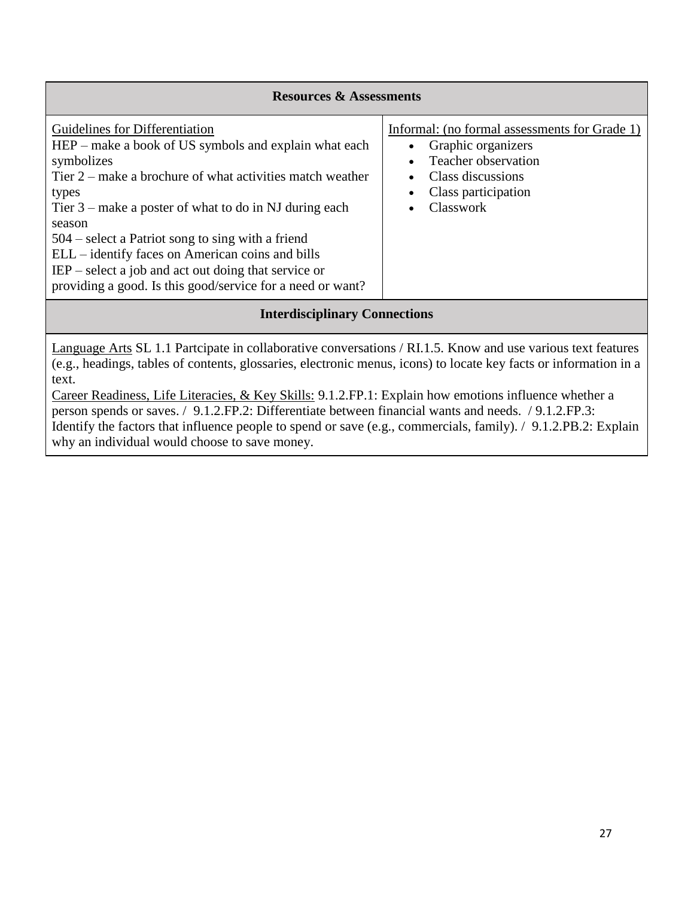| Resources & Assessments | |
|---|---|
| Guidelines for Differentiation<br>HEP – make a book of US symbols and explain what each symbolizes<br>Tier 2 – make a brochure of what activities match weather types<br>Tier 3 – make a poster of what to do in NJ during each season<br>504 – select a Patriot song to sing with a friend<br>ELL – identify faces on American coins and bills<br>IEP – select a job and act out doing that service or providing a good. Is this good/service for a need or want? | Informal: (no formal assessments for Grade 1)<br>• Graphic organizers<br>• Teacher observation<br>• Class discussions<br>• Class participation<br>• Classwork |

| Interdisciplinary Connections |
|---|
| Language Arts SL 1.1 Partcipate in collaborative conversations / RI.1.5. Know and use various text features (e.g., headings, tables of contents, glossaries, electronic menus, icons) to locate key facts or information in a text.<br>Career Readiness, Life Literacies, & Key Skills: 9.1.2.FP.1: Explain how emotions influence whether a person spends or saves. / 9.1.2.FP.2: Differentiate between financial wants and needs. / 9.1.2.FP.3: Identify the factors that influence people to spend or save (e.g., commercials, family). / 9.1.2.PB.2: Explain why an individual would choose to save money. |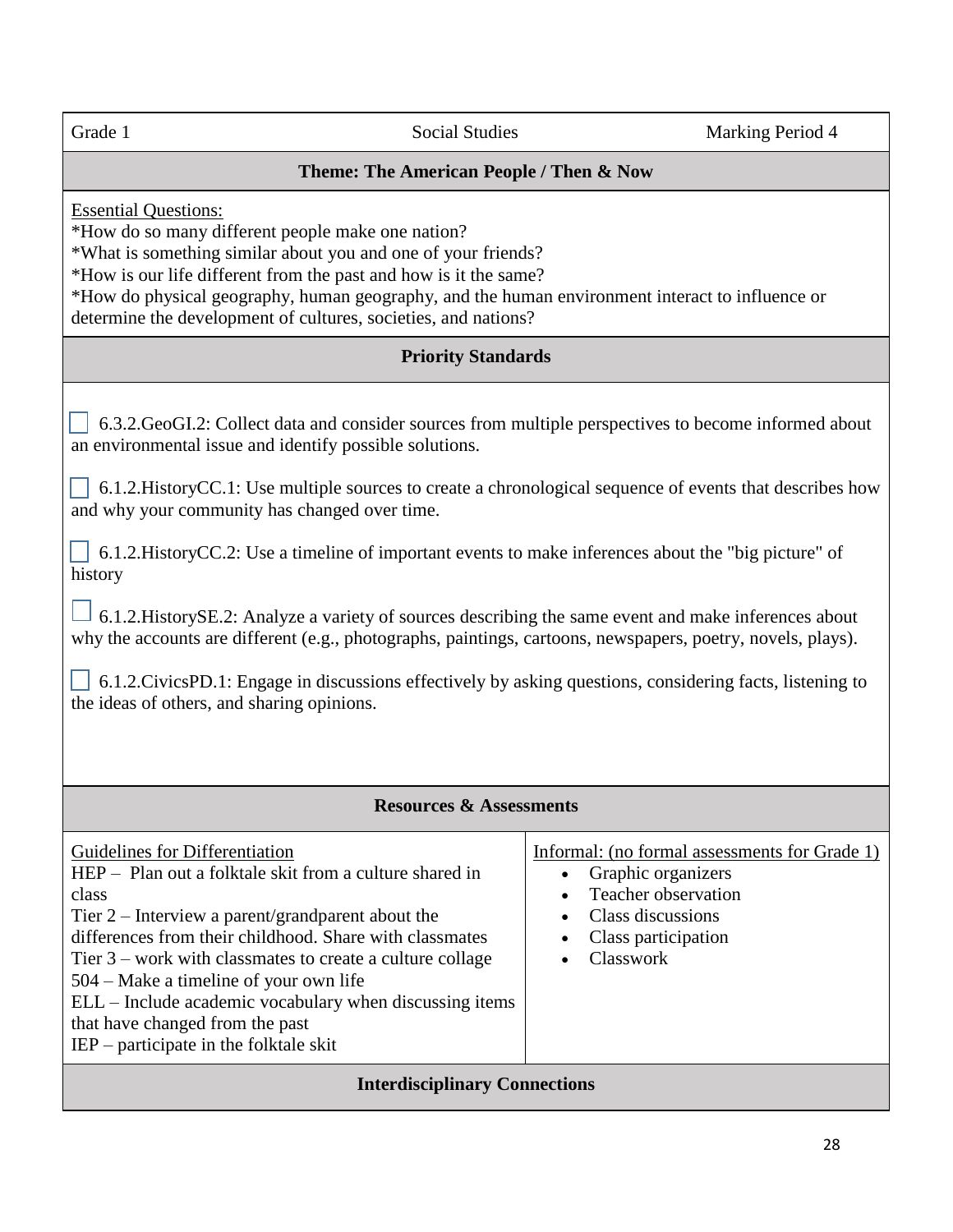| Grade 1 | Social Studies | Marking Period 4 |
|---|---|---|

**Theme: The American People / Then & Now**

Essential Questions:
*How do so many different people make one nation?
*What is something similar about you and one of your friends?
*How is our life different from the past and how is it the same?
*How do physical geography, human geography, and the human environment interact to influence or determine the development of cultures, societies, and nations?

**Priority Standards**

☐ 6.3.2.GeoGI.2: Collect data and consider sources from multiple perspectives to become informed about an environmental issue and identify possible solutions.

☐ 6.1.2.HistoryCC.1: Use multiple sources to create a chronological sequence of events that describes how and why your community has changed over time.

☐ 6.1.2.HistoryCC.2: Use a timeline of important events to make inferences about the "big picture" of history

☐ 6.1.2.HistorySE.2: Analyze a variety of sources describing the same event and make inferences about why the accounts are different (e.g., photographs, paintings, cartoons, newspapers, poetry, novels, plays).

☐ 6.1.2.CivicsPD.1: Engage in discussions effectively by asking questions, considering facts, listening to the ideas of others, and sharing opinions.

**Resources & Assessments**

| Guidelines for Differentiation | Informal: (no formal assessments for Grade 1) |
|---|---|
| HEP – Plan out a folktale skit from a culture shared in class<br>Tier 2 – Interview a parent/grandparent about the differences from their childhood. Share with classmates<br>Tier 3 – work with classmates to create a culture collage<br>504 – Make a timeline of your own life<br>ELL – Include academic vocabulary when discussing items that have changed from the past<br>IEP – participate in the folktale skit | • Graphic organizers<br>• Teacher observation<br>• Class discussions<br>• Class participation<br>• Classwork |

**Interdisciplinary Connections**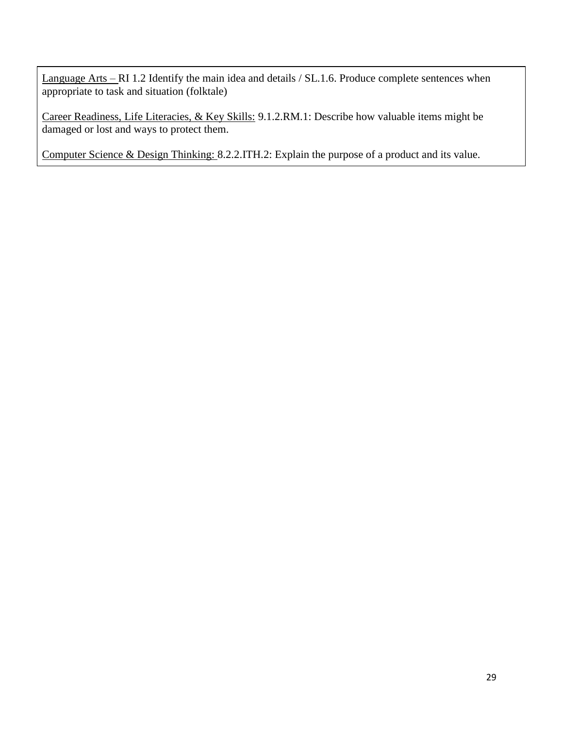Language Arts – RI 1.2 Identify the main idea and details / SL.1.6. Produce complete sentences when appropriate to task and situation (folktale)

Career Readiness, Life Literacies, & Key Skills: 9.1.2.RM.1: Describe how valuable items might be damaged or lost and ways to protect them.

Computer Science & Design Thinking: 8.2.2.ITH.2: Explain the purpose of a product and its value.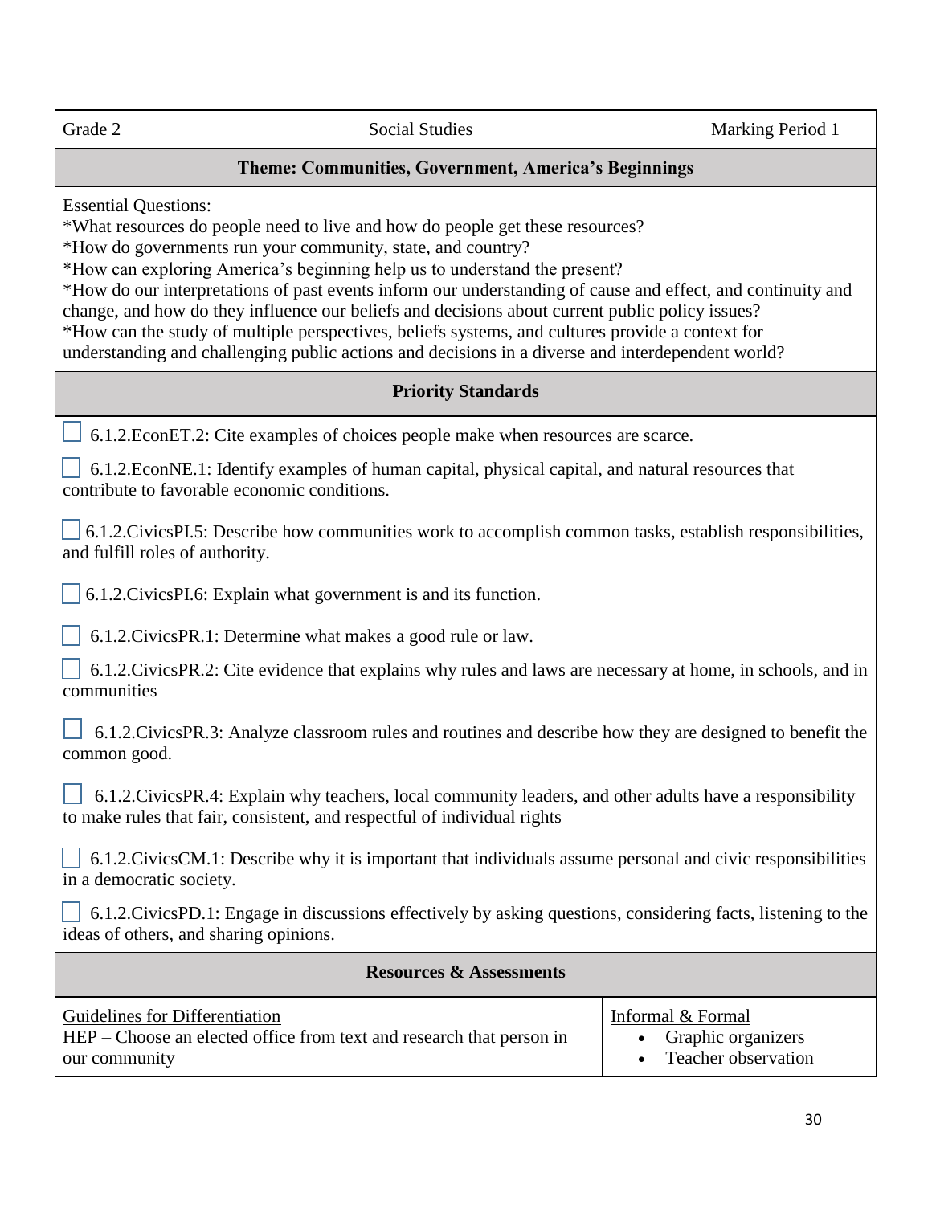| Grade 2 | Social Studies | Marking Period 1 |
|---|---|---|

**Theme: Communities, Government, America's Beginnings**

Essential Questions:

*What resources do people need to live and how do people get these resources?
*How do governments run your community, state, and country?
*How can exploring America's beginning help us to understand the present?
*How do our interpretations of past events inform our understanding of cause and effect, and continuity and change, and how do they influence our beliefs and decisions about current public policy issues?
*How can the study of multiple perspectives, beliefs systems, and cultures provide a context for understanding and challenging public actions and decisions in a diverse and interdependent world?

**Priority Standards**

- ☐ 6.1.2.EconET.2: Cite examples of choices people make when resources are scarce.
- ☐ 6.1.2.EconNE.1: Identify examples of human capital, physical capital, and natural resources that contribute to favorable economic conditions.
- ☐ 6.1.2.CivicsPI.5: Describe how communities work to accomplish common tasks, establish responsibilities, and fulfill roles of authority.
- ☐ 6.1.2.CivicsPI.6: Explain what government is and its function.
- ☐ 6.1.2.CivicsPR.1: Determine what makes a good rule or law.
- ☐ 6.1.2.CivicsPR.2: Cite evidence that explains why rules and laws are necessary at home, in schools, and in communities
- ☐ 6.1.2.CivicsPR.3: Analyze classroom rules and routines and describe how they are designed to benefit the common good.
- ☐ 6.1.2.CivicsPR.4: Explain why teachers, local community leaders, and other adults have a responsibility to make rules that fair, consistent, and respectful of individual rights
- ☐ 6.1.2.CivicsCM.1: Describe why it is important that individuals assume personal and civic responsibilities in a democratic society.
- ☐ 6.1.2.CivicsPD.1: Engage in discussions effectively by asking questions, considering facts, listening to the ideas of others, and sharing opinions.

**Resources & Assessments**

| Guidelines for Differentiation | Informal & Formal |
|---|---|
| HEP – Choose an elected office from text and research that person in our community | • Graphic organizers<br>• Teacher observation |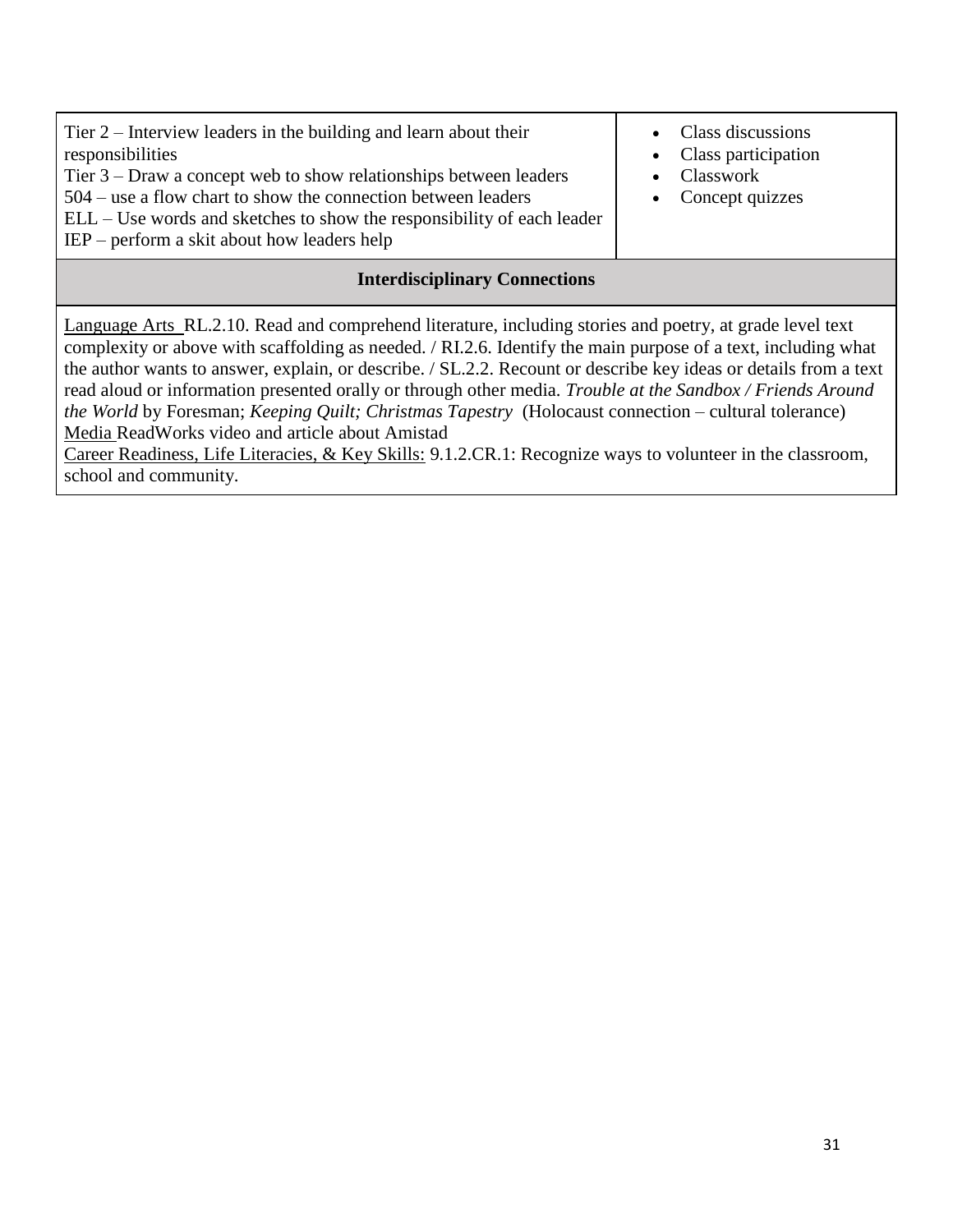| | |
|---|---|
| Tier 2 – Interview leaders in the building and learn about their responsibilities<br>Tier 3 – Draw a concept web to show relationships between leaders<br>504 – use a flow chart to show the connection between leaders<br>ELL – Use words and sketches to show the responsibility of each leader<br>IEP – perform a skit about how leaders help | • Class discussions<br>• Class participation<br>• Classwork<br>• Concept quizzes |

**Interdisciplinary Connections**

Language Arts RL.2.10. Read and comprehend literature, including stories and poetry, at grade level text complexity or above with scaffolding as needed. / RI.2.6. Identify the main purpose of a text, including what the author wants to answer, explain, or describe. / SL.2.2. Recount or describe key ideas or details from a text read aloud or information presented orally or through other media. *Trouble at the Sandbox / Friends Around the World* by Foresman; *Keeping Quilt; Christmas Tapestry* (Holocaust connection – cultural tolerance)
Media ReadWorks video and article about Amistad
Career Readiness, Life Literacies, & Key Skills: 9.1.2.CR.1: Recognize ways to volunteer in the classroom, school and community.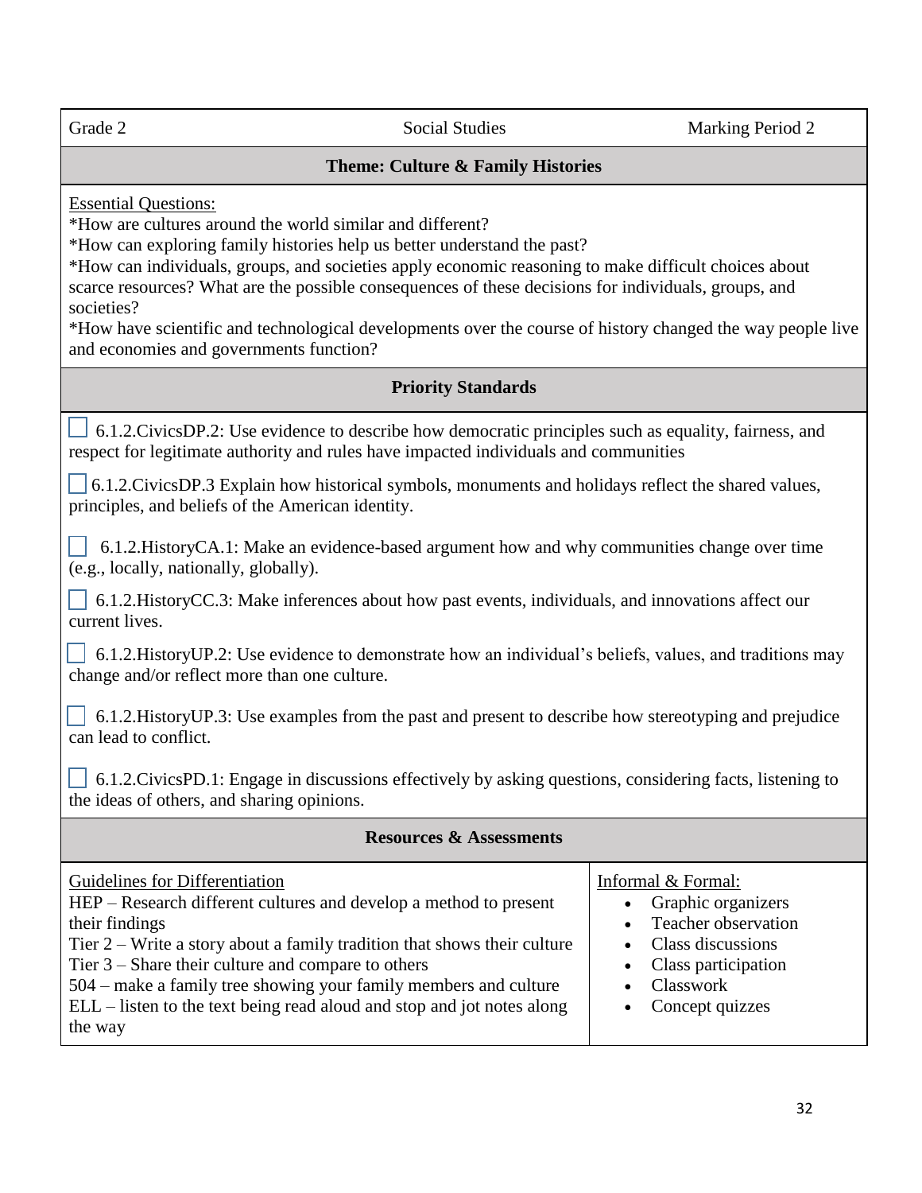| Grade 2 | Social Studies | Marking Period 2 |
|---|---|---|

## Theme: Culture & Family Histories

<u>Essential Questions:</u>
*How are cultures around the world similar and different?
*How can exploring family histories help us better understand the past?
*How can individuals, groups, and societies apply economic reasoning to make difficult choices about scarce resources? What are the possible consequences of these decisions for individuals, groups, and societies?
*How have scientific and technological developments over the course of history changed the way people live and economies and governments function?

## Priority Standards

- ☐ 6.1.2.CivicsDP.2: Use evidence to describe how democratic principles such as equality, fairness, and respect for legitimate authority and rules have impacted individuals and communities
- ☐ 6.1.2.CivicsDP.3 Explain how historical symbols, monuments and holidays reflect the shared values, principles, and beliefs of the American identity.
- ☐ 6.1.2.HistoryCA.1: Make an evidence-based argument how and why communities change over time (e.g., locally, nationally, globally).
- ☐ 6.1.2.HistoryCC.3: Make inferences about how past events, individuals, and innovations affect our current lives.
- ☐ 6.1.2.HistoryUP.2: Use evidence to demonstrate how an individual's beliefs, values, and traditions may change and/or reflect more than one culture.
- ☐ 6.1.2.HistoryUP.3: Use examples from the past and present to describe how stereotyping and prejudice can lead to conflict.
- ☐ 6.1.2.CivicsPD.1: Engage in discussions effectively by asking questions, considering facts, listening to the ideas of others, and sharing opinions.

## Resources & Assessments

| Guidelines for Differentiation | Informal & Formal: |
|---|---|
| HEP – Research different cultures and develop a method to present their findings<br>Tier 2 – Write a story about a family tradition that shows their culture<br>Tier 3 – Share their culture and compare to others<br>504 – make a family tree showing your family members and culture<br>ELL – listen to the text being read aloud and stop and jot notes along the way | • Graphic organizers<br>• Teacher observation<br>• Class discussions<br>• Class participation<br>• Classwork<br>• Concept quizzes |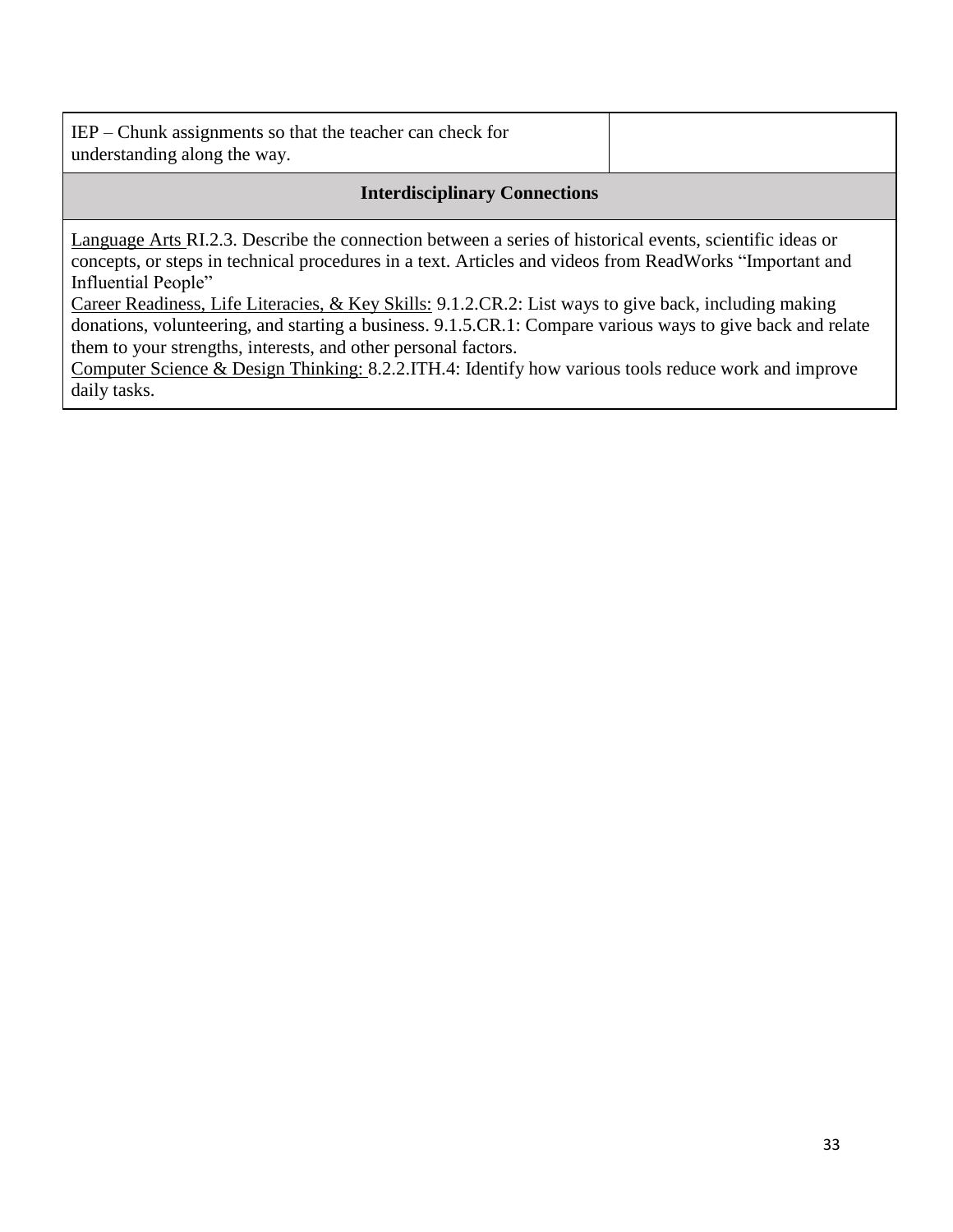| IEP – Chunk assignments so that the teacher can check for understanding along the way. | |
|---|---|

| **Interdisciplinary Connections** |
|---|
| <u>Language Arts</u> RI.2.3. Describe the connection between a series of historical events, scientific ideas or concepts, or steps in technical procedures in a text. Articles and videos from ReadWorks "Important and Influential People"<br><u>Career Readiness, Life Literacies, & Key Skills:</u> 9.1.2.CR.2: List ways to give back, including making donations, volunteering, and starting a business. 9.1.5.CR.1: Compare various ways to give back and relate them to your strengths, interests, and other personal factors.<br><u>Computer Science & Design Thinking:</u> 8.2.2.ITH.4: Identify how various tools reduce work and improve daily tasks. |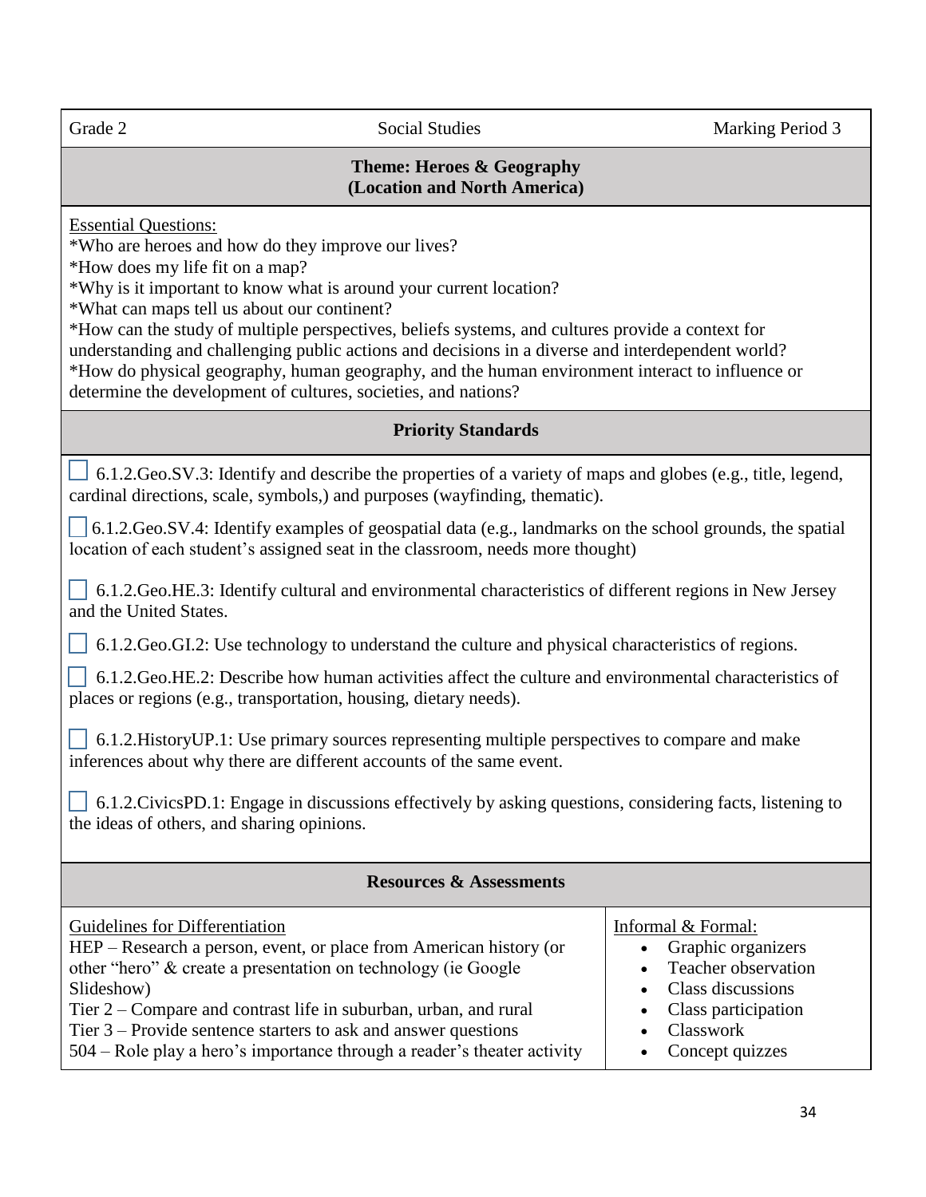Grade 2 | Social Studies | Marking Period 3

## Theme: Heroes & Geography (Location and North America)

Essential Questions:
*Who are heroes and how do they improve our lives?
*How does my life fit on a map?
*Why is it important to know what is around your current location?
*What can maps tell us about our continent?
*How can the study of multiple perspectives, beliefs systems, and cultures provide a context for understanding and challenging public actions and decisions in a diverse and interdependent world?
*How do physical geography, human geography, and the human environment interact to influence or determine the development of cultures, societies, and nations?

## Priority Standards

- ☐ 6.1.2.Geo.SV.3: Identify and describe the properties of a variety of maps and globes (e.g., title, legend, cardinal directions, scale, symbols,) and purposes (wayfinding, thematic).
- ☐ 6.1.2.Geo.SV.4: Identify examples of geospatial data (e.g., landmarks on the school grounds, the spatial location of each student's assigned seat in the classroom, needs more thought)
- ☐ 6.1.2.Geo.HE.3: Identify cultural and environmental characteristics of different regions in New Jersey and the United States.
- ☐ 6.1.2.Geo.GI.2: Use technology to understand the culture and physical characteristics of regions.
- ☐ 6.1.2.Geo.HE.2: Describe how human activities affect the culture and environmental characteristics of places or regions (e.g., transportation, housing, dietary needs).
- ☐ 6.1.2.HistoryUP.1: Use primary sources representing multiple perspectives to compare and make inferences about why there are different accounts of the same event.
- ☐ 6.1.2.CivicsPD.1: Engage in discussions effectively by asking questions, considering facts, listening to the ideas of others, and sharing opinions.

## Resources & Assessments

| Guidelines for Differentiation | Informal & Formal: |
|---|---|
| HEP – Research a person, event, or place from American history (or other "hero" & create a presentation on technology (ie Google Slideshow)<br>Tier 2 – Compare and contrast life in suburban, urban, and rural<br>Tier 3 – Provide sentence starters to ask and answer questions<br>504 – Role play a hero's importance through a reader's theater activity | • Graphic organizers<br>• Teacher observation<br>• Class discussions<br>• Class participation<br>• Classwork<br>• Concept quizzes |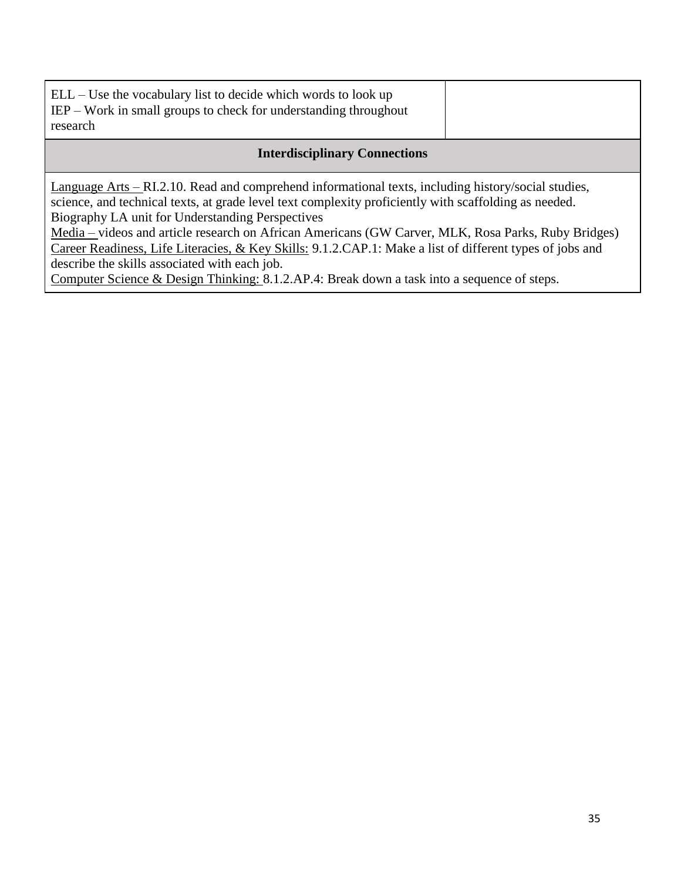| | |
|---|---|
| ELL – Use the vocabulary list to decide which words to look up<br>IEP – Work in small groups to check for understanding throughout research | |

| **Interdisciplinary Connections** |
|---|
| Language Arts – RI.2.10. Read and comprehend informational texts, including history/social studies, science, and technical texts, at grade level text complexity proficiently with scaffolding as needed.<br>Biography LA unit for Understanding Perspectives<br>Media – videos and article research on African Americans (GW Carver, MLK, Rosa Parks, Ruby Bridges)<br>Career Readiness, Life Literacies, & Key Skills: 9.1.2.CAP.1: Make a list of different types of jobs and describe the skills associated with each job.<br>Computer Science & Design Thinking: 8.1.2.AP.4: Break down a task into a sequence of steps. |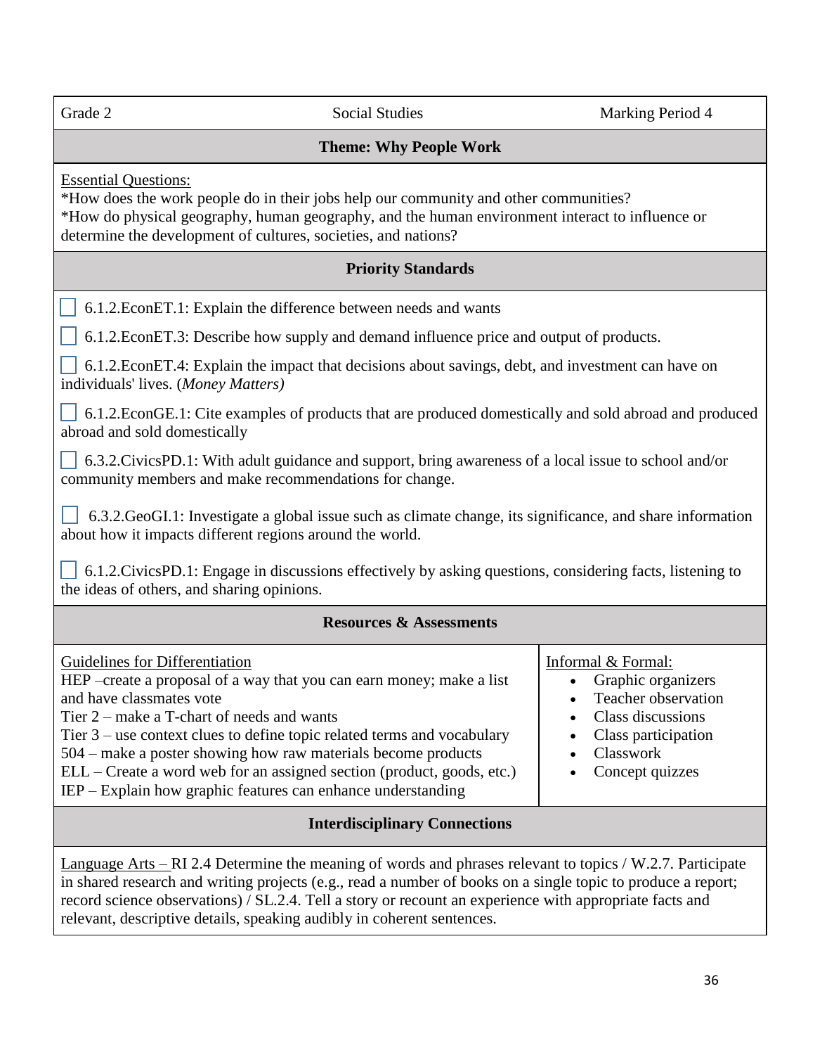| Grade 2 | Social Studies | Marking Period 4 |
|---|---|---|

**Theme: Why People Work**

Essential Questions:
*How does the work people do in their jobs help our community and other communities?
*How do physical geography, human geography, and the human environment interact to influence or determine the development of cultures, societies, and nations?

**Priority Standards**

- [ ] 6.1.2.EconET.1: Explain the difference between needs and wants
- [ ] 6.1.2.EconET.3: Describe how supply and demand influence price and output of products.
- [ ] 6.1.2.EconET.4: Explain the impact that decisions about savings, debt, and investment can have on individuals' lives. (*Money Matters)*
- [ ] 6.1.2.EconGE.1: Cite examples of products that are produced domestically and sold abroad and produced abroad and sold domestically
- [ ] 6.3.2.CivicsPD.1: With adult guidance and support, bring awareness of a local issue to school and/or community members and make recommendations for change.
- [ ] 6.3.2.GeoGI.1: Investigate a global issue such as climate change, its significance, and share information about how it impacts different regions around the world.
- [ ] 6.1.2.CivicsPD.1: Engage in discussions effectively by asking questions, considering facts, listening to the ideas of others, and sharing opinions.

**Resources & Assessments**

| Guidelines for Differentiation | Informal & Formal: |
|---|---|
| HEP –create a proposal of a way that you can earn money; make a list and have classmates vote<br>Tier 2 – make a T-chart of needs and wants<br>Tier 3 – use context clues to define topic related terms and vocabulary<br>504 – make a poster showing how raw materials become products<br>ELL – Create a word web for an assigned section (product, goods, etc.)<br>IEP – Explain how graphic features can enhance understanding | • Graphic organizers<br>• Teacher observation<br>• Class discussions<br>• Class participation<br>• Classwork<br>• Concept quizzes |

**Interdisciplinary Connections**

Language Arts – RI 2.4 Determine the meaning of words and phrases relevant to topics / W.2.7. Participate in shared research and writing projects (e.g., read a number of books on a single topic to produce a report; record science observations) / SL.2.4. Tell a story or recount an experience with appropriate facts and relevant, descriptive details, speaking audibly in coherent sentences.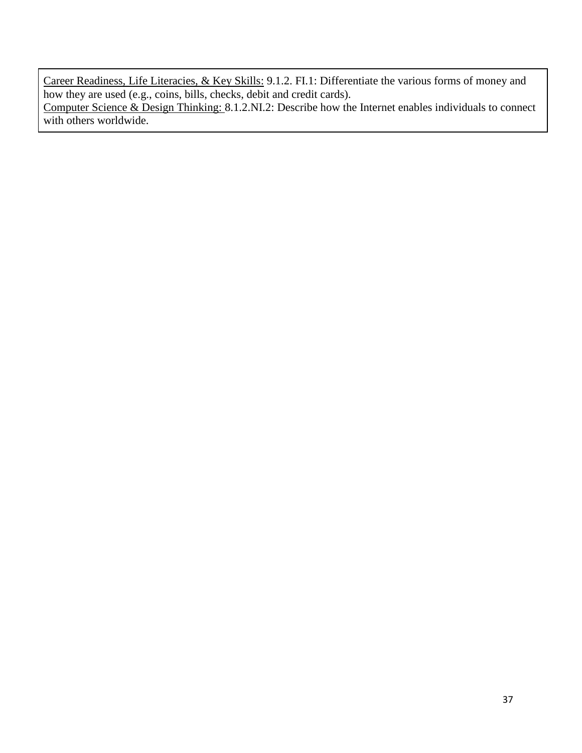<u>Career Readiness, Life Literacies, & Key Skills:</u> 9.1.2. FI.1: Differentiate the various forms of money and how they are used (e.g., coins, bills, checks, debit and credit cards).
<u>Computer Science & Design Thinking:</u> 8.1.2.NI.2: Describe how the Internet enables individuals to connect with others worldwide.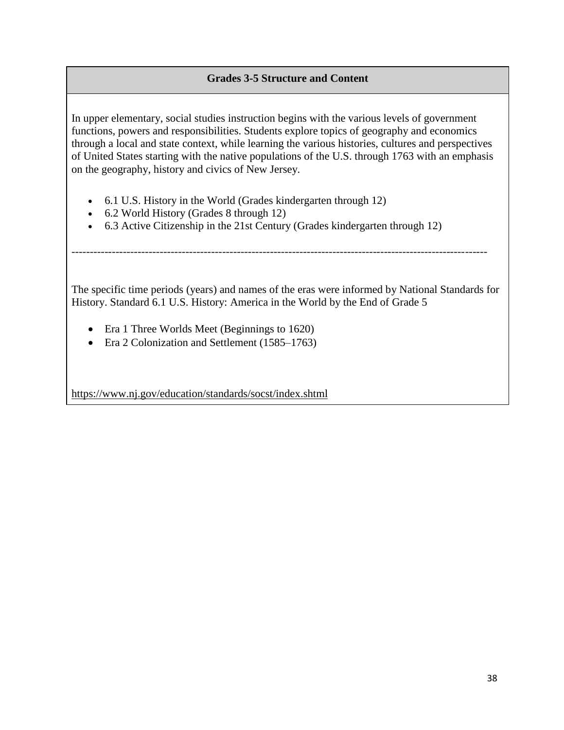## Grades 3-5 Structure and Content

In upper elementary, social studies instruction begins with the various levels of government functions, powers and responsibilities. Students explore topics of geography and economics through a local and state context, while learning the various histories, cultures and perspectives of United States starting with the native populations of the U.S. through 1763 with an emphasis on the geography, history and civics of New Jersey.

- 6.1 U.S. History in the World (Grades kindergarten through 12)
- 6.2 World History (Grades 8 through 12)
- 6.3 Active Citizenship in the 21st Century (Grades kindergarten through 12)

---

The specific time periods (years) and names of the eras were informed by National Standards for History. Standard 6.1 U.S. History: America in the World by the End of Grade 5

- Era 1 Three Worlds Meet (Beginnings to 1620)
- Era 2 Colonization and Settlement (1585–1763)

https://www.nj.gov/education/standards/socst/index.shtml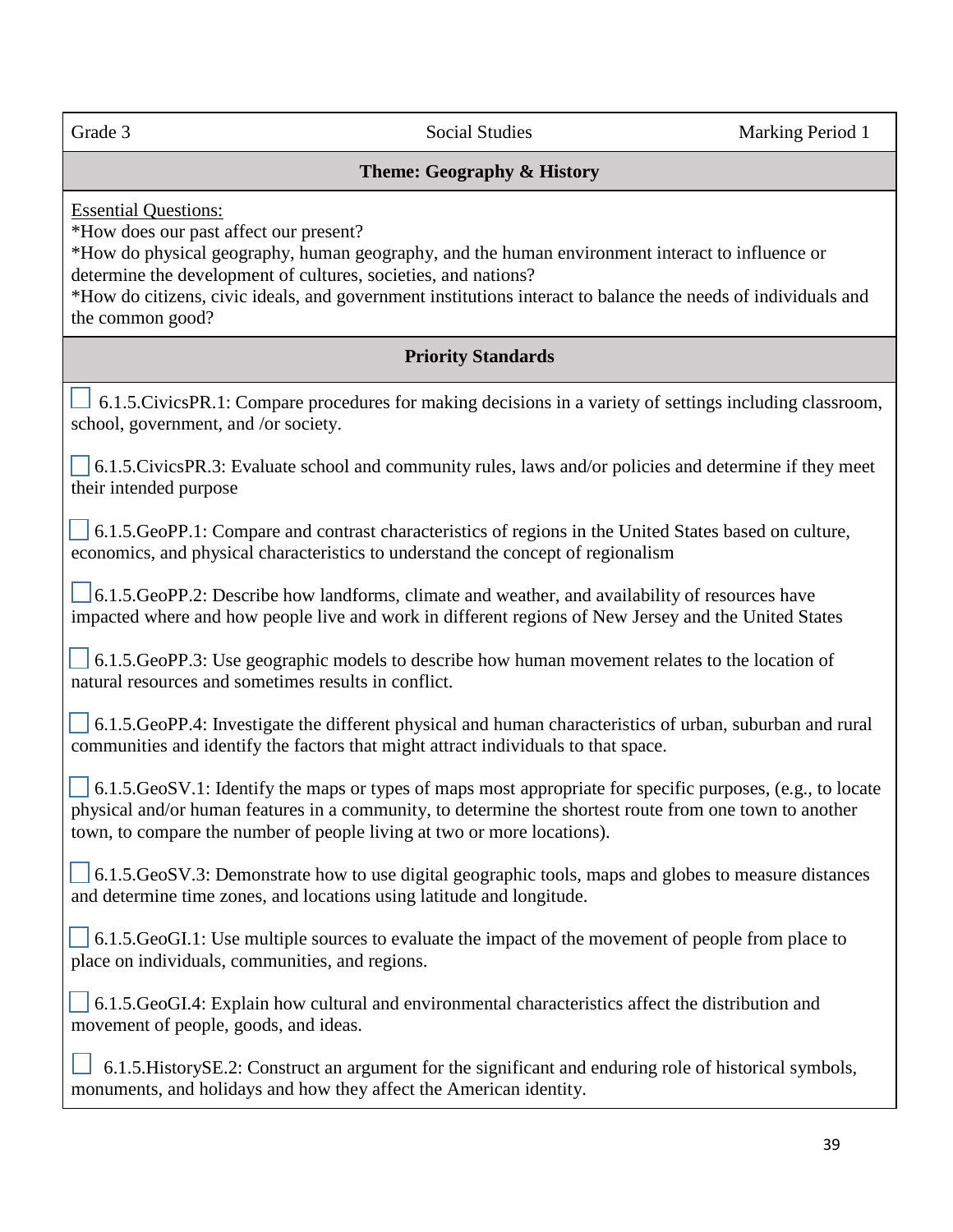| Grade 3 | Social Studies | Marking Period 1 |
|---|---|---|

**Theme: Geography & History**

Essential Questions:
*How does our past affect our present?
*How do physical geography, human geography, and the human environment interact to influence or determine the development of cultures, societies, and nations?
*How do citizens, civic ideals, and government institutions interact to balance the needs of individuals and the common good?

**Priority Standards**

☐ 6.1.5.CivicsPR.1: Compare procedures for making decisions in a variety of settings including classroom, school, government, and /or society.

☐ 6.1.5.CivicsPR.3: Evaluate school and community rules, laws and/or policies and determine if they meet their intended purpose

☐ 6.1.5.GeoPP.1: Compare and contrast characteristics of regions in the United States based on culture, economics, and physical characteristics to understand the concept of regionalism

☐ 6.1.5.GeoPP.2: Describe how landforms, climate and weather, and availability of resources have impacted where and how people live and work in different regions of New Jersey and the United States

☐ 6.1.5.GeoPP.3: Use geographic models to describe how human movement relates to the location of natural resources and sometimes results in conflict.

☐ 6.1.5.GeoPP.4: Investigate the different physical and human characteristics of urban, suburban and rural communities and identify the factors that might attract individuals to that space.

☐ 6.1.5.GeoSV.1: Identify the maps or types of maps most appropriate for specific purposes, (e.g., to locate physical and/or human features in a community, to determine the shortest route from one town to another town, to compare the number of people living at two or more locations).

☐ 6.1.5.GeoSV.3: Demonstrate how to use digital geographic tools, maps and globes to measure distances and determine time zones, and locations using latitude and longitude.

☐ 6.1.5.GeoGI.1: Use multiple sources to evaluate the impact of the movement of people from place to place on individuals, communities, and regions.

☐ 6.1.5.GeoGI.4: Explain how cultural and environmental characteristics affect the distribution and movement of people, goods, and ideas.

☐ 6.1.5.HistorySE.2: Construct an argument for the significant and enduring role of historical symbols, monuments, and holidays and how they affect the American identity.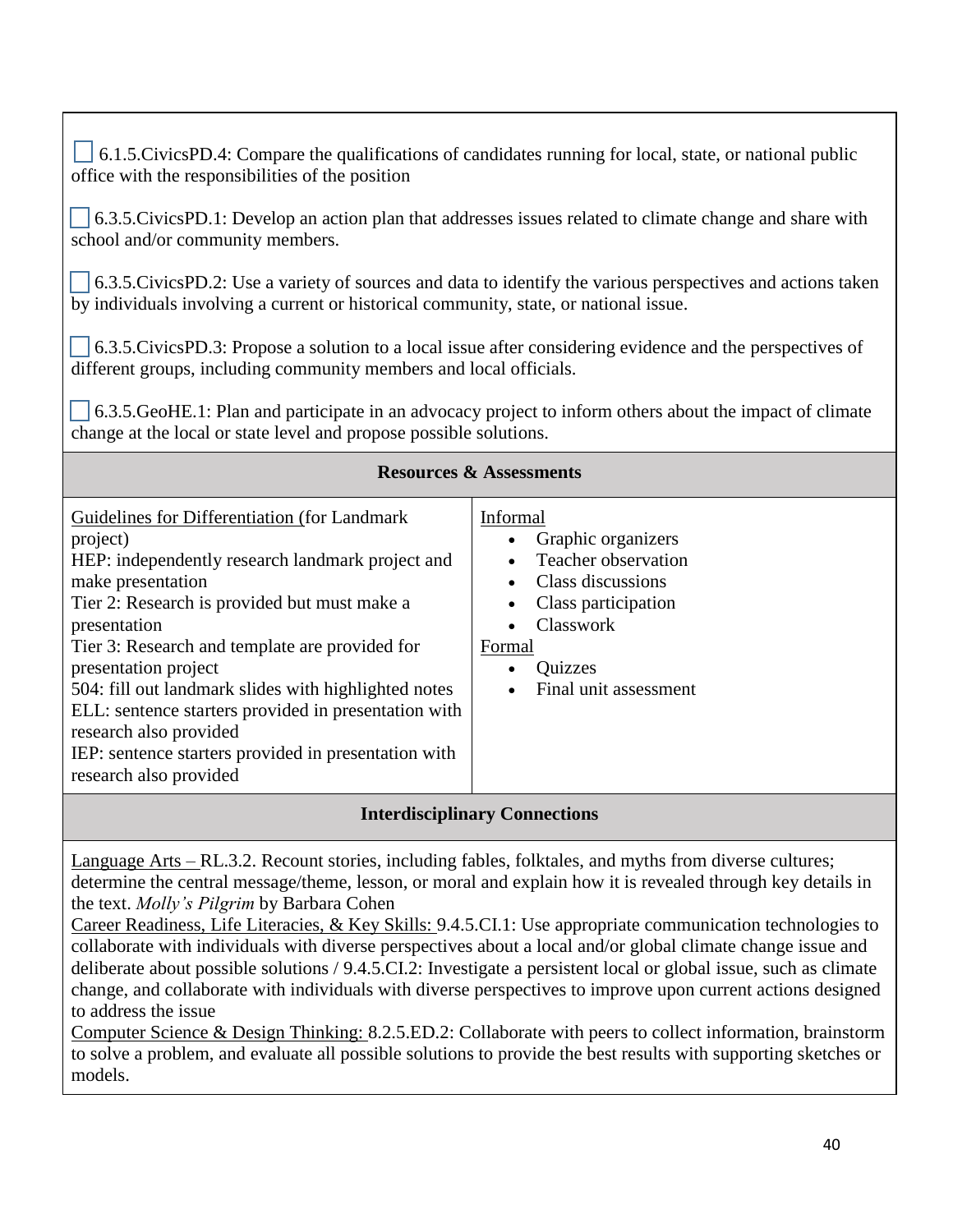☐ 6.1.5.CivicsPD.4: Compare the qualifications of candidates running for local, state, or national public office with the responsibilities of the position

☐ 6.3.5.CivicsPD.1: Develop an action plan that addresses issues related to climate change and share with school and/or community members.

☐ 6.3.5.CivicsPD.2: Use a variety of sources and data to identify the various perspectives and actions taken by individuals involving a current or historical community, state, or national issue.

☐ 6.3.5.CivicsPD.3: Propose a solution to a local issue after considering evidence and the perspectives of different groups, including community members and local officials.

☐ 6.3.5.GeoHE.1: Plan and participate in an advocacy project to inform others about the impact of climate change at the local or state level and propose possible solutions.

**Resources & Assessments**

| Guidelines for Differentiation | Assessments |
|---|---|
| Guidelines for Differentiation (for Landmark project)<br>HEP: independently research landmark project and make presentation<br>Tier 2: Research is provided but must make a presentation<br>Tier 3: Research and template are provided for presentation project<br>504: fill out landmark slides with highlighted notes<br>ELL: sentence starters provided in presentation with research also provided<br>IEP: sentence starters provided in presentation with research also provided | Informal<br>• Graphic organizers<br>• Teacher observation<br>• Class discussions<br>• Class participation<br>• Classwork<br>Formal<br>• Quizzes<br>• Final unit assessment |

**Interdisciplinary Connections**

Language Arts – RL.3.2. Recount stories, including fables, folktales, and myths from diverse cultures; determine the central message/theme, lesson, or moral and explain how it is revealed through key details in the text. *Molly's Pilgrim* by Barbara Cohen

Career Readiness, Life Literacies, & Key Skills: 9.4.5.CI.1: Use appropriate communication technologies to collaborate with individuals with diverse perspectives about a local and/or global climate change issue and deliberate about possible solutions / 9.4.5.CI.2: Investigate a persistent local or global issue, such as climate change, and collaborate with individuals with diverse perspectives to improve upon current actions designed to address the issue

Computer Science & Design Thinking: 8.2.5.ED.2: Collaborate with peers to collect information, brainstorm to solve a problem, and evaluate all possible solutions to provide the best results with supporting sketches or models.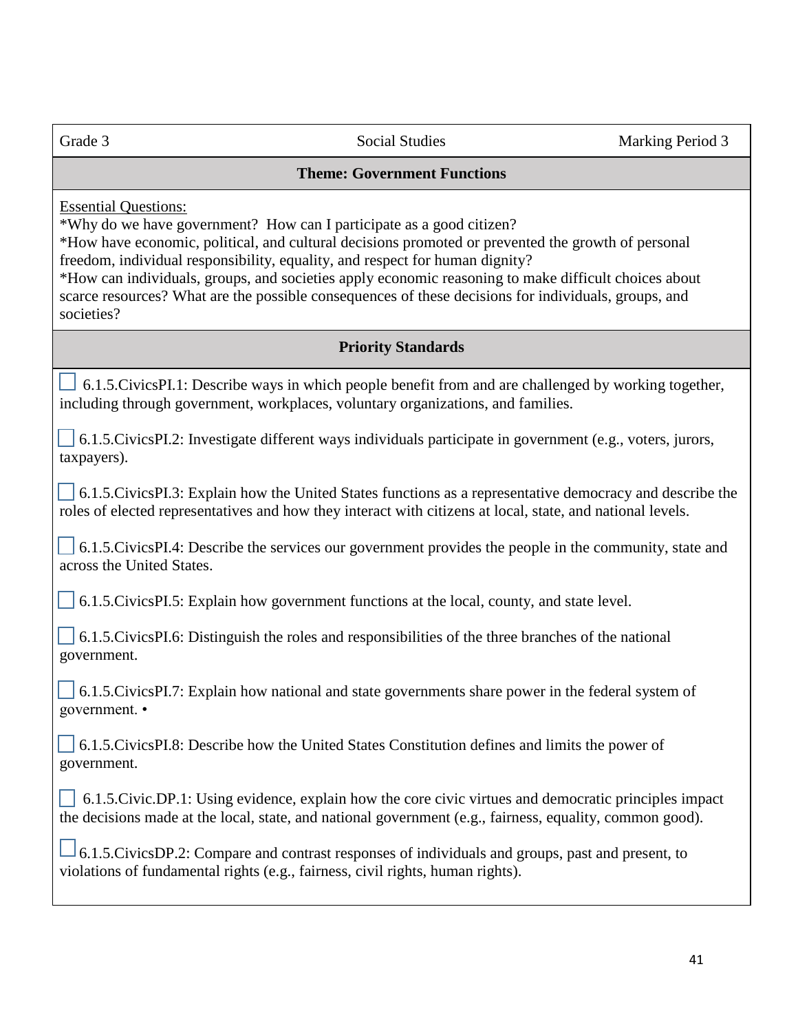| Grade 3 | Social Studies | Marking Period 3 |
|---|---|---|

**Theme: Government Functions**

Essential Questions:
*Why do we have government? How can I participate as a good citizen?
*How have economic, political, and cultural decisions promoted or prevented the growth of personal freedom, individual responsibility, equality, and respect for human dignity?
*How can individuals, groups, and societies apply economic reasoning to make difficult choices about scarce resources? What are the possible consequences of these decisions for individuals, groups, and societies?

**Priority Standards**

- [ ] 6.1.5.CivicsPI.1: Describe ways in which people benefit from and are challenged by working together, including through government, workplaces, voluntary organizations, and families.

- [ ] 6.1.5.CivicsPI.2: Investigate different ways individuals participate in government (e.g., voters, jurors, taxpayers).

- [ ] 6.1.5.CivicsPI.3: Explain how the United States functions as a representative democracy and describe the roles of elected representatives and how they interact with citizens at local, state, and national levels.

- [ ] 6.1.5.CivicsPI.4: Describe the services our government provides the people in the community, state and across the United States.

- [ ] 6.1.5.CivicsPI.5: Explain how government functions at the local, county, and state level.

- [ ] 6.1.5.CivicsPI.6: Distinguish the roles and responsibilities of the three branches of the national government.

- [ ] 6.1.5.CivicsPI.7: Explain how national and state governments share power in the federal system of government. •

- [ ] 6.1.5.CivicsPI.8: Describe how the United States Constitution defines and limits the power of government.

- [ ] 6.1.5.Civic.DP.1: Using evidence, explain how the core civic virtues and democratic principles impact the decisions made at the local, state, and national government (e.g., fairness, equality, common good).

- [ ] 6.1.5.CivicsDP.2: Compare and contrast responses of individuals and groups, past and present, to violations of fundamental rights (e.g., fairness, civil rights, human rights).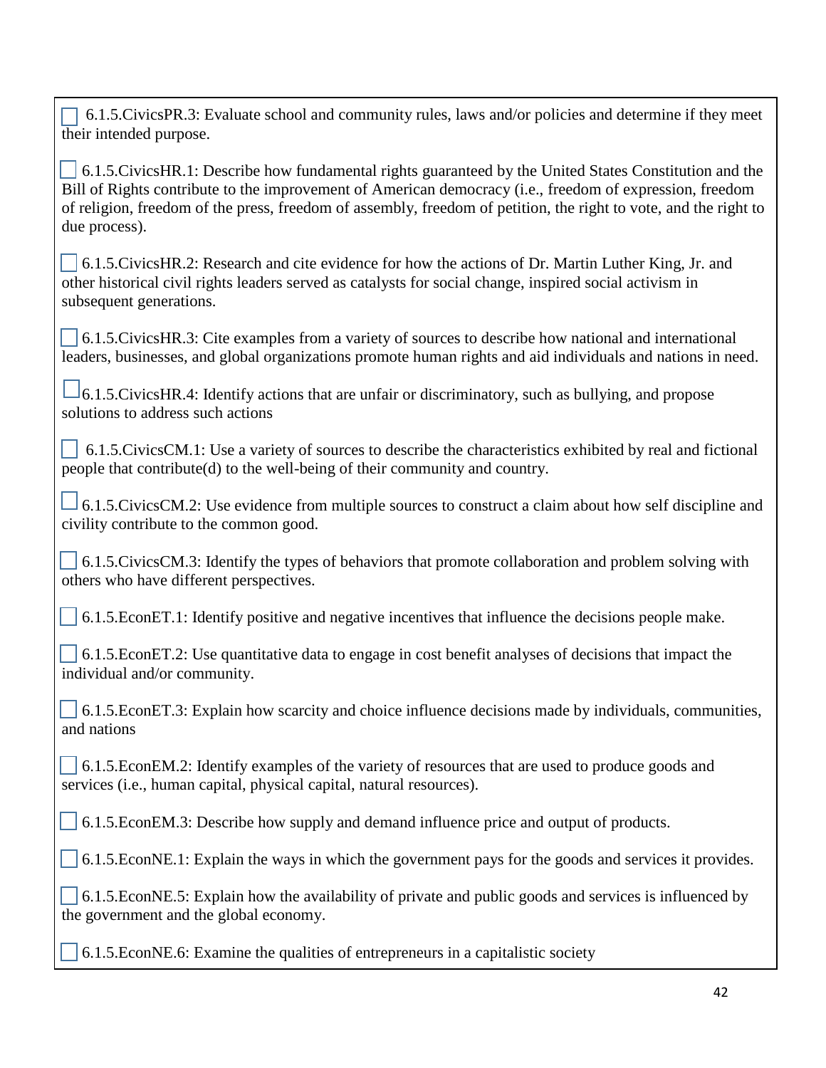- [ ] 6.1.5.CivicsPR.3: Evaluate school and community rules, laws and/or policies and determine if they meet their intended purpose.

- [ ] 6.1.5.CivicsHR.1: Describe how fundamental rights guaranteed by the United States Constitution and the Bill of Rights contribute to the improvement of American democracy (i.e., freedom of expression, freedom of religion, freedom of the press, freedom of assembly, freedom of petition, the right to vote, and the right to due process).

- [ ] 6.1.5.CivicsHR.2: Research and cite evidence for how the actions of Dr. Martin Luther King, Jr. and other historical civil rights leaders served as catalysts for social change, inspired social activism in subsequent generations.

- [ ] 6.1.5.CivicsHR.3: Cite examples from a variety of sources to describe how national and international leaders, businesses, and global organizations promote human rights and aid individuals and nations in need.

- [ ] 6.1.5.CivicsHR.4: Identify actions that are unfair or discriminatory, such as bullying, and propose solutions to address such actions

- [ ] 6.1.5.CivicsCM.1: Use a variety of sources to describe the characteristics exhibited by real and fictional people that contribute(d) to the well-being of their community and country.

- [ ] 6.1.5.CivicsCM.2: Use evidence from multiple sources to construct a claim about how self discipline and civility contribute to the common good.

- [ ] 6.1.5.CivicsCM.3: Identify the types of behaviors that promote collaboration and problem solving with others who have different perspectives.

- [ ] 6.1.5.EconET.1: Identify positive and negative incentives that influence the decisions people make.

- [ ] 6.1.5.EconET.2: Use quantitative data to engage in cost benefit analyses of decisions that impact the individual and/or community.

- [ ] 6.1.5.EconET.3: Explain how scarcity and choice influence decisions made by individuals, communities, and nations

- [ ] 6.1.5.EconEM.2: Identify examples of the variety of resources that are used to produce goods and services (i.e., human capital, physical capital, natural resources).

- [ ] 6.1.5.EconEM.3: Describe how supply and demand influence price and output of products.

- [ ] 6.1.5.EconNE.1: Explain the ways in which the government pays for the goods and services it provides.

- [ ] 6.1.5.EconNE.5: Explain how the availability of private and public goods and services is influenced by the government and the global economy.

- [ ] 6.1.5.EconNE.6: Examine the qualities of entrepreneurs in a capitalistic society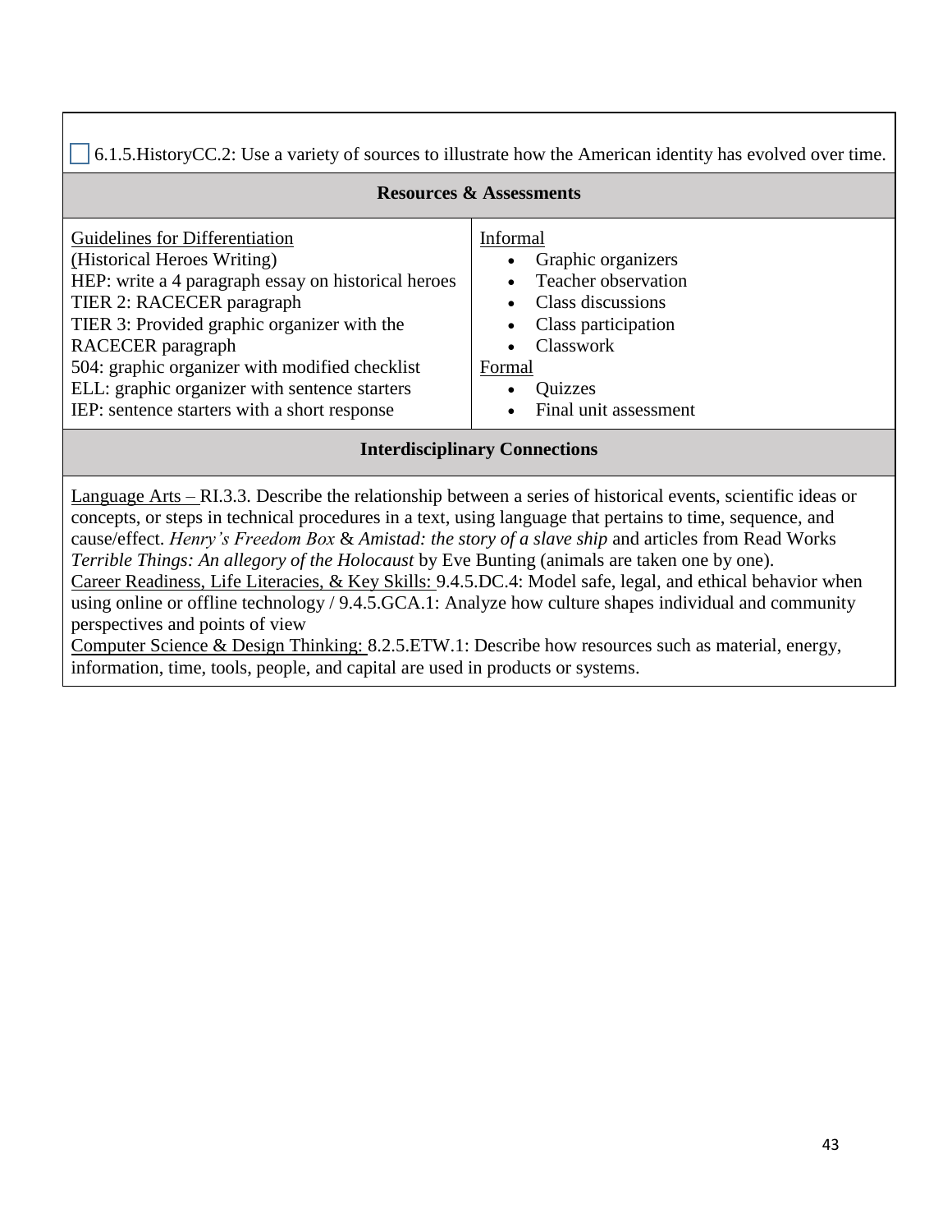☐ 6.1.5.HistoryCC.2: Use a variety of sources to illustrate how the American identity has evolved over time.

| **Resources & Assessments** | |
|---|---|
| Guidelines for Differentiation<br>(Historical Heroes Writing)<br>HEP: write a 4 paragraph essay on historical heroes<br>TIER 2: RACECER paragraph<br>TIER 3: Provided graphic organizer with the RACECER paragraph<br>504: graphic organizer with modified checklist<br>ELL: graphic organizer with sentence starters<br>IEP: sentence starters with a short response | Informal<br>• Graphic organizers<br>• Teacher observation<br>• Class discussions<br>• Class participation<br>• Classwork<br>Formal<br>• Quizzes<br>• Final unit assessment |

**Interdisciplinary Connections**

Language Arts – RI.3.3. Describe the relationship between a series of historical events, scientific ideas or concepts, or steps in technical procedures in a text, using language that pertains to time, sequence, and cause/effect. *Henry's Freedom Box* & *Amistad: the story of a slave ship* and articles from Read Works *Terrible Things: An allegory of the Holocaust* by Eve Bunting (animals are taken one by one).
Career Readiness, Life Literacies, & Key Skills: 9.4.5.DC.4: Model safe, legal, and ethical behavior when using online or offline technology / 9.4.5.GCA.1: Analyze how culture shapes individual and community perspectives and points of view
Computer Science & Design Thinking: 8.2.5.ETW.1: Describe how resources such as material, energy, information, time, tools, people, and capital are used in products or systems.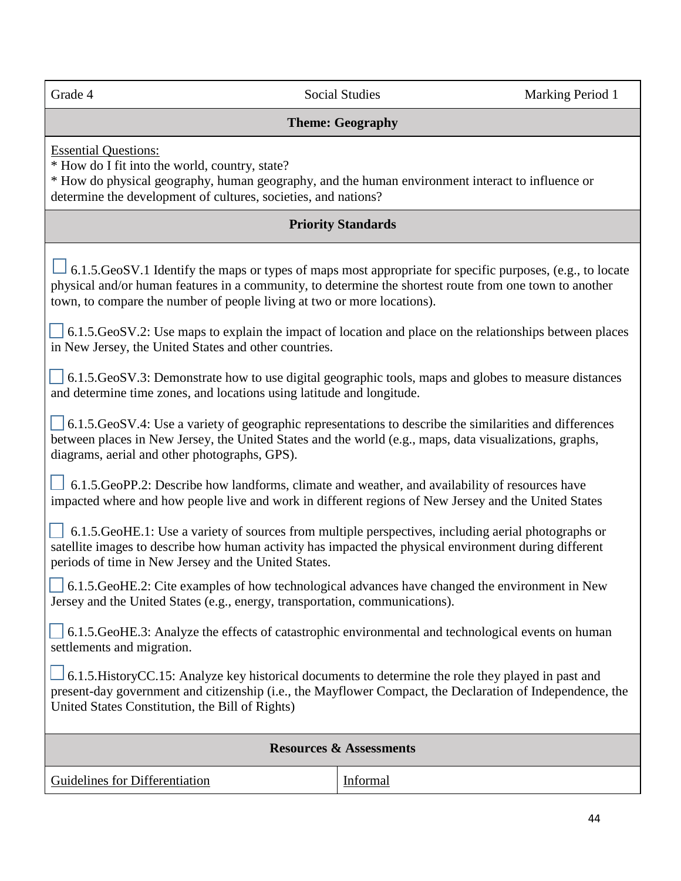| Grade 4 | Social Studies | Marking Period 1 |
|---|---|---|

**Theme: Geography**

Essential Questions:
* How do I fit into the world, country, state?
* How do physical geography, human geography, and the human environment interact to influence or determine the development of cultures, societies, and nations?

**Priority Standards**

☐ 6.1.5.GeoSV.1 Identify the maps or types of maps most appropriate for specific purposes, (e.g., to locate physical and/or human features in a community, to determine the shortest route from one town to another town, to compare the number of people living at two or more locations).

☐ 6.1.5.GeoSV.2: Use maps to explain the impact of location and place on the relationships between places in New Jersey, the United States and other countries.

☐ 6.1.5.GeoSV.3: Demonstrate how to use digital geographic tools, maps and globes to measure distances and determine time zones, and locations using latitude and longitude.

☐ 6.1.5.GeoSV.4: Use a variety of geographic representations to describe the similarities and differences between places in New Jersey, the United States and the world (e.g., maps, data visualizations, graphs, diagrams, aerial and other photographs, GPS).

☐ 6.1.5.GeoPP.2: Describe how landforms, climate and weather, and availability of resources have impacted where and how people live and work in different regions of New Jersey and the United States

☐ 6.1.5.GeoHE.1: Use a variety of sources from multiple perspectives, including aerial photographs or satellite images to describe how human activity has impacted the physical environment during different periods of time in New Jersey and the United States.

☐ 6.1.5.GeoHE.2: Cite examples of how technological advances have changed the environment in New Jersey and the United States (e.g., energy, transportation, communications).

☐ 6.1.5.GeoHE.3: Analyze the effects of catastrophic environmental and technological events on human settlements and migration.

☐ 6.1.5.HistoryCC.15: Analyze key historical documents to determine the role they played in past and present-day government and citizenship (i.e., the Mayflower Compact, the Declaration of Independence, the United States Constitution, the Bill of Rights)

**Resources & Assessments**

| Guidelines for Differentiation | Informal |
|---|---|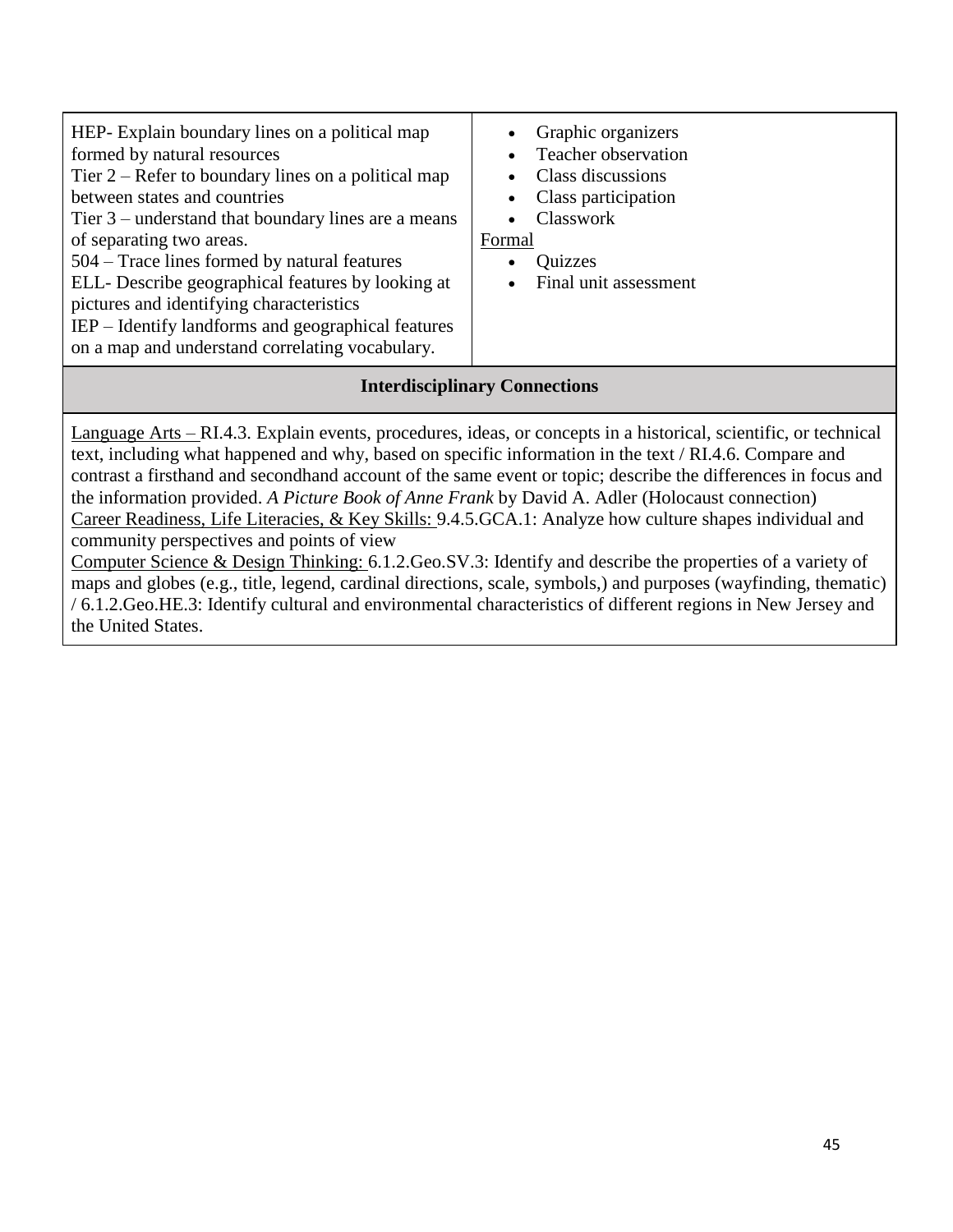| | |
|---|---|
| HEP- Explain boundary lines on a political map formed by natural resources<br>Tier 2 – Refer to boundary lines on a political map between states and countries<br>Tier 3 – understand that boundary lines are a means of separating two areas.<br>504 – Trace lines formed by natural features<br>ELL- Describe geographical features by looking at pictures and identifying characteristics<br>IEP – Identify landforms and geographical features on a map and understand correlating vocabulary. | • Graphic organizers<br>• Teacher observation<br>• Class discussions<br>• Class participation<br>• Classwork<br>Formal<br>• Quizzes<br>• Final unit assessment |

**Interdisciplinary Connections**

Language Arts – RI.4.3. Explain events, procedures, ideas, or concepts in a historical, scientific, or technical text, including what happened and why, based on specific information in the text / RI.4.6. Compare and contrast a firsthand and secondhand account of the same event or topic; describe the differences in focus and the information provided. *A Picture Book of Anne Frank* by David A. Adler (Holocaust connection)
Career Readiness, Life Literacies, & Key Skills: 9.4.5.GCA.1: Analyze how culture shapes individual and community perspectives and points of view
Computer Science & Design Thinking: 6.1.2.Geo.SV.3: Identify and describe the properties of a variety of maps and globes (e.g., title, legend, cardinal directions, scale, symbols,) and purposes (wayfinding, thematic) / 6.1.2.Geo.HE.3: Identify cultural and environmental characteristics of different regions in New Jersey and the United States.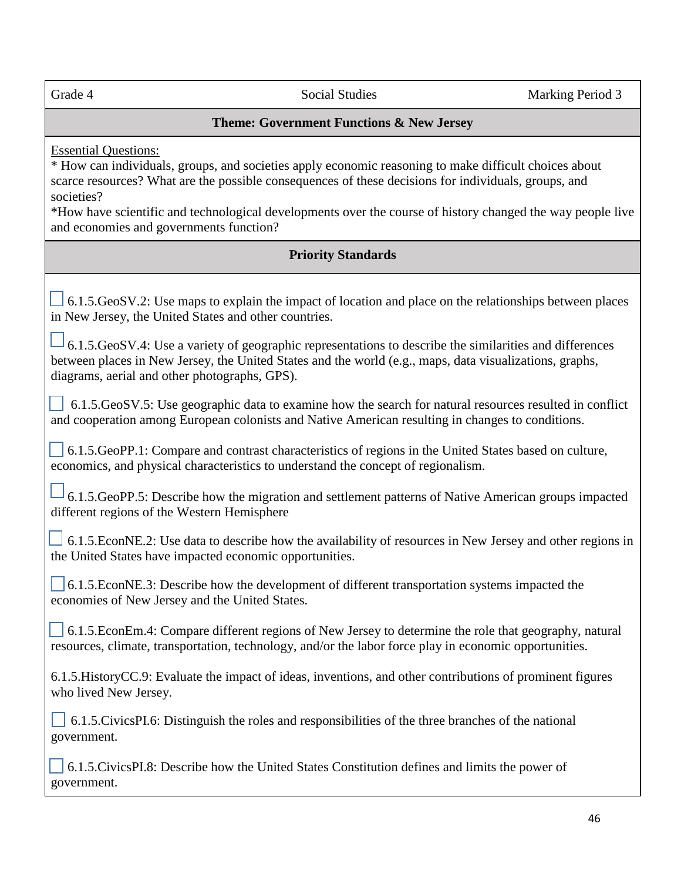| Grade 4 | Social Studies | Marking Period 3 |
|---|---|---|

**Theme: Government Functions & New Jersey**

Essential Questions:
* How can individuals, groups, and societies apply economic reasoning to make difficult choices about scarce resources? What are the possible consequences of these decisions for individuals, groups, and societies?
*How have scientific and technological developments over the course of history changed the way people live and economies and governments function?

**Priority Standards**

- [ ] 6.1.5.GeoSV.2: Use maps to explain the impact of location and place on the relationships between places in New Jersey, the United States and other countries.
- [ ] 6.1.5.GeoSV.4: Use a variety of geographic representations to describe the similarities and differences between places in New Jersey, the United States and the world (e.g., maps, data visualizations, graphs, diagrams, aerial and other photographs, GPS).
- [ ] 6.1.5.GeoSV.5: Use geographic data to examine how the search for natural resources resulted in conflict and cooperation among European colonists and Native American resulting in changes to conditions.
- [ ] 6.1.5.GeoPP.1: Compare and contrast characteristics of regions in the United States based on culture, economics, and physical characteristics to understand the concept of regionalism.
- [ ] 6.1.5.GeoPP.5: Describe how the migration and settlement patterns of Native American groups impacted different regions of the Western Hemisphere
- [ ] 6.1.5.EconNE.2: Use data to describe how the availability of resources in New Jersey and other regions in the United States have impacted economic opportunities.
- [ ] 6.1.5.EconNE.3: Describe how the development of different transportation systems impacted the economies of New Jersey and the United States.
- [ ] 6.1.5.EconEm.4: Compare different regions of New Jersey to determine the role that geography, natural resources, climate, transportation, technology, and/or the labor force play in economic opportunities.

6.1.5.HistoryCC.9: Evaluate the impact of ideas, inventions, and other contributions of prominent figures who lived New Jersey.

- [ ] 6.1.5.CivicsPI.6: Distinguish the roles and responsibilities of the three branches of the national government.
- [ ] 6.1.5.CivicsPI.8: Describe how the United States Constitution defines and limits the power of government.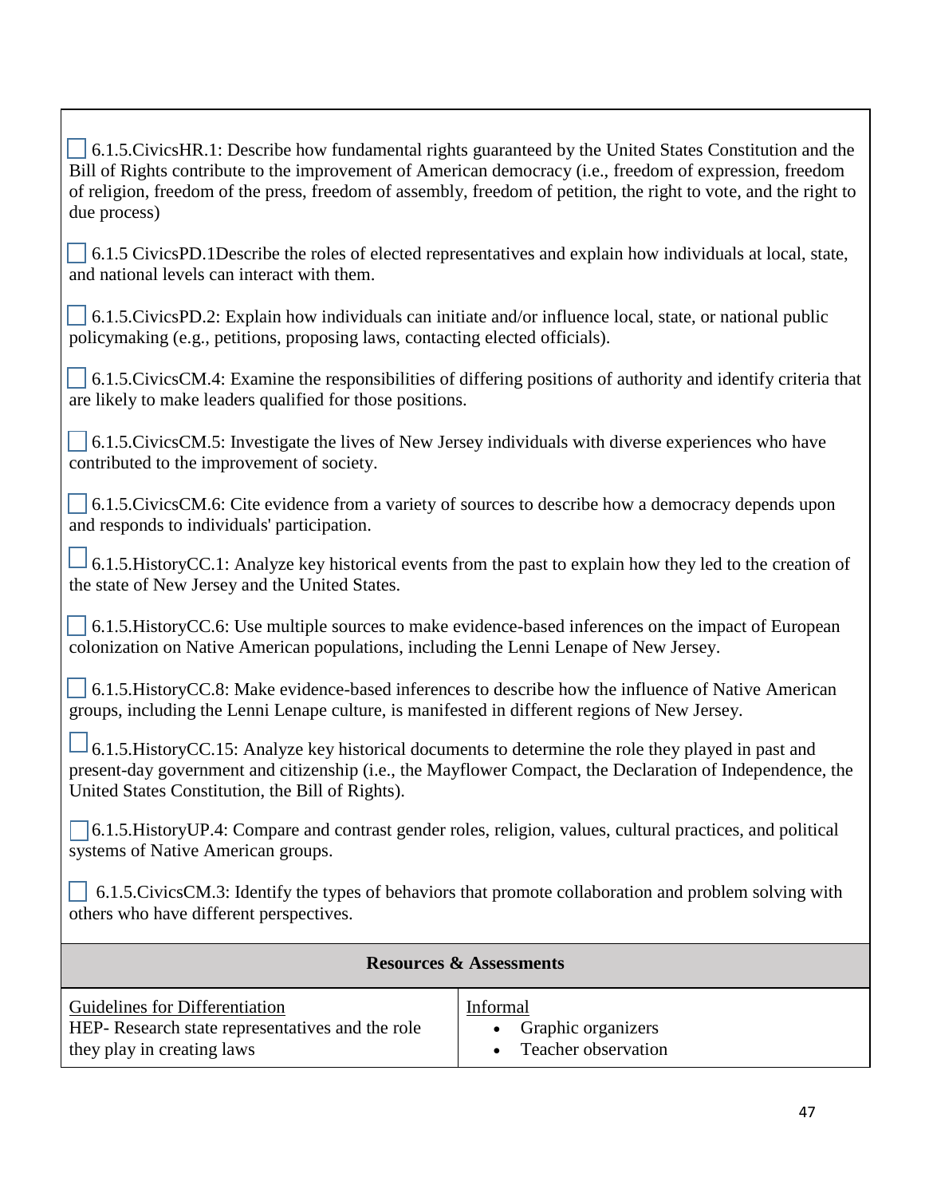☐ 6.1.5.CivicsHR.1: Describe how fundamental rights guaranteed by the United States Constitution and the Bill of Rights contribute to the improvement of American democracy (i.e., freedom of expression, freedom of religion, freedom of the press, freedom of assembly, freedom of petition, the right to vote, and the right to due process)

☐ 6.1.5 CivicsPD.1Describe the roles of elected representatives and explain how individuals at local, state, and national levels can interact with them.

☐ 6.1.5.CivicsPD.2: Explain how individuals can initiate and/or influence local, state, or national public policymaking (e.g., petitions, proposing laws, contacting elected officials).

☐ 6.1.5.CivicsCM.4: Examine the responsibilities of differing positions of authority and identify criteria that are likely to make leaders qualified for those positions.

☐ 6.1.5.CivicsCM.5: Investigate the lives of New Jersey individuals with diverse experiences who have contributed to the improvement of society.

☐ 6.1.5.CivicsCM.6: Cite evidence from a variety of sources to describe how a democracy depends upon and responds to individuals' participation.

☐ 6.1.5.HistoryCC.1: Analyze key historical events from the past to explain how they led to the creation of the state of New Jersey and the United States.

☐ 6.1.5.HistoryCC.6: Use multiple sources to make evidence-based inferences on the impact of European colonization on Native American populations, including the Lenni Lenape of New Jersey.

☐ 6.1.5.HistoryCC.8: Make evidence-based inferences to describe how the influence of Native American groups, including the Lenni Lenape culture, is manifested in different regions of New Jersey.

☐ 6.1.5.HistoryCC.15: Analyze key historical documents to determine the role they played in past and present-day government and citizenship (i.e., the Mayflower Compact, the Declaration of Independence, the United States Constitution, the Bill of Rights).

☐ 6.1.5.HistoryUP.4: Compare and contrast gender roles, religion, values, cultural practices, and political systems of Native American groups.

☐ 6.1.5.CivicsCM.3: Identify the types of behaviors that promote collaboration and problem solving with others who have different perspectives.

| Resources & Assessments | |
|---|---|
| <u>Guidelines for Differentiation</u><br>HEP- Research state representatives and the role they play in creating laws | <u>Informal</u><br>• Graphic organizers<br>• Teacher observation |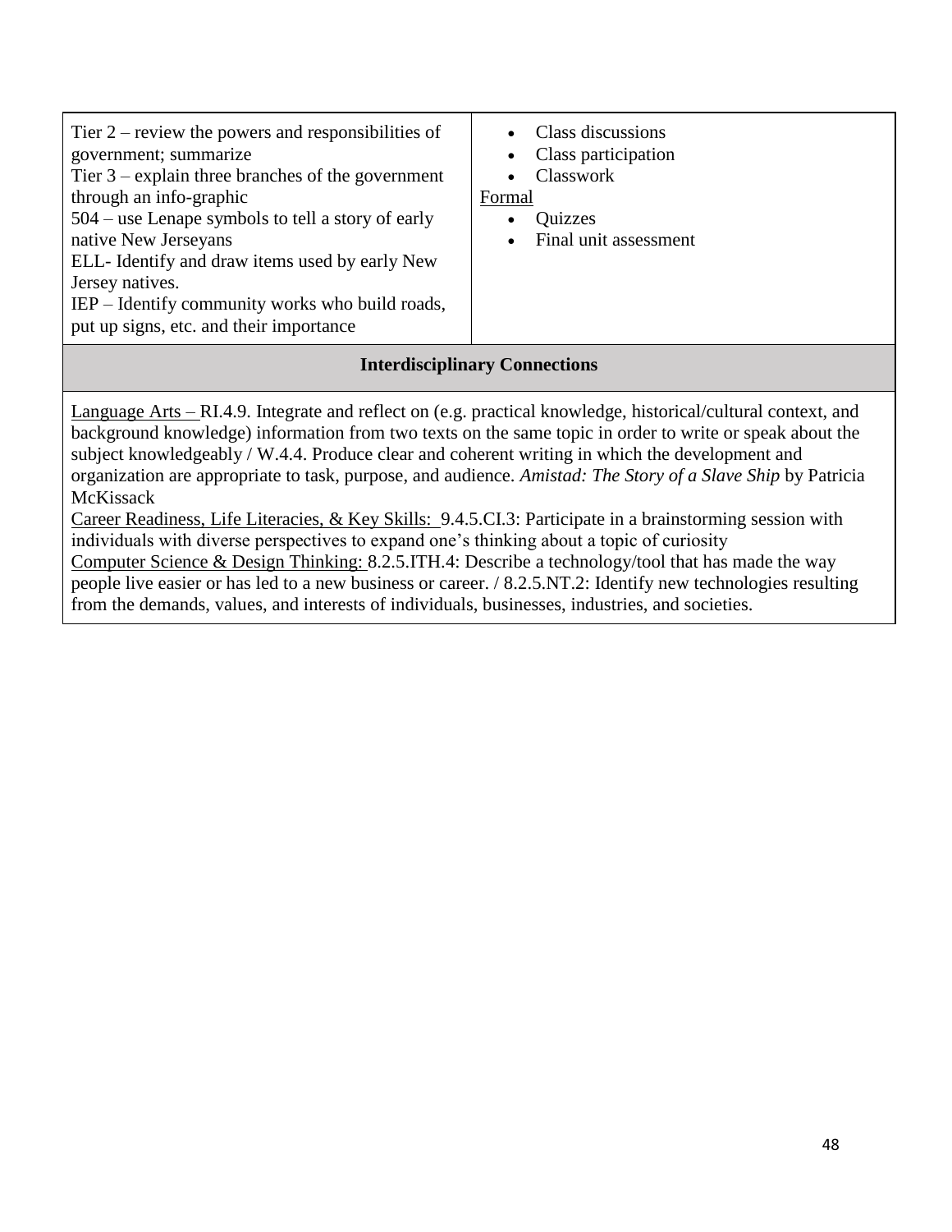| | |
|---|---|
| Tier 2 – review the powers and responsibilities of government; summarize<br>Tier 3 – explain three branches of the government through an info-graphic<br>504 – use Lenape symbols to tell a story of early native New Jerseyans<br>ELL- Identify and draw items used by early New Jersey natives.<br>IEP – Identify community works who build roads, put up signs, etc. and their importance | • Class discussions<br>• Class participation<br>• Classwork<br>Formal<br>• Quizzes<br>• Final unit assessment |

| **Interdisciplinary Connections** |
|---|
| Language Arts – RI.4.9. Integrate and reflect on (e.g. practical knowledge, historical/cultural context, and background knowledge) information from two texts on the same topic in order to write or speak about the subject knowledgeably / W.4.4. Produce clear and coherent writing in which the development and organization are appropriate to task, purpose, and audience. *Amistad: The Story of a Slave Ship* by Patricia McKissack<br>Career Readiness, Life Literacies, & Key Skills: 9.4.5.CI.3: Participate in a brainstorming session with individuals with diverse perspectives to expand one's thinking about a topic of curiosity<br>Computer Science & Design Thinking: 8.2.5.ITH.4: Describe a technology/tool that has made the way people live easier or has led to a new business or career. / 8.2.5.NT.2: Identify new technologies resulting from the demands, values, and interests of individuals, businesses, industries, and societies. |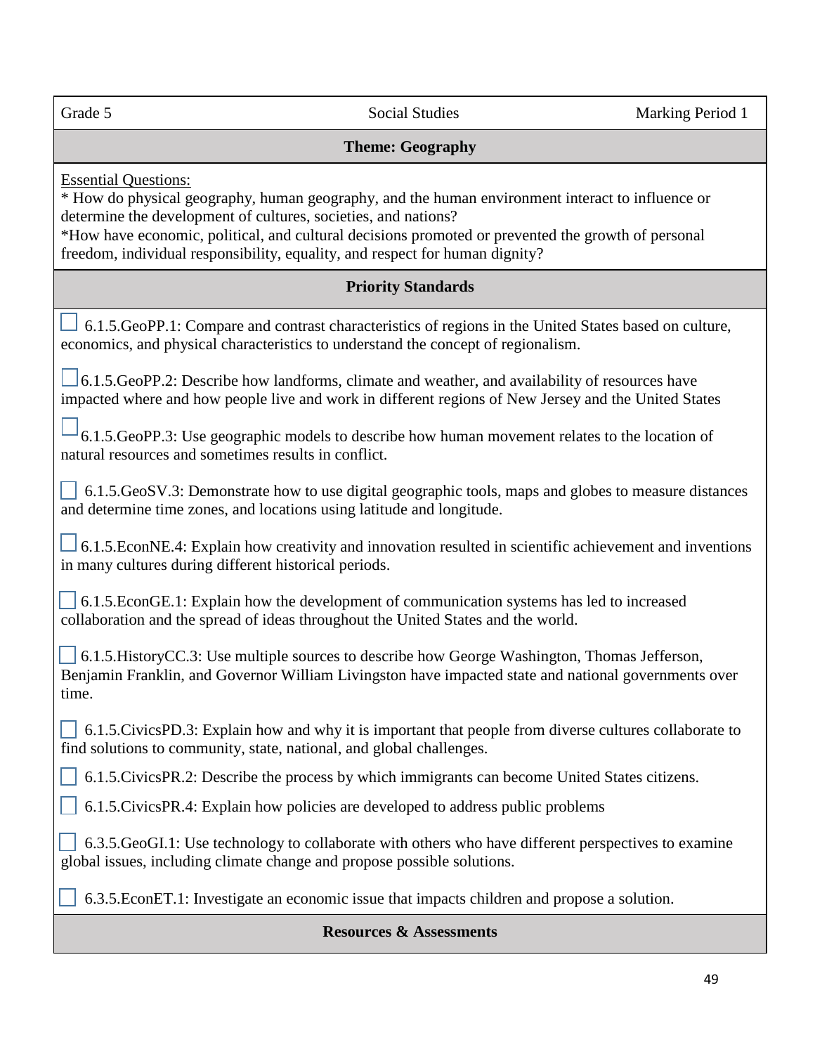| Grade 5 | Social Studies | Marking Period 1 |
|---|---|---|

**Theme: Geography**

Essential Questions:
* How do physical geography, human geography, and the human environment interact to influence or determine the development of cultures, societies, and nations?
*How have economic, political, and cultural decisions promoted or prevented the growth of personal freedom, individual responsibility, equality, and respect for human dignity?

**Priority Standards**

- ☐ 6.1.5.GeoPP.1: Compare and contrast characteristics of regions in the United States based on culture, economics, and physical characteristics to understand the concept of regionalism.
- ☐ 6.1.5.GeoPP.2: Describe how landforms, climate and weather, and availability of resources have impacted where and how people live and work in different regions of New Jersey and the United States
- ☐ 6.1.5.GeoPP.3: Use geographic models to describe how human movement relates to the location of natural resources and sometimes results in conflict.
- ☐ 6.1.5.GeoSV.3: Demonstrate how to use digital geographic tools, maps and globes to measure distances and determine time zones, and locations using latitude and longitude.
- ☐ 6.1.5.EconNE.4: Explain how creativity and innovation resulted in scientific achievement and inventions in many cultures during different historical periods.
- ☐ 6.1.5.EconGE.1: Explain how the development of communication systems has led to increased collaboration and the spread of ideas throughout the United States and the world.
- ☐ 6.1.5.HistoryCC.3: Use multiple sources to describe how George Washington, Thomas Jefferson, Benjamin Franklin, and Governor William Livingston have impacted state and national governments over time.
- ☐ 6.1.5.CivicsPD.3: Explain how and why it is important that people from diverse cultures collaborate to find solutions to community, state, national, and global challenges.
- ☐ 6.1.5.CivicsPR.2: Describe the process by which immigrants can become United States citizens.
- ☐ 6.1.5.CivicsPR.4: Explain how policies are developed to address public problems
- ☐ 6.3.5.GeoGI.1: Use technology to collaborate with others who have different perspectives to examine global issues, including climate change and propose possible solutions.
- ☐ 6.3.5.EconET.1: Investigate an economic issue that impacts children and propose a solution.

**Resources & Assessments**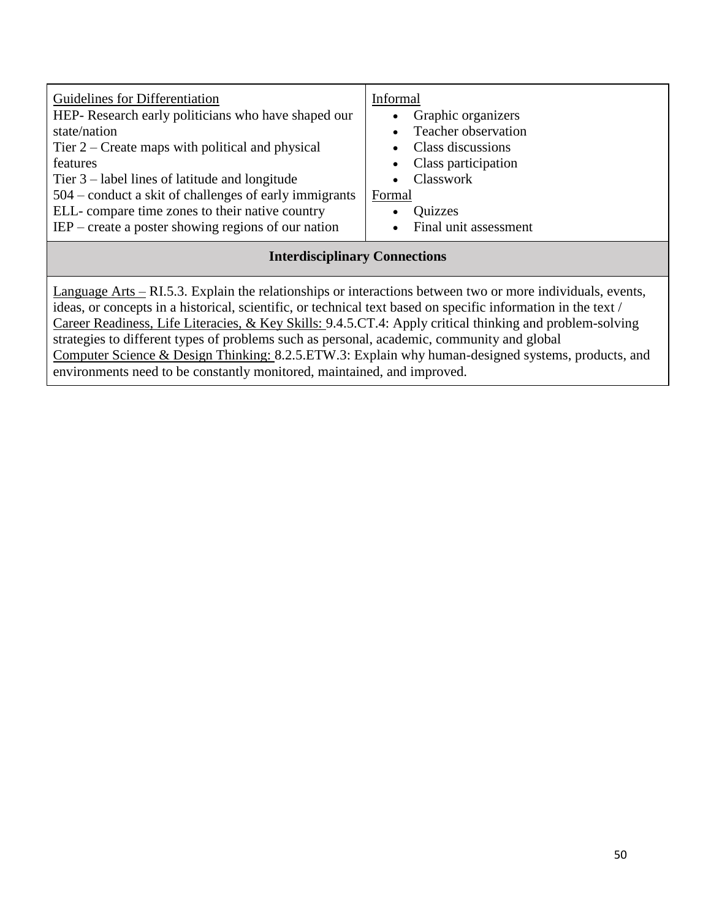| Guidelines for Differentiation | Informal |
|---|---|
| HEP- Research early politicians who have shaped our state/nation<br>Tier 2 – Create maps with political and physical features<br>Tier 3 – label lines of latitude and longitude<br>504 – conduct a skit of challenges of early immigrants<br>ELL- compare time zones to their native country<br>IEP – create a poster showing regions of our nation | • Graphic organizers<br>• Teacher observation<br>• Class discussions<br>• Class participation<br>• Classwork<br>Formal<br>• Quizzes<br>• Final unit assessment |

**Interdisciplinary Connections**

Language Arts – RI.5.3. Explain the relationships or interactions between two or more individuals, events, ideas, or concepts in a historical, scientific, or technical text based on specific information in the text /
Career Readiness, Life Literacies, & Key Skills: 9.4.5.CT.4: Apply critical thinking and problem-solving strategies to different types of problems such as personal, academic, community and global
Computer Science & Design Thinking: 8.2.5.ETW.3: Explain why human-designed systems, products, and environments need to be constantly monitored, maintained, and improved.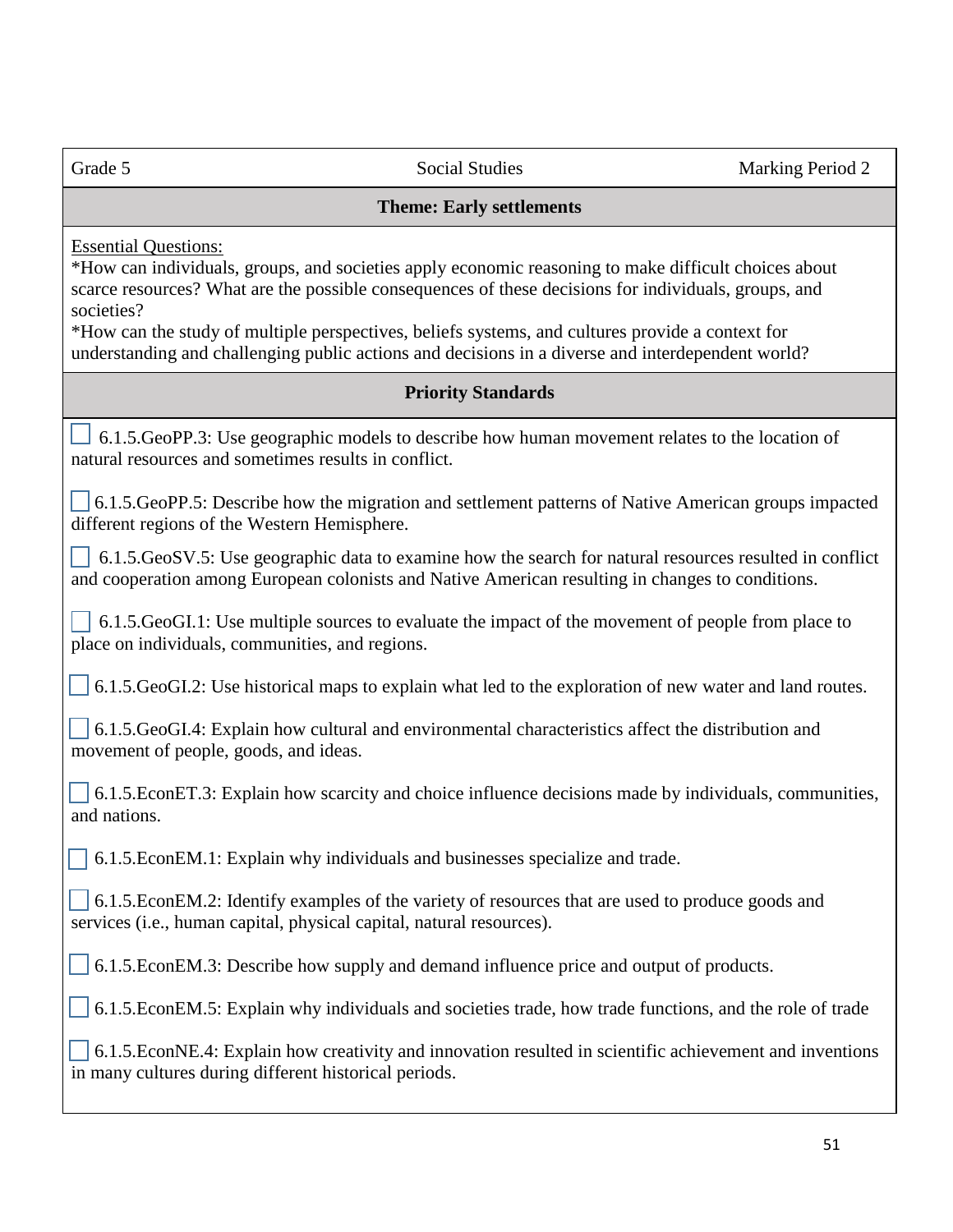| Grade 5 | Social Studies | Marking Period 2 |
|---|---|---|

## Theme: Early settlements

Essential Questions:
*How can individuals, groups, and societies apply economic reasoning to make difficult choices about scarce resources? What are the possible consequences of these decisions for individuals, groups, and societies?
*How can the study of multiple perspectives, beliefs systems, and cultures provide a context for understanding and challenging public actions and decisions in a diverse and interdependent world?

## Priority Standards

- [ ] 6.1.5.GeoPP.3: Use geographic models to describe how human movement relates to the location of natural resources and sometimes results in conflict.
- [ ] 6.1.5.GeoPP.5: Describe how the migration and settlement patterns of Native American groups impacted different regions of the Western Hemisphere.
- [ ] 6.1.5.GeoSV.5: Use geographic data to examine how the search for natural resources resulted in conflict and cooperation among European colonists and Native American resulting in changes to conditions.
- [ ] 6.1.5.GeoGI.1: Use multiple sources to evaluate the impact of the movement of people from place to place on individuals, communities, and regions.
- [ ] 6.1.5.GeoGI.2: Use historical maps to explain what led to the exploration of new water and land routes.
- [ ] 6.1.5.GeoGI.4: Explain how cultural and environmental characteristics affect the distribution and movement of people, goods, and ideas.
- [ ] 6.1.5.EconET.3: Explain how scarcity and choice influence decisions made by individuals, communities, and nations.
- [ ] 6.1.5.EconEM.1: Explain why individuals and businesses specialize and trade.
- [ ] 6.1.5.EconEM.2: Identify examples of the variety of resources that are used to produce goods and services (i.e., human capital, physical capital, natural resources).
- [ ] 6.1.5.EconEM.3: Describe how supply and demand influence price and output of products.
- [ ] 6.1.5.EconEM.5: Explain why individuals and societies trade, how trade functions, and the role of trade
- [ ] 6.1.5.EconNE.4: Explain how creativity and innovation resulted in scientific achievement and inventions in many cultures during different historical periods.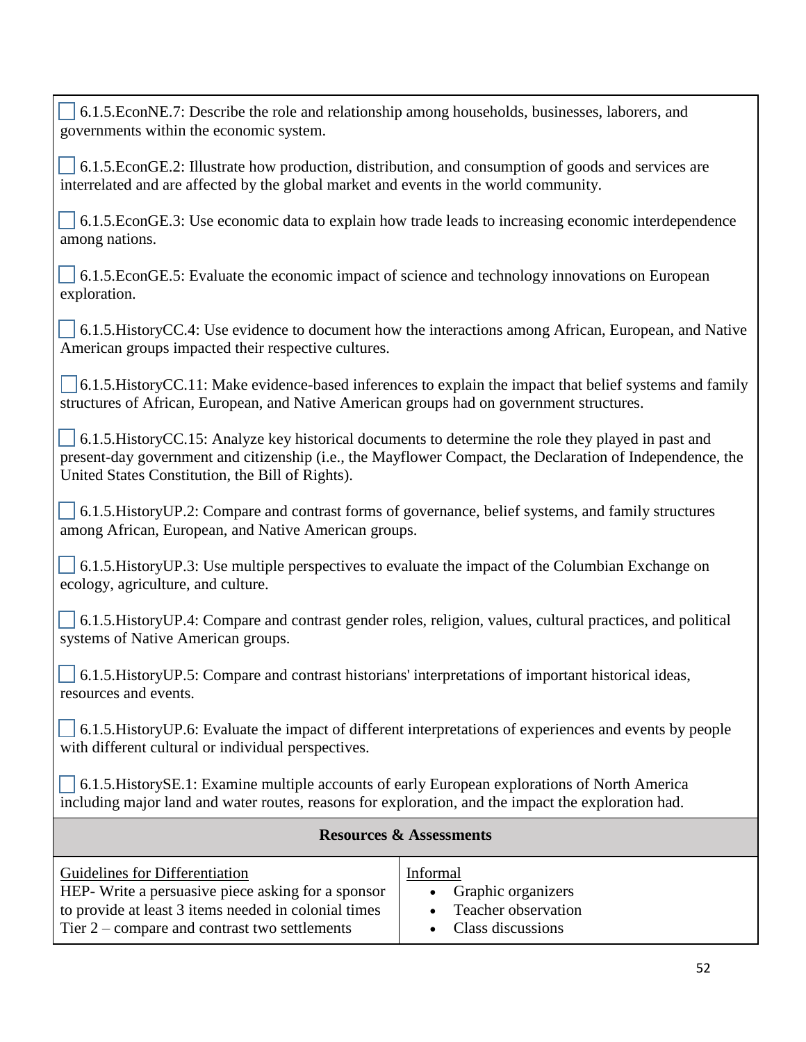☐ 6.1.5.EconNE.7: Describe the role and relationship among households, businesses, laborers, and governments within the economic system.

☐ 6.1.5.EconGE.2: Illustrate how production, distribution, and consumption of goods and services are interrelated and are affected by the global market and events in the world community.

☐ 6.1.5.EconGE.3: Use economic data to explain how trade leads to increasing economic interdependence among nations.

☐ 6.1.5.EconGE.5: Evaluate the economic impact of science and technology innovations on European exploration.

☐ 6.1.5.HistoryCC.4: Use evidence to document how the interactions among African, European, and Native American groups impacted their respective cultures.

☐ 6.1.5.HistoryCC.11: Make evidence-based inferences to explain the impact that belief systems and family structures of African, European, and Native American groups had on government structures.

☐ 6.1.5.HistoryCC.15: Analyze key historical documents to determine the role they played in past and present-day government and citizenship (i.e., the Mayflower Compact, the Declaration of Independence, the United States Constitution, the Bill of Rights).

☐ 6.1.5.HistoryUP.2: Compare and contrast forms of governance, belief systems, and family structures among African, European, and Native American groups.

☐ 6.1.5.HistoryUP.3: Use multiple perspectives to evaluate the impact of the Columbian Exchange on ecology, agriculture, and culture.

☐ 6.1.5.HistoryUP.4: Compare and contrast gender roles, religion, values, cultural practices, and political systems of Native American groups.

☐ 6.1.5.HistoryUP.5: Compare and contrast historians' interpretations of important historical ideas, resources and events.

☐ 6.1.5.HistoryUP.6: Evaluate the impact of different interpretations of experiences and events by people with different cultural or individual perspectives.

☐ 6.1.5.HistorySE.1: Examine multiple accounts of early European explorations of North America including major land and water routes, reasons for exploration, and the impact the exploration had.

**Resources & Assessments**

| Guidelines for Differentiation | Informal |
|---|---|
| HEP- Write a persuasive piece asking for a sponsor to provide at least 3 items needed in colonial times<br>Tier 2 – compare and contrast two settlements | • Graphic organizers<br>• Teacher observation<br>• Class discussions |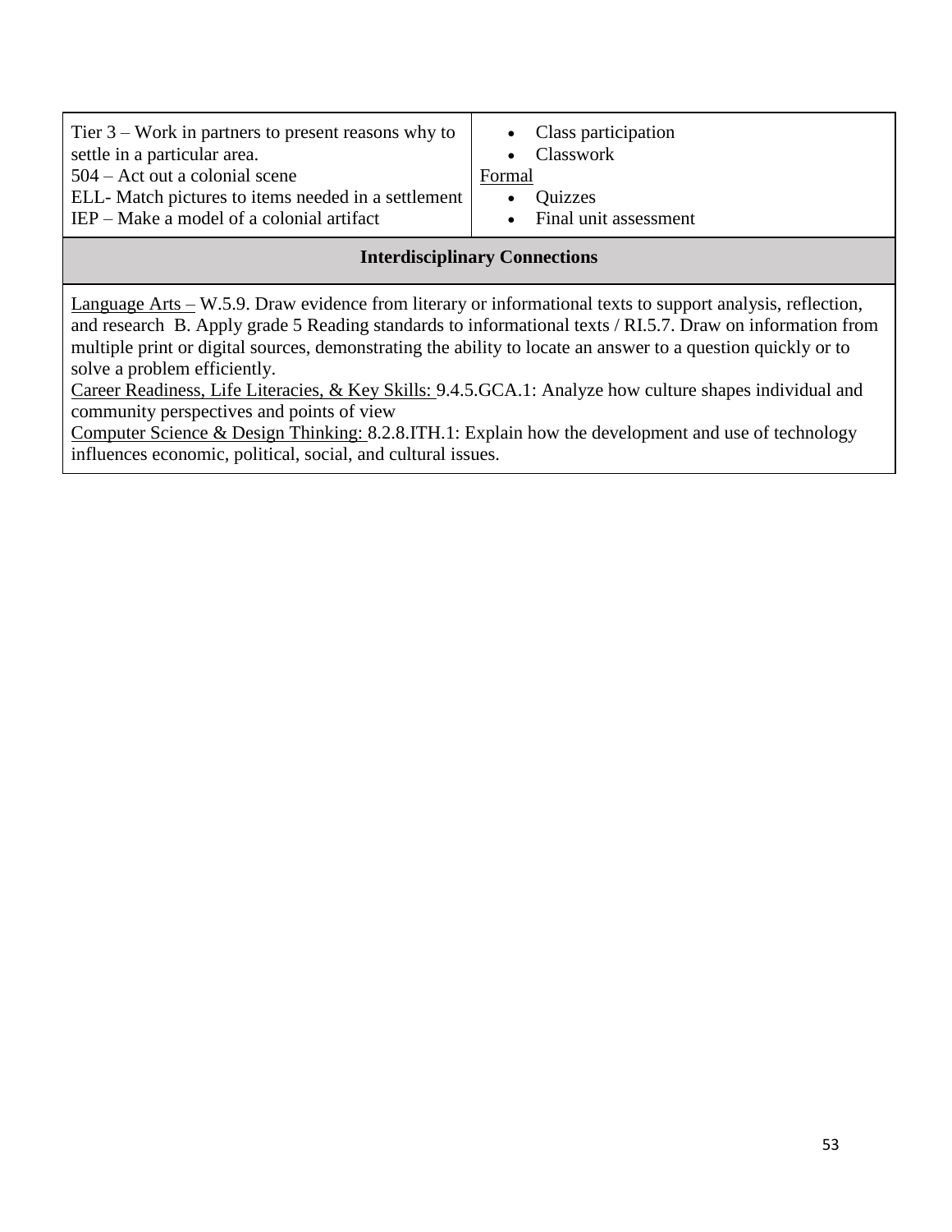| | |
|---|---|
| Tier 3 – Work in partners to present reasons why to settle in a particular area.<br>504 – Act out a colonial scene<br>ELL- Match pictures to items needed in a settlement<br>IEP – Make a model of a colonial artifact | • Class participation<br>• Classwork<br>Formal<br>• Quizzes<br>• Final unit assessment |

**Interdisciplinary Connections**

Language Arts – W.5.9. Draw evidence from literary or informational texts to support analysis, reflection, and research B. Apply grade 5 Reading standards to informational texts / RI.5.7. Draw on information from multiple print or digital sources, demonstrating the ability to locate an answer to a question quickly or to solve a problem efficiently.
Career Readiness, Life Literacies, & Key Skills: 9.4.5.GCA.1: Analyze how culture shapes individual and community perspectives and points of view
Computer Science & Design Thinking: 8.2.8.ITH.1: Explain how the development and use of technology influences economic, political, social, and cultural issues.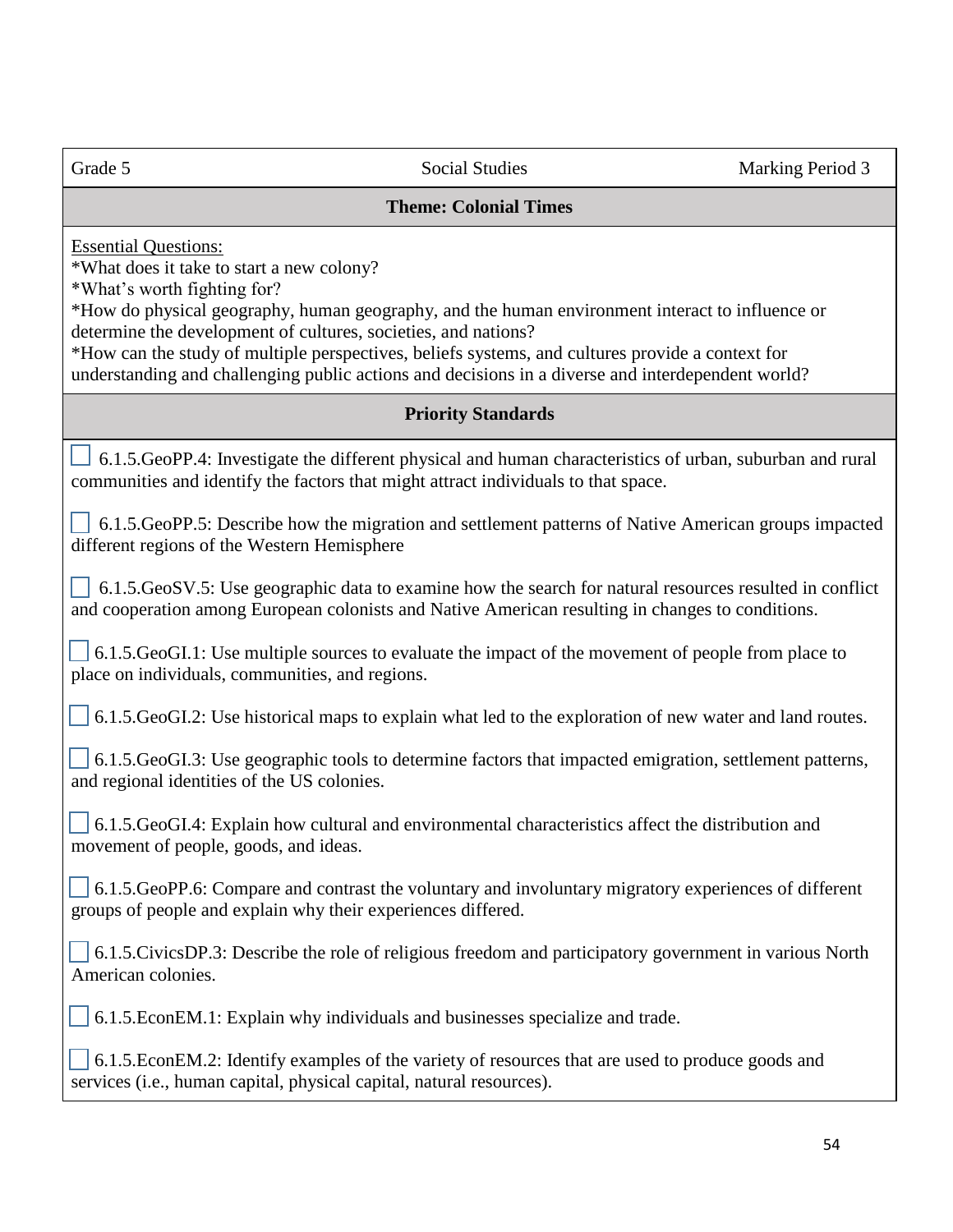| Grade 5 | Social Studies | Marking Period 3 |
|---|---|---|

## Theme: Colonial Times

Essential Questions:

*What does it take to start a new colony?
*What's worth fighting for?
*How do physical geography, human geography, and the human environment interact to influence or determine the development of cultures, societies, and nations?
*How can the study of multiple perspectives, beliefs systems, and cultures provide a context for understanding and challenging public actions and decisions in a diverse and interdependent world?

## Priority Standards

- [ ] 6.1.5.GeoPP.4: Investigate the different physical and human characteristics of urban, suburban and rural communities and identify the factors that might attract individuals to that space.

- [ ] 6.1.5.GeoPP.5: Describe how the migration and settlement patterns of Native American groups impacted different regions of the Western Hemisphere

- [ ] 6.1.5.GeoSV.5: Use geographic data to examine how the search for natural resources resulted in conflict and cooperation among European colonists and Native American resulting in changes to conditions.

- [ ] 6.1.5.GeoGI.1: Use multiple sources to evaluate the impact of the movement of people from place to place on individuals, communities, and regions.

- [ ] 6.1.5.GeoGI.2: Use historical maps to explain what led to the exploration of new water and land routes.

- [ ] 6.1.5.GeoGI.3: Use geographic tools to determine factors that impacted emigration, settlement patterns, and regional identities of the US colonies.

- [ ] 6.1.5.GeoGI.4: Explain how cultural and environmental characteristics affect the distribution and movement of people, goods, and ideas.

- [ ] 6.1.5.GeoPP.6: Compare and contrast the voluntary and involuntary migratory experiences of different groups of people and explain why their experiences differed.

- [ ] 6.1.5.CivicsDP.3: Describe the role of religious freedom and participatory government in various North American colonies.

- [ ] 6.1.5.EconEM.1: Explain why individuals and businesses specialize and trade.

- [ ] 6.1.5.EconEM.2: Identify examples of the variety of resources that are used to produce goods and services (i.e., human capital, physical capital, natural resources).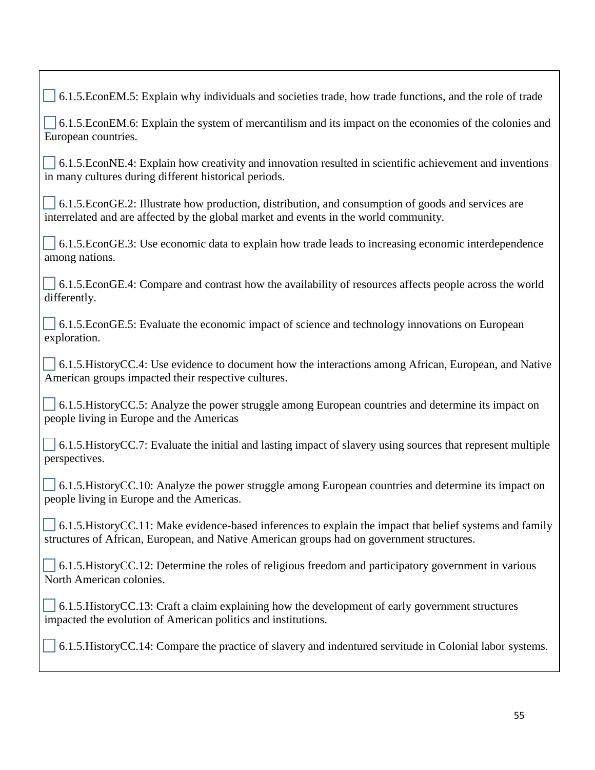- [ ] 6.1.5.EconEM.5: Explain why individuals and societies trade, how trade functions, and the role of trade

- [ ] 6.1.5.EconEM.6: Explain the system of mercantilism and its impact on the economies of the colonies and European countries.

- [ ] 6.1.5.EconNE.4: Explain how creativity and innovation resulted in scientific achievement and inventions in many cultures during different historical periods.

- [ ] 6.1.5.EconGE.2: Illustrate how production, distribution, and consumption of goods and services are interrelated and are affected by the global market and events in the world community.

- [ ] 6.1.5.EconGE.3: Use economic data to explain how trade leads to increasing economic interdependence among nations.

- [ ] 6.1.5.EconGE.4: Compare and contrast how the availability of resources affects people across the world differently.

- [ ] 6.1.5.EconGE.5: Evaluate the economic impact of science and technology innovations on European exploration.

- [ ] 6.1.5.HistoryCC.4: Use evidence to document how the interactions among African, European, and Native American groups impacted their respective cultures.

- [ ] 6.1.5.HistoryCC.5: Analyze the power struggle among European countries and determine its impact on people living in Europe and the Americas

- [ ] 6.1.5.HistoryCC.7: Evaluate the initial and lasting impact of slavery using sources that represent multiple perspectives.

- [ ] 6.1.5.HistoryCC.10: Analyze the power struggle among European countries and determine its impact on people living in Europe and the Americas.

- [ ] 6.1.5.HistoryCC.11: Make evidence-based inferences to explain the impact that belief systems and family structures of African, European, and Native American groups had on government structures.

- [ ] 6.1.5.HistoryCC.12: Determine the roles of religious freedom and participatory government in various North American colonies.

- [ ] 6.1.5.HistoryCC.13: Craft a claim explaining how the development of early government structures impacted the evolution of American politics and institutions.

- [ ] 6.1.5.HistoryCC.14: Compare the practice of slavery and indentured servitude in Colonial labor systems.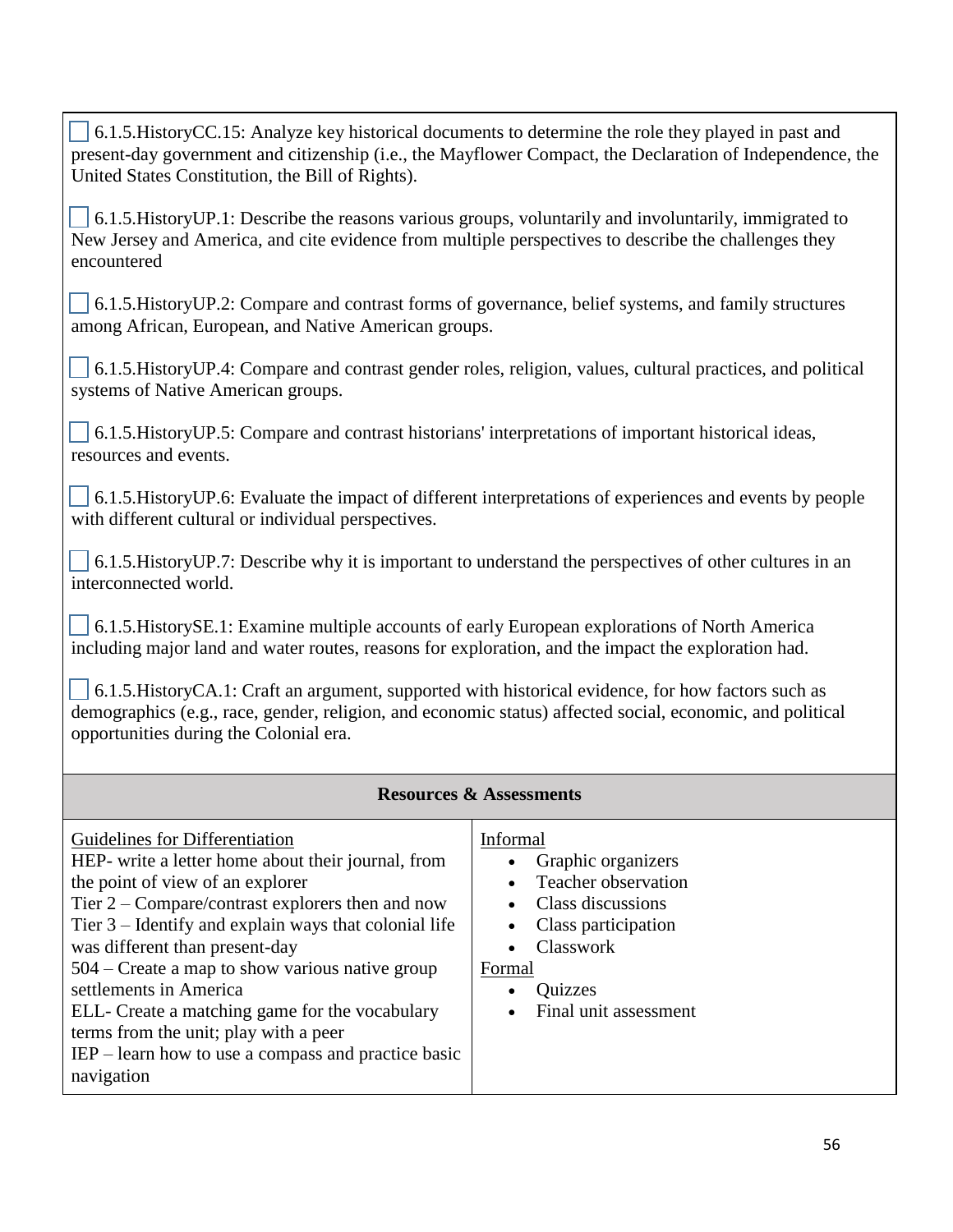- [ ] 6.1.5.HistoryCC.15: Analyze key historical documents to determine the role they played in past and present-day government and citizenship (i.e., the Mayflower Compact, the Declaration of Independence, the United States Constitution, the Bill of Rights).

- [ ] 6.1.5.HistoryUP.1: Describe the reasons various groups, voluntarily and involuntarily, immigrated to New Jersey and America, and cite evidence from multiple perspectives to describe the challenges they encountered

- [ ] 6.1.5.HistoryUP.2: Compare and contrast forms of governance, belief systems, and family structures among African, European, and Native American groups.

- [ ] 6.1.5.HistoryUP.4: Compare and contrast gender roles, religion, values, cultural practices, and political systems of Native American groups.

- [ ] 6.1.5.HistoryUP.5: Compare and contrast historians' interpretations of important historical ideas, resources and events.

- [ ] 6.1.5.HistoryUP.6: Evaluate the impact of different interpretations of experiences and events by people with different cultural or individual perspectives.

- [ ] 6.1.5.HistoryUP.7: Describe why it is important to understand the perspectives of other cultures in an interconnected world.

- [ ] 6.1.5.HistorySE.1: Examine multiple accounts of early European explorations of North America including major land and water routes, reasons for exploration, and the impact the exploration had.

- [ ] 6.1.5.HistoryCA.1: Craft an argument, supported with historical evidence, for how factors such as demographics (e.g., race, gender, religion, and economic status) affected social, economic, and political opportunities during the Colonial era.

| **Resources & Assessments** | |
|---|---|
| Guidelines for Differentiation<br>HEP- write a letter home about their journal, from the point of view of an explorer<br>Tier 2 – Compare/contrast explorers then and now<br>Tier 3 – Identify and explain ways that colonial life was different than present-day<br>504 – Create a map to show various native group settlements in America<br>ELL- Create a matching game for the vocabulary terms from the unit; play with a peer<br>IEP – learn how to use a compass and practice basic navigation | Informal<br>• Graphic organizers<br>• Teacher observation<br>• Class discussions<br>• Class participation<br>• Classwork<br>Formal<br>• Quizzes<br>• Final unit assessment |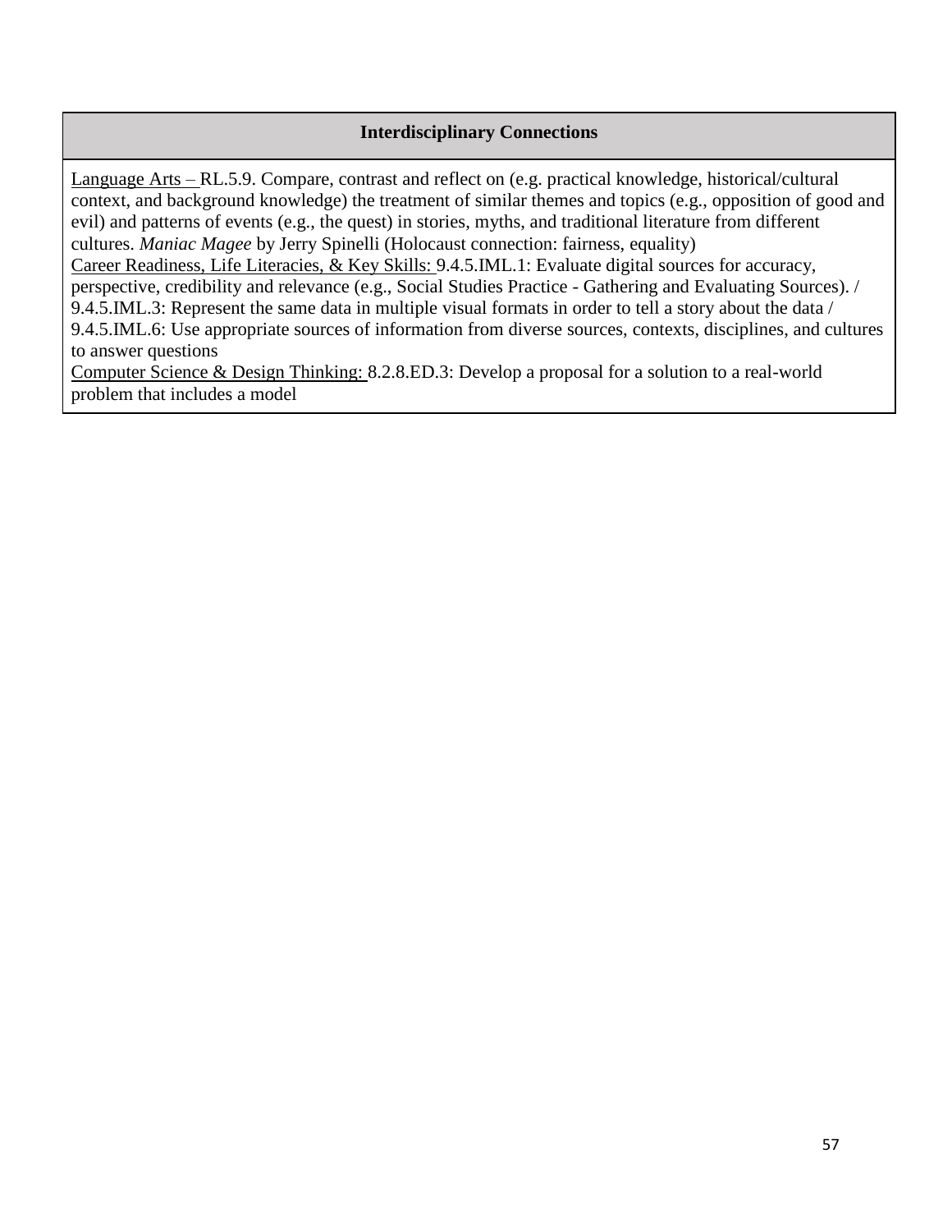| Interdisciplinary Connections |
|---|
| Language Arts – RL.5.9. Compare, contrast and reflect on (e.g. practical knowledge, historical/cultural context, and background knowledge) the treatment of similar themes and topics (e.g., opposition of good and evil) and patterns of events (e.g., the quest) in stories, myths, and traditional literature from different cultures. *Maniac Magee* by Jerry Spinelli (Holocaust connection: fairness, equality)<br>Career Readiness, Life Literacies, & Key Skills: 9.4.5.IML.1: Evaluate digital sources for accuracy, perspective, credibility and relevance (e.g., Social Studies Practice - Gathering and Evaluating Sources). / 9.4.5.IML.3: Represent the same data in multiple visual formats in order to tell a story about the data / 9.4.5.IML.6: Use appropriate sources of information from diverse sources, contexts, disciplines, and cultures to answer questions<br>Computer Science & Design Thinking: 8.2.8.ED.3: Develop a proposal for a solution to a real-world problem that includes a model |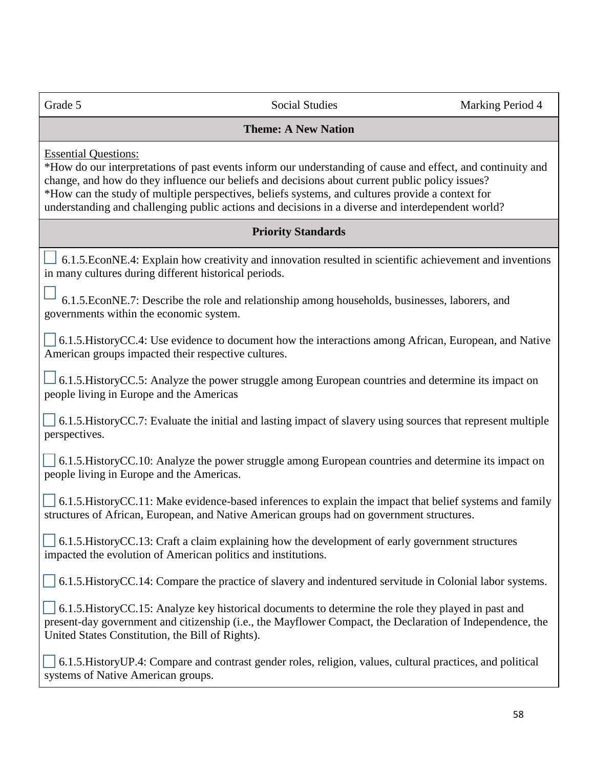| Grade 5 | Social Studies | Marking Period 4 |
|---|---|---|

**Theme: A New Nation**

Essential Questions:
*How do our interpretations of past events inform our understanding of cause and effect, and continuity and change, and how do they influence our beliefs and decisions about current public policy issues?
*How can the study of multiple perspectives, beliefs systems, and cultures provide a context for understanding and challenging public actions and decisions in a diverse and interdependent world?

**Priority Standards**

- ☐ 6.1.5.EconNE.4: Explain how creativity and innovation resulted in scientific achievement and inventions in many cultures during different historical periods.
- ☐ 6.1.5.EconNE.7: Describe the role and relationship among households, businesses, laborers, and governments within the economic system.
- ☐ 6.1.5.HistoryCC.4: Use evidence to document how the interactions among African, European, and Native American groups impacted their respective cultures.
- ☐ 6.1.5.HistoryCC.5: Analyze the power struggle among European countries and determine its impact on people living in Europe and the Americas
- ☐ 6.1.5.HistoryCC.7: Evaluate the initial and lasting impact of slavery using sources that represent multiple perspectives.
- ☐ 6.1.5.HistoryCC.10: Analyze the power struggle among European countries and determine its impact on people living in Europe and the Americas.
- ☐ 6.1.5.HistoryCC.11: Make evidence-based inferences to explain the impact that belief systems and family structures of African, European, and Native American groups had on government structures.
- ☐ 6.1.5.HistoryCC.13: Craft a claim explaining how the development of early government structures impacted the evolution of American politics and institutions.
- ☐ 6.1.5.HistoryCC.14: Compare the practice of slavery and indentured servitude in Colonial labor systems.
- ☐ 6.1.5.HistoryCC.15: Analyze key historical documents to determine the role they played in past and present-day government and citizenship (i.e., the Mayflower Compact, the Declaration of Independence, the United States Constitution, the Bill of Rights).
- ☐ 6.1.5.HistoryUP.4: Compare and contrast gender roles, religion, values, cultural practices, and political systems of Native American groups.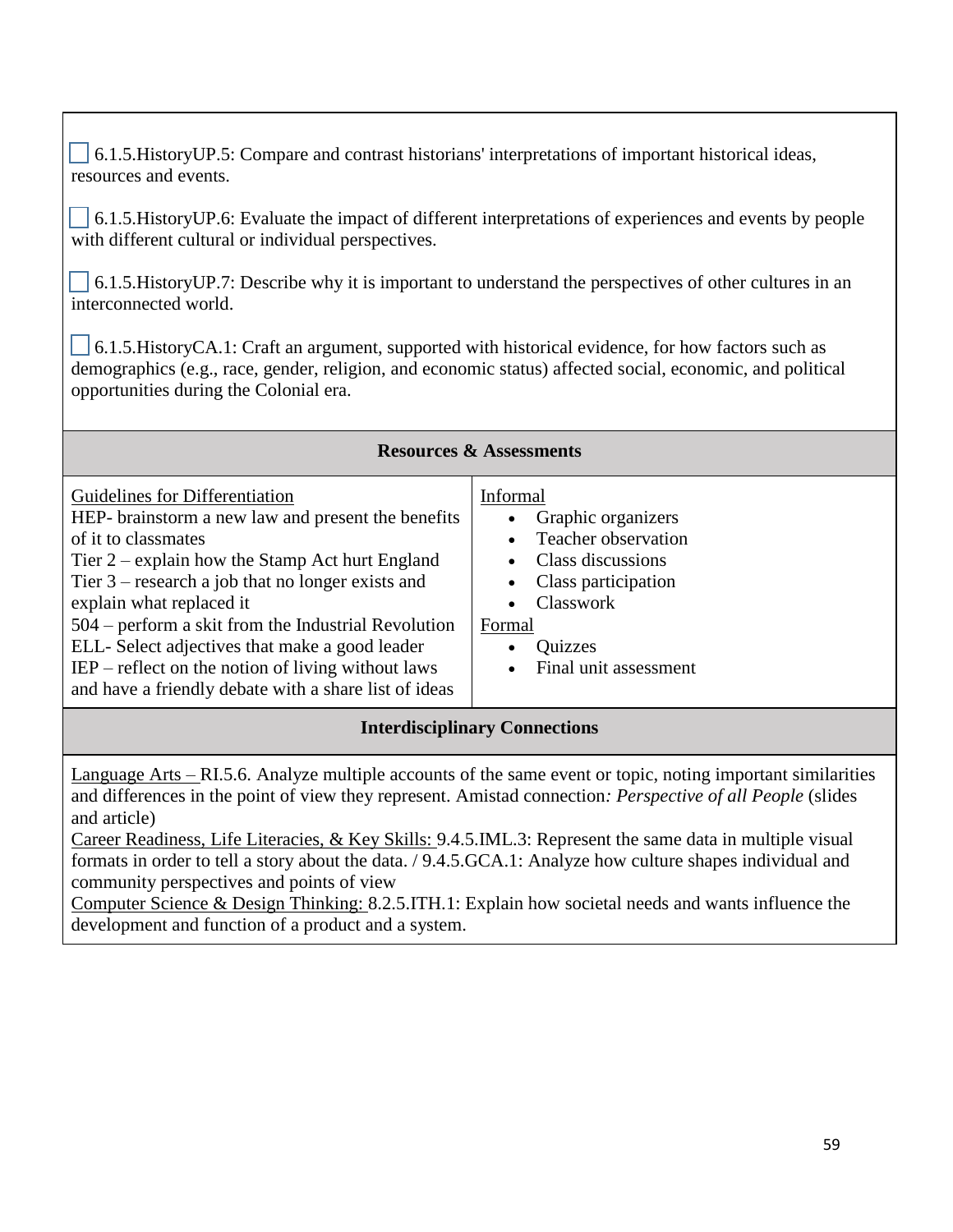☐ 6.1.5.HistoryUP.5: Compare and contrast historians' interpretations of important historical ideas, resources and events.

☐ 6.1.5.HistoryUP.6: Evaluate the impact of different interpretations of experiences and events by people with different cultural or individual perspectives.

☐ 6.1.5.HistoryUP.7: Describe why it is important to understand the perspectives of other cultures in an interconnected world.

☐ 6.1.5.HistoryCA.1: Craft an argument, supported with historical evidence, for how factors such as demographics (e.g., race, gender, religion, and economic status) affected social, economic, and political opportunities during the Colonial era.

**Resources & Assessments**

| Guidelines for Differentiation | Informal / Formal |
|---|---|
| HEP- brainstorm a new law and present the benefits of it to classmates<br>Tier 2 – explain how the Stamp Act hurt England<br>Tier 3 – research a job that no longer exists and explain what replaced it<br>504 – perform a skit from the Industrial Revolution<br>ELL- Select adjectives that make a good leader<br>IEP – reflect on the notion of living without laws and have a friendly debate with a share list of ideas | Informal<br>• Graphic organizers<br>• Teacher observation<br>• Class discussions<br>• Class participation<br>• Classwork<br>Formal<br>• Quizzes<br>• Final unit assessment |

**Interdisciplinary Connections**

Language Arts – RI.5.6. Analyze multiple accounts of the same event or topic, noting important similarities and differences in the point of view they represent. Amistad connection*: Perspective of all People* (slides and article)

Career Readiness, Life Literacies, & Key Skills: 9.4.5.IML.3: Represent the same data in multiple visual formats in order to tell a story about the data. / 9.4.5.GCA.1: Analyze how culture shapes individual and community perspectives and points of view

Computer Science & Design Thinking: 8.2.5.ITH.1: Explain how societal needs and wants influence the development and function of a product and a system.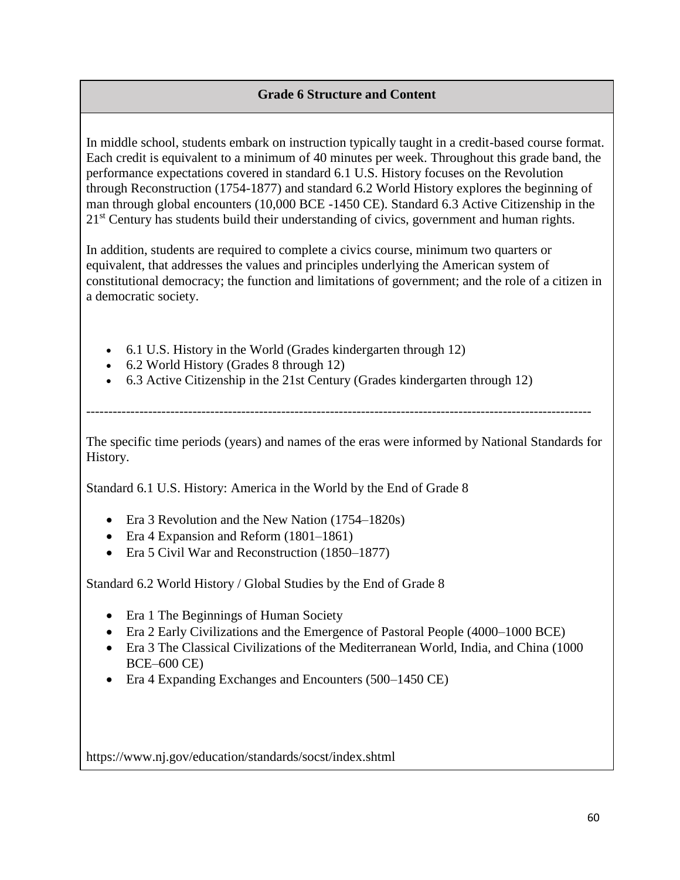## Grade 6 Structure and Content

In middle school, students embark on instruction typically taught in a credit-based course format. Each credit is equivalent to a minimum of 40 minutes per week. Throughout this grade band, the performance expectations covered in standard 6.1 U.S. History focuses on the Revolution through Reconstruction (1754-1877) and standard 6.2 World History explores the beginning of man through global encounters (10,000 BCE -1450 CE). Standard 6.3 Active Citizenship in the 21st Century has students build their understanding of civics, government and human rights.

In addition, students are required to complete a civics course, minimum two quarters or equivalent, that addresses the values and principles underlying the American system of constitutional democracy; the function and limitations of government; and the role of a citizen in a democratic society.

- 6.1 U.S. History in the World (Grades kindergarten through 12)
- 6.2 World History (Grades 8 through 12)
- 6.3 Active Citizenship in the 21st Century (Grades kindergarten through 12)

---

The specific time periods (years) and names of the eras were informed by National Standards for History.

Standard 6.1 U.S. History: America in the World by the End of Grade 8

- Era 3 Revolution and the New Nation (1754–1820s)
- Era 4 Expansion and Reform (1801–1861)
- Era 5 Civil War and Reconstruction (1850–1877)

Standard 6.2 World History / Global Studies by the End of Grade 8

- Era 1 The Beginnings of Human Society
- Era 2 Early Civilizations and the Emergence of Pastoral People (4000–1000 BCE)
- Era 3 The Classical Civilizations of the Mediterranean World, India, and China (1000 BCE–600 CE)
- Era 4 Expanding Exchanges and Encounters (500–1450 CE)

https://www.nj.gov/education/standards/socst/index.shtml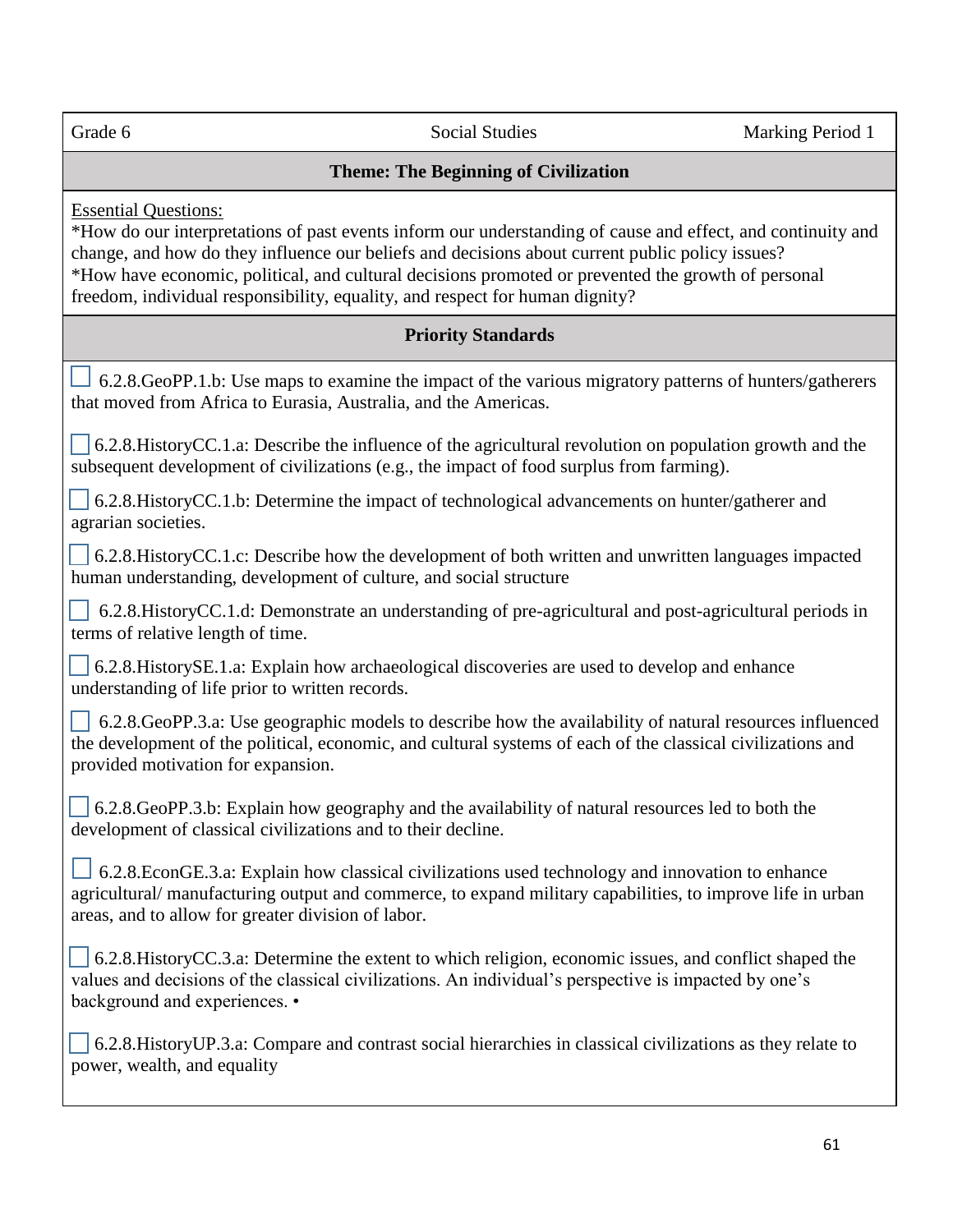Grade 6 | Social Studies | Marking Period 1

## Theme: The Beginning of Civilization

Essential Questions:
*How do our interpretations of past events inform our understanding of cause and effect, and continuity and change, and how do they influence our beliefs and decisions about current public policy issues?
*How have economic, political, and cultural decisions promoted or prevented the growth of personal freedom, individual responsibility, equality, and respect for human dignity?

## Priority Standards

- [ ] 6.2.8.GeoPP.1.b: Use maps to examine the impact of the various migratory patterns of hunters/gatherers that moved from Africa to Eurasia, Australia, and the Americas.

- [ ] 6.2.8.HistoryCC.1.a: Describe the influence of the agricultural revolution on population growth and the subsequent development of civilizations (e.g., the impact of food surplus from farming).

- [ ] 6.2.8.HistoryCC.1.b: Determine the impact of technological advancements on hunter/gatherer and agrarian societies.

- [ ] 6.2.8.HistoryCC.1.c: Describe how the development of both written and unwritten languages impacted human understanding, development of culture, and social structure

- [ ] 6.2.8.HistoryCC.1.d: Demonstrate an understanding of pre-agricultural and post-agricultural periods in terms of relative length of time.

- [ ] 6.2.8.HistorySE.1.a: Explain how archaeological discoveries are used to develop and enhance understanding of life prior to written records.

- [ ] 6.2.8.GeoPP.3.a: Use geographic models to describe how the availability of natural resources influenced the development of the political, economic, and cultural systems of each of the classical civilizations and provided motivation for expansion.

- [ ] 6.2.8.GeoPP.3.b: Explain how geography and the availability of natural resources led to both the development of classical civilizations and to their decline.

- [ ] 6.2.8.EconGE.3.a: Explain how classical civilizations used technology and innovation to enhance agricultural/ manufacturing output and commerce, to expand military capabilities, to improve life in urban areas, and to allow for greater division of labor.

- [ ] 6.2.8.HistoryCC.3.a: Determine the extent to which religion, economic issues, and conflict shaped the values and decisions of the classical civilizations. An individual's perspective is impacted by one's background and experiences. •

- [ ] 6.2.8.HistoryUP.3.a: Compare and contrast social hierarchies in classical civilizations as they relate to power, wealth, and equality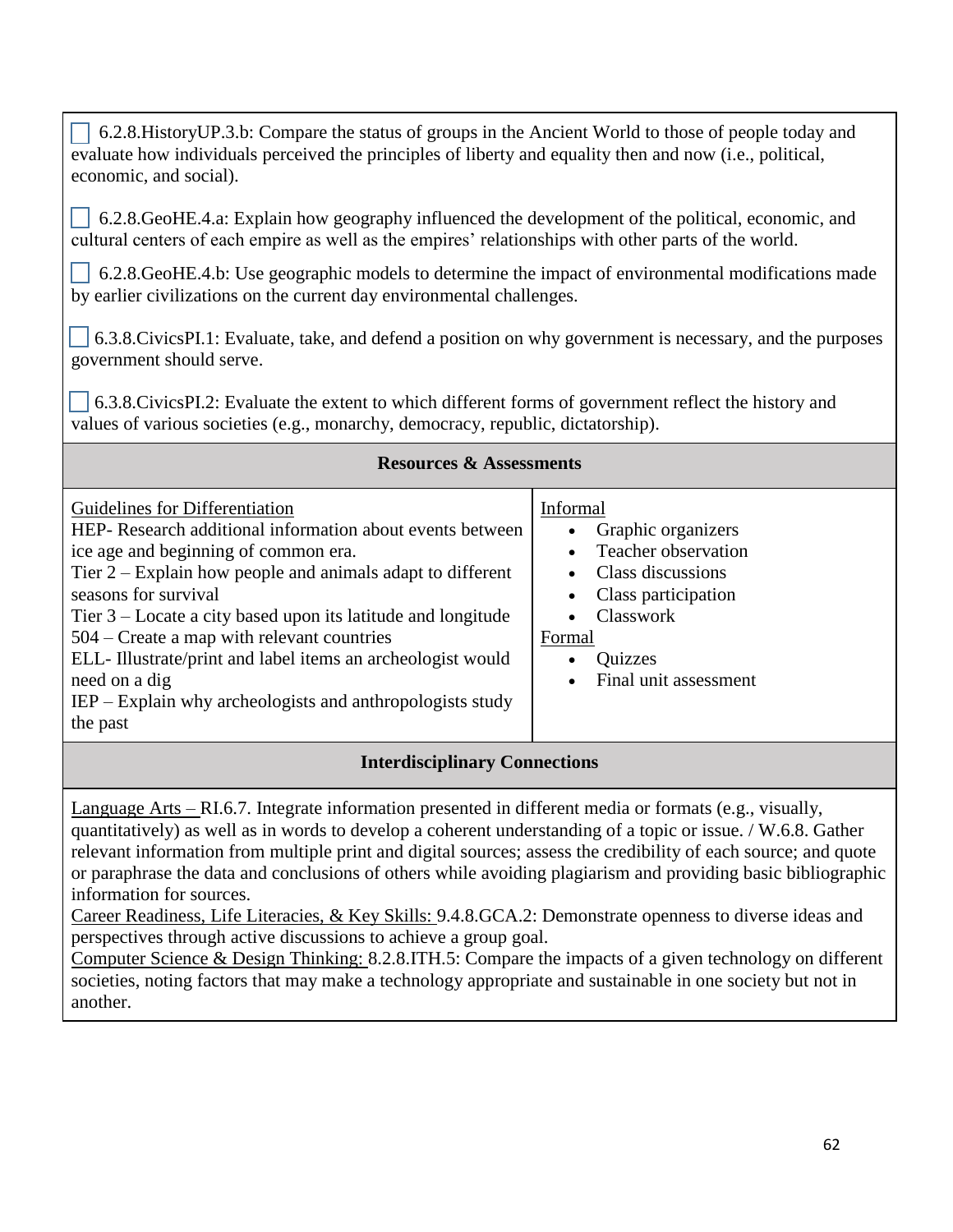☐ 6.2.8.HistoryUP.3.b: Compare the status of groups in the Ancient World to those of people today and evaluate how individuals perceived the principles of liberty and equality then and now (i.e., political, economic, and social).

☐ 6.2.8.GeoHE.4.a: Explain how geography influenced the development of the political, economic, and cultural centers of each empire as well as the empires' relationships with other parts of the world.

☐ 6.2.8.GeoHE.4.b: Use geographic models to determine the impact of environmental modifications made by earlier civilizations on the current day environmental challenges.

☐ 6.3.8.CivicsPI.1: Evaluate, take, and defend a position on why government is necessary, and the purposes government should serve.

☐ 6.3.8.CivicsPI.2: Evaluate the extent to which different forms of government reflect the history and values of various societies (e.g., monarchy, democracy, republic, dictatorship).

## Resources & Assessments

| Guidelines for Differentiation | Informal / Formal |
|---|---|
| HEP- Research additional information about events between ice age and beginning of common era.<br>Tier 2 – Explain how people and animals adapt to different seasons for survival<br>Tier 3 – Locate a city based upon its latitude and longitude<br>504 – Create a map with relevant countries<br>ELL- Illustrate/print and label items an archeologist would need on a dig<br>IEP – Explain why archeologists and anthropologists study the past | Informal<br>• Graphic organizers<br>• Teacher observation<br>• Class discussions<br>• Class participation<br>• Classwork<br>Formal<br>• Quizzes<br>• Final unit assessment |

## Interdisciplinary Connections

Language Arts – RI.6.7. Integrate information presented in different media or formats (e.g., visually, quantitatively) as well as in words to develop a coherent understanding of a topic or issue. / W.6.8. Gather relevant information from multiple print and digital sources; assess the credibility of each source; and quote or paraphrase the data and conclusions of others while avoiding plagiarism and providing basic bibliographic information for sources.

Career Readiness, Life Literacies, & Key Skills: 9.4.8.GCA.2: Demonstrate openness to diverse ideas and perspectives through active discussions to achieve a group goal.

Computer Science & Design Thinking: 8.2.8.ITH.5: Compare the impacts of a given technology on different societies, noting factors that may make a technology appropriate and sustainable in one society but not in another.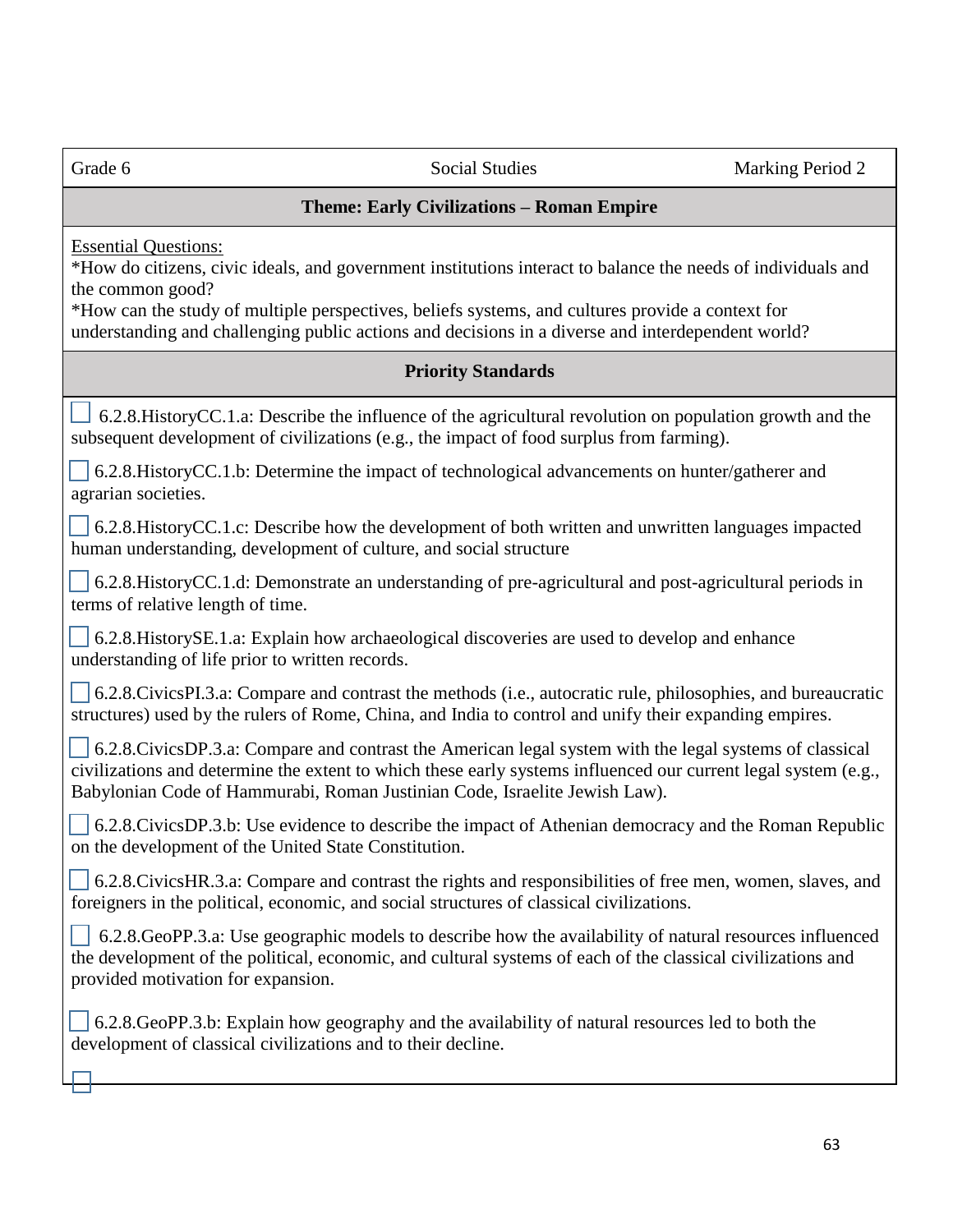| Grade 6 | Social Studies | Marking Period 2 |
|---|---|---|

**Theme: Early Civilizations – Roman Empire**

Essential Questions:
*How do citizens, civic ideals, and government institutions interact to balance the needs of individuals and the common good?
*How can the study of multiple perspectives, beliefs systems, and cultures provide a context for understanding and challenging public actions and decisions in a diverse and interdependent world?

**Priority Standards**

- [ ] 6.2.8.HistoryCC.1.a: Describe the influence of the agricultural revolution on population growth and the subsequent development of civilizations (e.g., the impact of food surplus from farming).
- [ ] 6.2.8.HistoryCC.1.b: Determine the impact of technological advancements on hunter/gatherer and agrarian societies.
- [ ] 6.2.8.HistoryCC.1.c: Describe how the development of both written and unwritten languages impacted human understanding, development of culture, and social structure
- [ ] 6.2.8.HistoryCC.1.d: Demonstrate an understanding of pre-agricultural and post-agricultural periods in terms of relative length of time.
- [ ] 6.2.8.HistorySE.1.a: Explain how archaeological discoveries are used to develop and enhance understanding of life prior to written records.
- [ ] 6.2.8.CivicsPI.3.a: Compare and contrast the methods (i.e., autocratic rule, philosophies, and bureaucratic structures) used by the rulers of Rome, China, and India to control and unify their expanding empires.
- [ ] 6.2.8.CivicsDP.3.a: Compare and contrast the American legal system with the legal systems of classical civilizations and determine the extent to which these early systems influenced our current legal system (e.g., Babylonian Code of Hammurabi, Roman Justinian Code, Israelite Jewish Law).
- [ ] 6.2.8.CivicsDP.3.b: Use evidence to describe the impact of Athenian democracy and the Roman Republic on the development of the United State Constitution.
- [ ] 6.2.8.CivicsHR.3.a: Compare and contrast the rights and responsibilities of free men, women, slaves, and foreigners in the political, economic, and social structures of classical civilizations.
- [ ] 6.2.8.GeoPP.3.a: Use geographic models to describe how the availability of natural resources influenced the development of the political, economic, and cultural systems of each of the classical civilizations and provided motivation for expansion.
- [ ] 6.2.8.GeoPP.3.b: Explain how geography and the availability of natural resources led to both the development of classical civilizations and to their decline.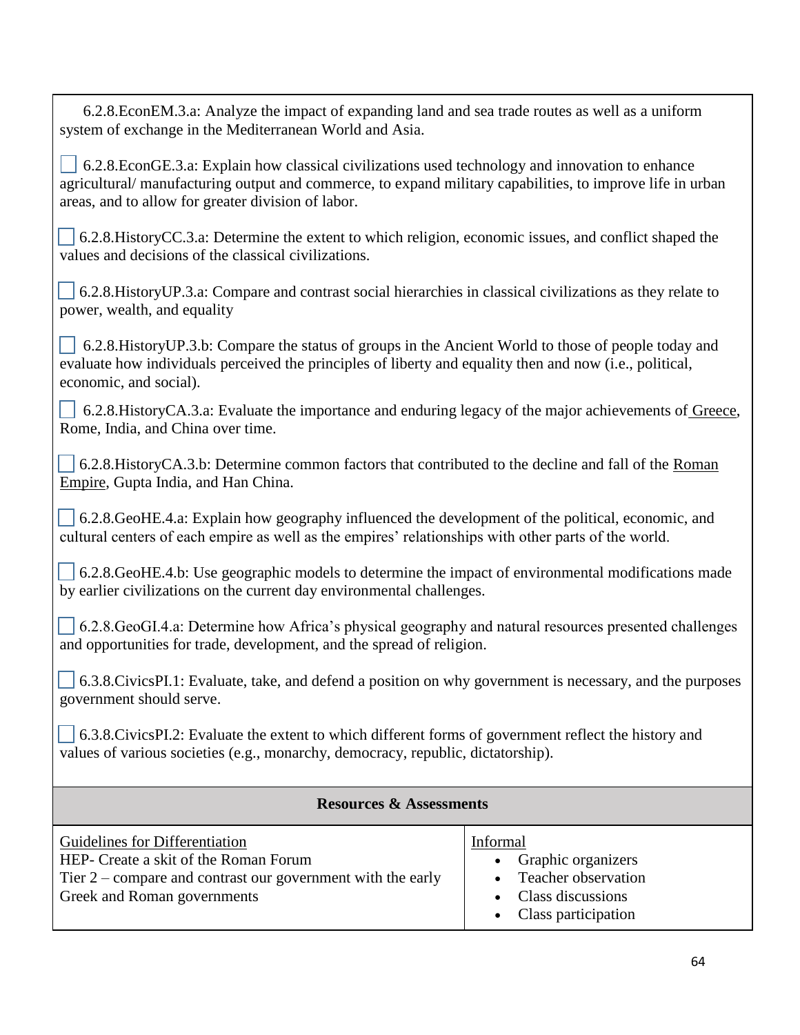6.2.8.EconEM.3.a: Analyze the impact of expanding land and sea trade routes as well as a uniform system of exchange in the Mediterranean World and Asia.

☐ 6.2.8.EconGE.3.a: Explain how classical civilizations used technology and innovation to enhance agricultural/ manufacturing output and commerce, to expand military capabilities, to improve life in urban areas, and to allow for greater division of labor.

☐ 6.2.8.HistoryCC.3.a: Determine the extent to which religion, economic issues, and conflict shaped the values and decisions of the classical civilizations.

☐ 6.2.8.HistoryUP.3.a: Compare and contrast social hierarchies in classical civilizations as they relate to power, wealth, and equality

☐ 6.2.8.HistoryUP.3.b: Compare the status of groups in the Ancient World to those of people today and evaluate how individuals perceived the principles of liberty and equality then and now (i.e., political, economic, and social).

☐ 6.2.8.HistoryCA.3.a: Evaluate the importance and enduring legacy of the major achievements of Greece, Rome, India, and China over time.

☐ 6.2.8.HistoryCA.3.b: Determine common factors that contributed to the decline and fall of the Roman Empire, Gupta India, and Han China.

☐ 6.2.8.GeoHE.4.a: Explain how geography influenced the development of the political, economic, and cultural centers of each empire as well as the empires' relationships with other parts of the world.

☐ 6.2.8.GeoHE.4.b: Use geographic models to determine the impact of environmental modifications made by earlier civilizations on the current day environmental challenges.

☐ 6.2.8.GeoGI.4.a: Determine how Africa's physical geography and natural resources presented challenges and opportunities for trade, development, and the spread of religion.

☐ 6.3.8.CivicsPI.1: Evaluate, take, and defend a position on why government is necessary, and the purposes government should serve.

☐ 6.3.8.CivicsPI.2: Evaluate the extent to which different forms of government reflect the history and values of various societies (e.g., monarchy, democracy, republic, dictatorship).

| **Resources & Assessments** | |
|---|---|
| Guidelines for Differentiation<br>HEP- Create a skit of the Roman Forum<br>Tier 2 – compare and contrast our government with the early Greek and Roman governments | Informal<br>• Graphic organizers<br>• Teacher observation<br>• Class discussions<br>• Class participation |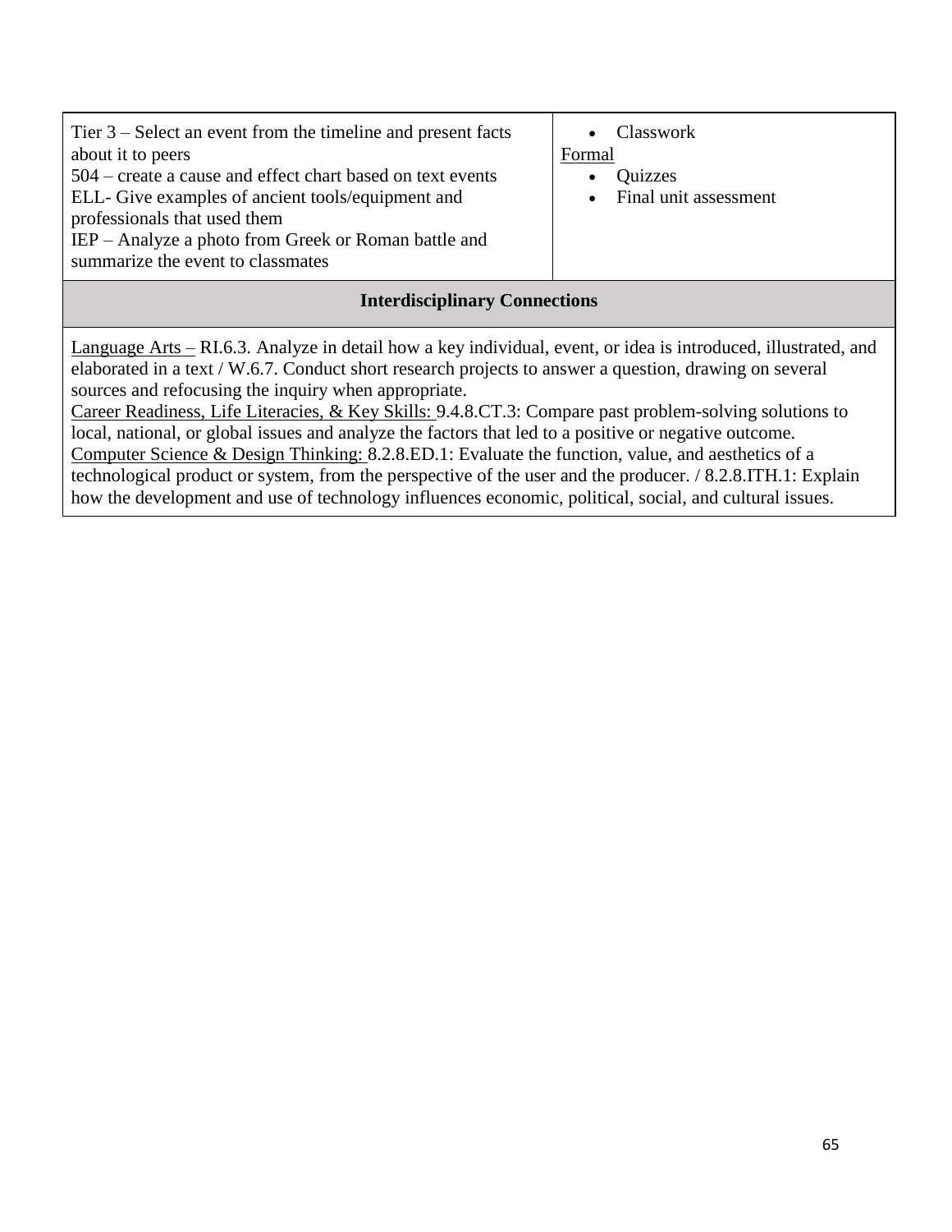| | |
|---|---|
| Tier 3 – Select an event from the timeline and present facts about it to peers<br>504 – create a cause and effect chart based on text events<br>ELL- Give examples of ancient tools/equipment and professionals that used them<br>IEP – Analyze a photo from Greek or Roman battle and summarize the event to classmates | • Classwork<br>Formal<br>• Quizzes<br>• Final unit assessment |

| **Interdisciplinary Connections** |
|---|
| Language Arts – RI.6.3. Analyze in detail how a key individual, event, or idea is introduced, illustrated, and elaborated in a text / W.6.7. Conduct short research projects to answer a question, drawing on several sources and refocusing the inquiry when appropriate.<br>Career Readiness, Life Literacies, & Key Skills: 9.4.8.CT.3: Compare past problem-solving solutions to local, national, or global issues and analyze the factors that led to a positive or negative outcome.<br>Computer Science & Design Thinking: 8.2.8.ED.1: Evaluate the function, value, and aesthetics of a technological product or system, from the perspective of the user and the producer. / 8.2.8.ITH.1: Explain how the development and use of technology influences economic, political, social, and cultural issues. |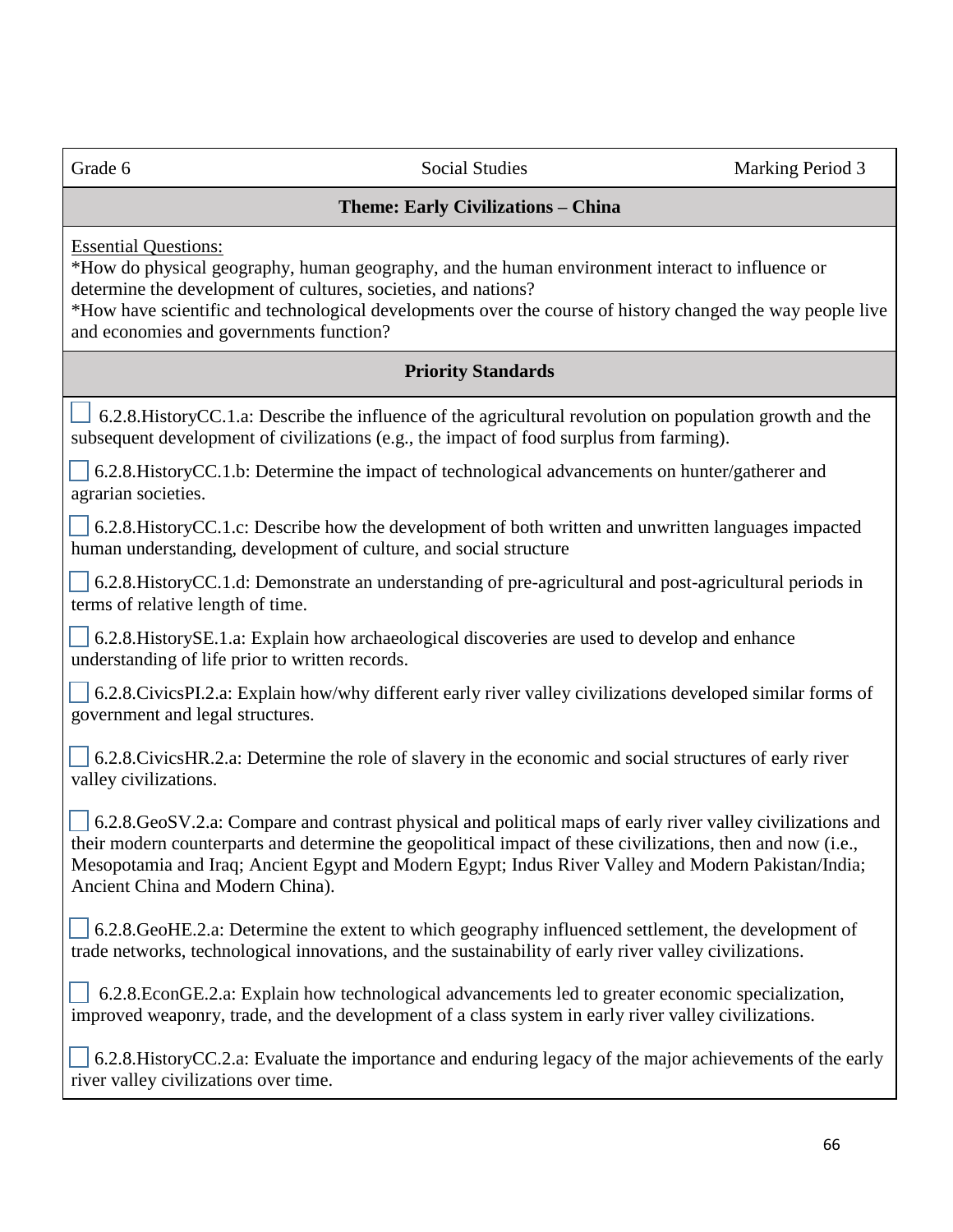| Grade 6 | Social Studies | Marking Period 3 |
|---|---|---|

**Theme: Early Civilizations – China**

Essential Questions:
*How do physical geography, human geography, and the human environment interact to influence or determine the development of cultures, societies, and nations?
*How have scientific and technological developments over the course of history changed the way people live and economies and governments function?

**Priority Standards**

- [ ] 6.2.8.HistoryCC.1.a: Describe the influence of the agricultural revolution on population growth and the subsequent development of civilizations (e.g., the impact of food surplus from farming).
- [ ] 6.2.8.HistoryCC.1.b: Determine the impact of technological advancements on hunter/gatherer and agrarian societies.
- [ ] 6.2.8.HistoryCC.1.c: Describe how the development of both written and unwritten languages impacted human understanding, development of culture, and social structure
- [ ] 6.2.8.HistoryCC.1.d: Demonstrate an understanding of pre-agricultural and post-agricultural periods in terms of relative length of time.
- [ ] 6.2.8.HistorySE.1.a: Explain how archaeological discoveries are used to develop and enhance understanding of life prior to written records.
- [ ] 6.2.8.CivicsPI.2.a: Explain how/why different early river valley civilizations developed similar forms of government and legal structures.
- [ ] 6.2.8.CivicsHR.2.a: Determine the role of slavery in the economic and social structures of early river valley civilizations.
- [ ] 6.2.8.GeoSV.2.a: Compare and contrast physical and political maps of early river valley civilizations and their modern counterparts and determine the geopolitical impact of these civilizations, then and now (i.e., Mesopotamia and Iraq; Ancient Egypt and Modern Egypt; Indus River Valley and Modern Pakistan/India; Ancient China and Modern China).
- [ ] 6.2.8.GeoHE.2.a: Determine the extent to which geography influenced settlement, the development of trade networks, technological innovations, and the sustainability of early river valley civilizations.
- [ ] 6.2.8.EconGE.2.a: Explain how technological advancements led to greater economic specialization, improved weaponry, trade, and the development of a class system in early river valley civilizations.
- [ ] 6.2.8.HistoryCC.2.a: Evaluate the importance and enduring legacy of the major achievements of the early river valley civilizations over time.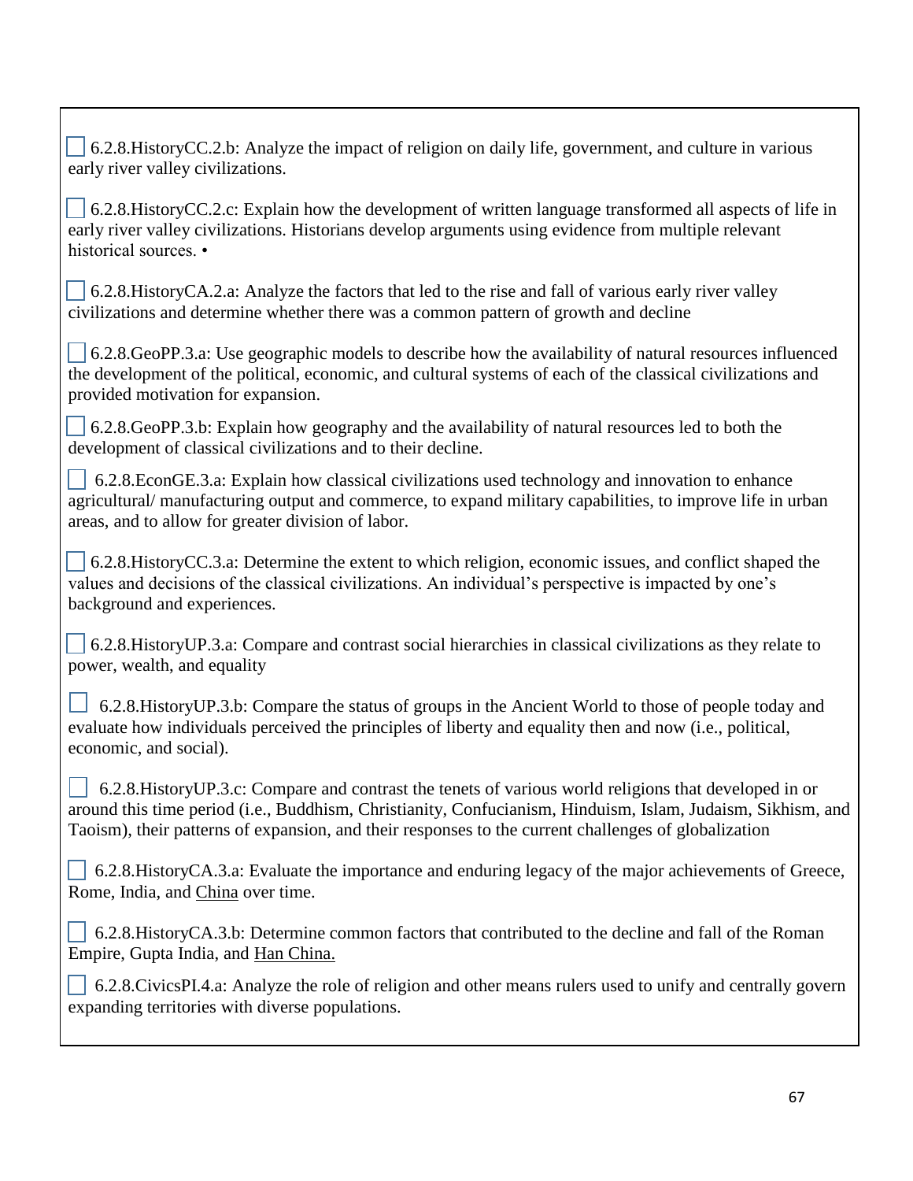- [ ] 6.2.8.HistoryCC.2.b: Analyze the impact of religion on daily life, government, and culture in various early river valley civilizations.

- [ ] 6.2.8.HistoryCC.2.c: Explain how the development of written language transformed all aspects of life in early river valley civilizations. Historians develop arguments using evidence from multiple relevant historical sources. •

- [ ] 6.2.8.HistoryCA.2.a: Analyze the factors that led to the rise and fall of various early river valley civilizations and determine whether there was a common pattern of growth and decline

- [ ] 6.2.8.GeoPP.3.a: Use geographic models to describe how the availability of natural resources influenced the development of the political, economic, and cultural systems of each of the classical civilizations and provided motivation for expansion.

- [ ] 6.2.8.GeoPP.3.b: Explain how geography and the availability of natural resources led to both the development of classical civilizations and to their decline.

- [ ] 6.2.8.EconGE.3.a: Explain how classical civilizations used technology and innovation to enhance agricultural/ manufacturing output and commerce, to expand military capabilities, to improve life in urban areas, and to allow for greater division of labor.

- [ ] 6.2.8.HistoryCC.3.a: Determine the extent to which religion, economic issues, and conflict shaped the values and decisions of the classical civilizations. An individual's perspective is impacted by one's background and experiences.

- [ ] 6.2.8.HistoryUP.3.a: Compare and contrast social hierarchies in classical civilizations as they relate to power, wealth, and equality

- [ ] 6.2.8.HistoryUP.3.b: Compare the status of groups in the Ancient World to those of people today and evaluate how individuals perceived the principles of liberty and equality then and now (i.e., political, economic, and social).

- [ ] 6.2.8.HistoryUP.3.c: Compare and contrast the tenets of various world religions that developed in or around this time period (i.e., Buddhism, Christianity, Confucianism, Hinduism, Islam, Judaism, Sikhism, and Taoism), their patterns of expansion, and their responses to the current challenges of globalization

- [ ] 6.2.8.HistoryCA.3.a: Evaluate the importance and enduring legacy of the major achievements of Greece, Rome, India, and China over time.

- [ ] 6.2.8.HistoryCA.3.b: Determine common factors that contributed to the decline and fall of the Roman Empire, Gupta India, and Han China.

- [ ] 6.2.8.CivicsPI.4.a: Analyze the role of religion and other means rulers used to unify and centrally govern expanding territories with diverse populations.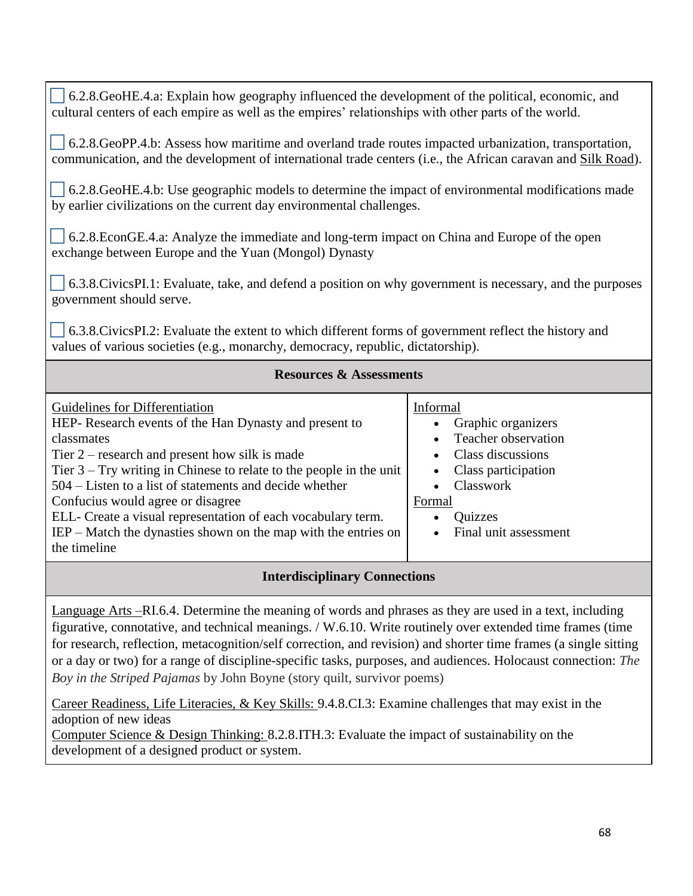☐ 6.2.8.GeoHE.4.a: Explain how geography influenced the development of the political, economic, and cultural centers of each empire as well as the empires' relationships with other parts of the world.

☐ 6.2.8.GeoPP.4.b: Assess how maritime and overland trade routes impacted urbanization, transportation, communication, and the development of international trade centers (i.e., the African caravan and Silk Road).

☐ 6.2.8.GeoHE.4.b: Use geographic models to determine the impact of environmental modifications made by earlier civilizations on the current day environmental challenges.

☐ 6.2.8.EconGE.4.a: Analyze the immediate and long-term impact on China and Europe of the open exchange between Europe and the Yuan (Mongol) Dynasty

☐ 6.3.8.CivicsPI.1: Evaluate, take, and defend a position on why government is necessary, and the purposes government should serve.

☐ 6.3.8.CivicsPI.2: Evaluate the extent to which different forms of government reflect the history and values of various societies (e.g., monarchy, democracy, republic, dictatorship).

## Resources & Assessments

| Guidelines for Differentiation | Informal / Formal |
| --- | --- |
| HEP- Research events of the Han Dynasty and present to classmates<br>Tier 2 – research and present how silk is made<br>Tier 3 – Try writing in Chinese to relate to the people in the unit<br>504 – Listen to a list of statements and decide whether Confucius would agree or disagree<br>ELL- Create a visual representation of each vocabulary term.<br>IEP – Match the dynasties shown on the map with the entries on the timeline | Informal<br>• Graphic organizers<br>• Teacher observation<br>• Class discussions<br>• Class participation<br>• Classwork<br>Formal<br>• Quizzes<br>• Final unit assessment |

## Interdisciplinary Connections

Language Arts –RI.6.4. Determine the meaning of words and phrases as they are used in a text, including figurative, connotative, and technical meanings. / W.6.10. Write routinely over extended time frames (time for research, reflection, metacognition/self correction, and revision) and shorter time frames (a single sitting or a day or two) for a range of discipline-specific tasks, purposes, and audiences. Holocaust connection: *The Boy in the Striped Pajamas* by John Boyne (story quilt, survivor poems)

Career Readiness, Life Literacies, & Key Skills: 9.4.8.CI.3: Examine challenges that may exist in the adoption of new ideas

Computer Science & Design Thinking: 8.2.8.ITH.3: Evaluate the impact of sustainability on the development of a designed product or system.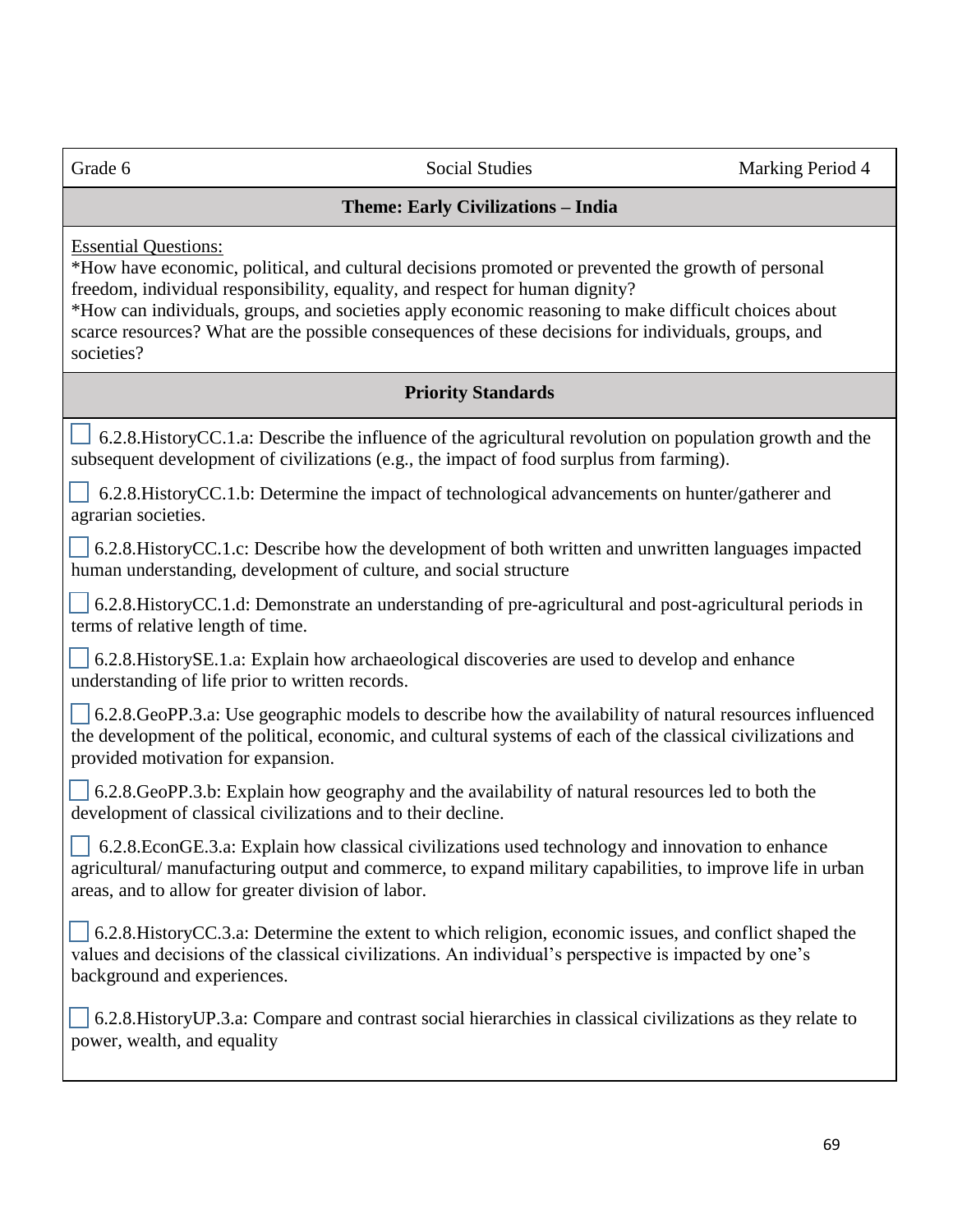| Grade 6 | Social Studies | Marking Period 4 |
| --- | --- | --- |

**Theme: Early Civilizations – India**

Essential Questions:

*How have economic, political, and cultural decisions promoted or prevented the growth of personal freedom, individual responsibility, equality, and respect for human dignity?

*How can individuals, groups, and societies apply economic reasoning to make difficult choices about scarce resources? What are the possible consequences of these decisions for individuals, groups, and societies?

**Priority Standards**

- [ ] 6.2.8.HistoryCC.1.a: Describe the influence of the agricultural revolution on population growth and the subsequent development of civilizations (e.g., the impact of food surplus from farming).
- [ ] 6.2.8.HistoryCC.1.b: Determine the impact of technological advancements on hunter/gatherer and agrarian societies.
- [ ] 6.2.8.HistoryCC.1.c: Describe how the development of both written and unwritten languages impacted human understanding, development of culture, and social structure
- [ ] 6.2.8.HistoryCC.1.d: Demonstrate an understanding of pre-agricultural and post-agricultural periods in terms of relative length of time.
- [ ] 6.2.8.HistorySE.1.a: Explain how archaeological discoveries are used to develop and enhance understanding of life prior to written records.
- [ ] 6.2.8.GeoPP.3.a: Use geographic models to describe how the availability of natural resources influenced the development of the political, economic, and cultural systems of each of the classical civilizations and provided motivation for expansion.
- [ ] 6.2.8.GeoPP.3.b: Explain how geography and the availability of natural resources led to both the development of classical civilizations and to their decline.
- [ ] 6.2.8.EconGE.3.a: Explain how classical civilizations used technology and innovation to enhance agricultural/ manufacturing output and commerce, to expand military capabilities, to improve life in urban areas, and to allow for greater division of labor.
- [ ] 6.2.8.HistoryCC.3.a: Determine the extent to which religion, economic issues, and conflict shaped the values and decisions of the classical civilizations. An individual's perspective is impacted by one's background and experiences.
- [ ] 6.2.8.HistoryUP.3.a: Compare and contrast social hierarchies in classical civilizations as they relate to power, wealth, and equality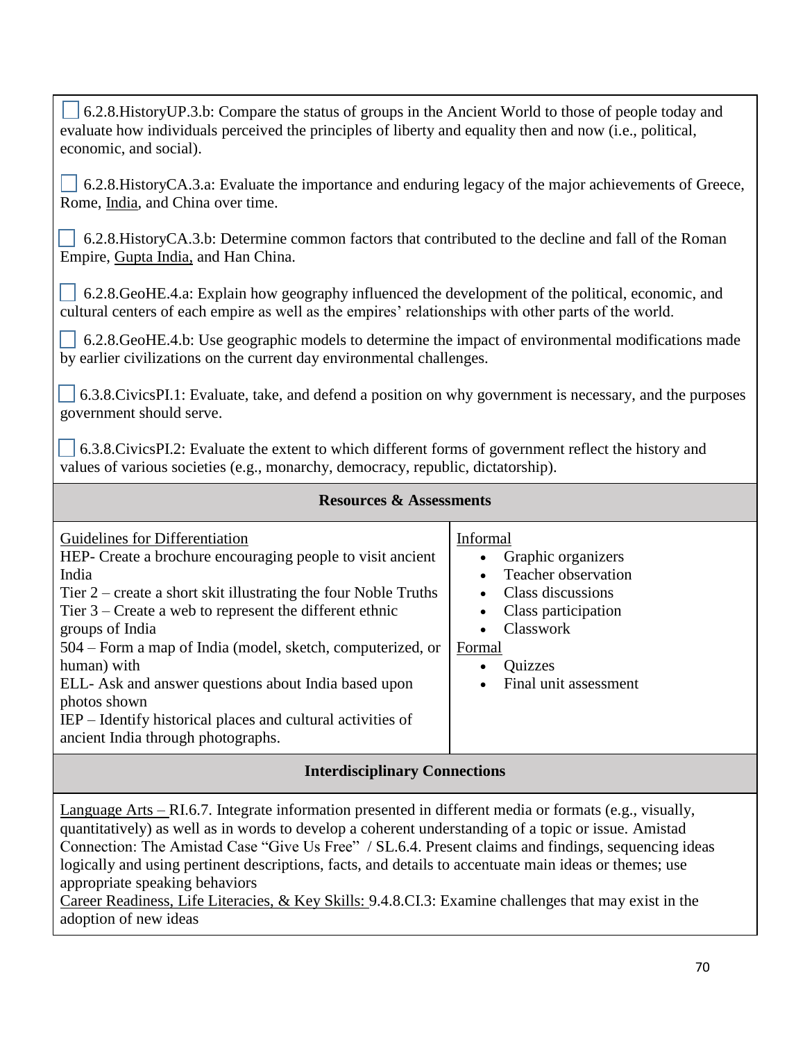☐ 6.2.8.HistoryUP.3.b: Compare the status of groups in the Ancient World to those of people today and evaluate how individuals perceived the principles of liberty and equality then and now (i.e., political, economic, and social).

☐ 6.2.8.HistoryCA.3.a: Evaluate the importance and enduring legacy of the major achievements of Greece, Rome, <u>India</u>, and China over time.

☐ 6.2.8.HistoryCA.3.b: Determine common factors that contributed to the decline and fall of the Roman Empire, <u>Gupta India,</u> and Han China.

☐ 6.2.8.GeoHE.4.a: Explain how geography influenced the development of the political, economic, and cultural centers of each empire as well as the empires' relationships with other parts of the world.

☐ 6.2.8.GeoHE.4.b: Use geographic models to determine the impact of environmental modifications made by earlier civilizations on the current day environmental challenges.

☐ 6.3.8.CivicsPI.1: Evaluate, take, and defend a position on why government is necessary, and the purposes government should serve.

☐ 6.3.8.CivicsPI.2: Evaluate the extent to which different forms of government reflect the history and values of various societies (e.g., monarchy, democracy, republic, dictatorship).

| **Resources & Assessments** | |
|---|---|
| <u>Guidelines for Differentiation</u><br>HEP- Create a brochure encouraging people to visit ancient India<br>Tier 2 – create a short skit illustrating the four Noble Truths<br>Tier 3 – Create a web to represent the different ethnic groups of India<br>504 – Form a map of India (model, sketch, computerized, or human) with<br>ELL- Ask and answer questions about India based upon photos shown<br>IEP – Identify historical places and cultural activities of ancient India through photographs. | <u>Informal</u><br>• Graphic organizers<br>• Teacher observation<br>• Class discussions<br>• Class participation<br>• Classwork<br><u>Formal</u><br>• Quizzes<br>• Final unit assessment |

**Interdisciplinary Connections**

<u>Language Arts –</u> RI.6.7. Integrate information presented in different media or formats (e.g., visually, quantitatively) as well as in words to develop a coherent understanding of a topic or issue. Amistad Connection: The Amistad Case "Give Us Free" / SL.6.4. Present claims and findings, sequencing ideas logically and using pertinent descriptions, facts, and details to accentuate main ideas or themes; use appropriate speaking behaviors

<u>Career Readiness, Life Literacies, & Key Skills:</u> 9.4.8.CI.3: Examine challenges that may exist in the adoption of new ideas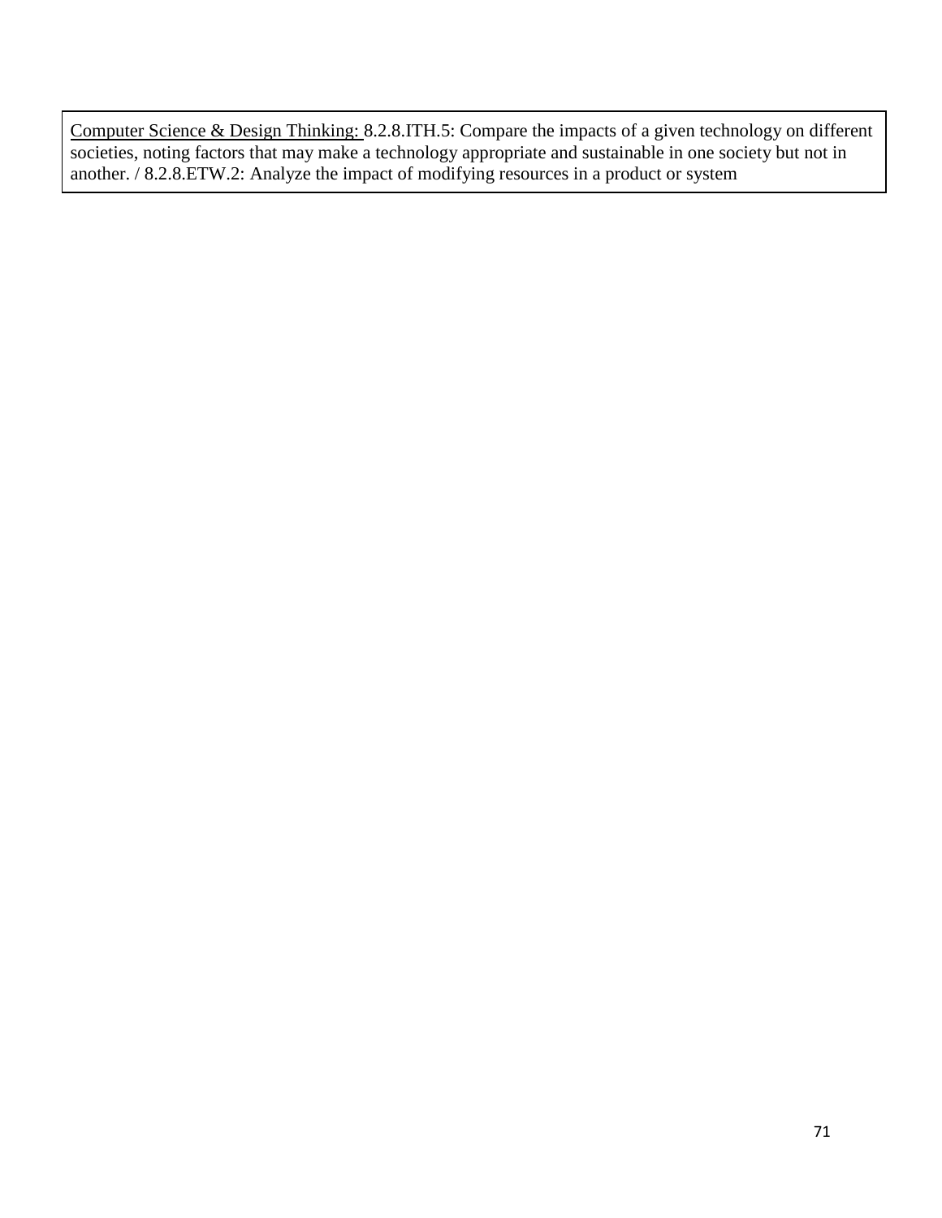| Computer Science & Design Thinking: 8.2.8.ITH.5: Compare the impacts of a given technology on different societies, noting factors that may make a technology appropriate and sustainable in one society but not in another. / 8.2.8.ETW.2: Analyze the impact of modifying resources in a product or system |
| --- |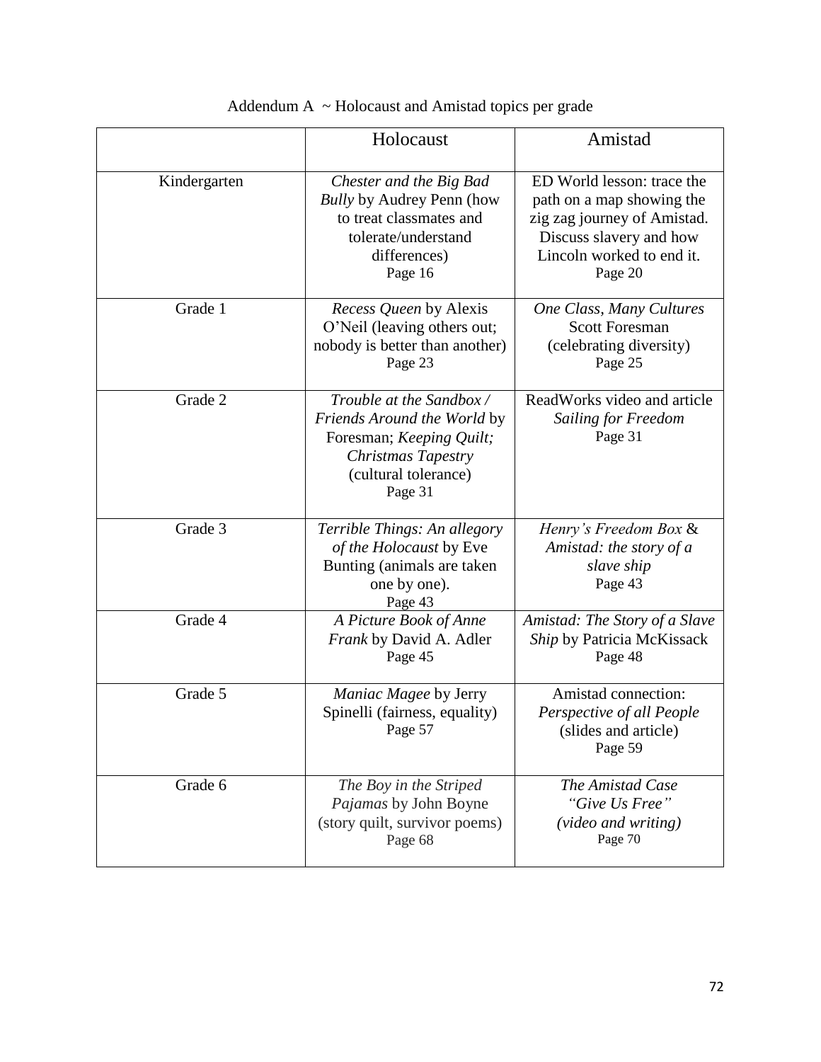Addendum A ~ Holocaust and Amistad topics per grade

| | Holocaust | Amistad |
|---|---|---|
| Kindergarten | *Chester and the Big Bad Bully* by Audrey Penn (how to treat classmates and tolerate/understand differences) Page 16 | ED World lesson: trace the path on a map showing the zig zag journey of Amistad. Discuss slavery and how Lincoln worked to end it. Page 20 |
| Grade 1 | *Recess Queen* by Alexis O'Neil (leaving others out; nobody is better than another) Page 23 | *One Class, Many Cultures* Scott Foresman (celebrating diversity) Page 25 |
| Grade 2 | *Trouble at the Sandbox / Friends Around the World* by Foresman; *Keeping Quilt; Christmas Tapestry* (cultural tolerance) Page 31 | ReadWorks video and article *Sailing for Freedom* Page 31 |
| Grade 3 | *Terrible Things: An allegory of the Holocaust* by Eve Bunting (animals are taken one by one). Page 43 | *Henry's Freedom Box* & *Amistad: the story of a slave ship* Page 43 |
| Grade 4 | *A Picture Book of Anne Frank* by David A. Adler Page 45 | *Amistad: The Story of a Slave Ship* by Patricia McKissack Page 48 |
| Grade 5 | *Maniac Magee* by Jerry Spinelli (fairness, equality) Page 57 | Amistad connection: *Perspective of all People* (slides and article) Page 59 |
| Grade 6 | *The Boy in the Striped Pajamas* by John Boyne (story quilt, survivor poems) Page 68 | *The Amistad Case "Give Us Free" (video and writing)* Page 70 |